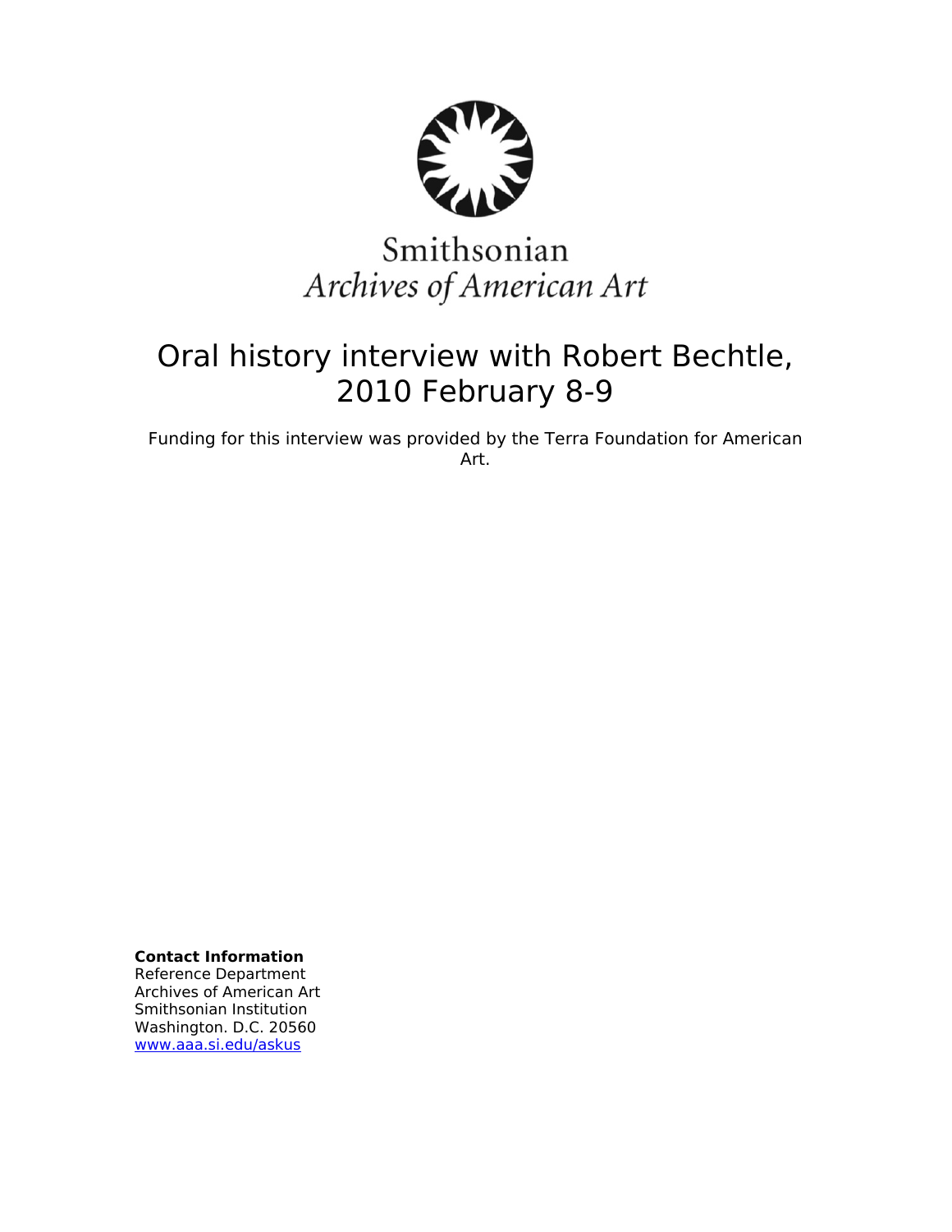Smithsonian
*Archives of American Art*

# Oral history interview with Robert Bechtle, 2010 February 8-9

Funding for this interview was provided by the Terra Foundation for American Art.

**Contact Information**
Reference Department
Archives of American Art
Smithsonian Institution
Washington. D.C. 20560
www.aaa.si.edu/askus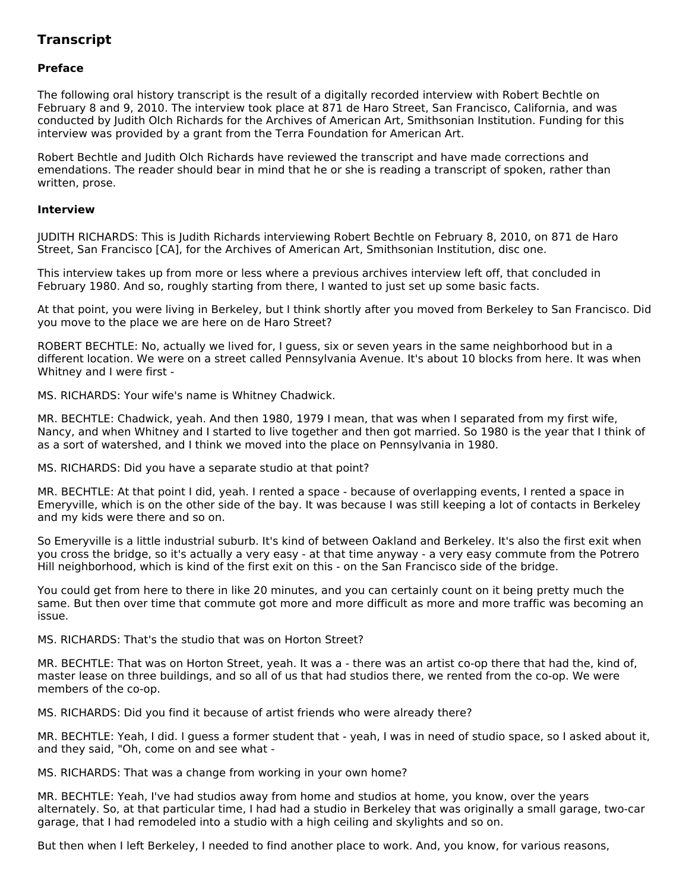## Transcript

### Preface

The following oral history transcript is the result of a digitally recorded interview with Robert Bechtle on February 8 and 9, 2010. The interview took place at 871 de Haro Street, San Francisco, California, and was conducted by Judith Olch Richards for the Archives of American Art, Smithsonian Institution. Funding for this interview was provided by a grant from the Terra Foundation for American Art.

Robert Bechtle and Judith Olch Richards have reviewed the transcript and have made corrections and emendations. The reader should bear in mind that he or she is reading a transcript of spoken, rather than written, prose.

### Interview

JUDITH RICHARDS: This is Judith Richards interviewing Robert Bechtle on February 8, 2010, on 871 de Haro Street, San Francisco [CA], for the Archives of American Art, Smithsonian Institution, disc one.

This interview takes up from more or less where a previous archives interview left off, that concluded in February 1980. And so, roughly starting from there, I wanted to just set up some basic facts.

At that point, you were living in Berkeley, but I think shortly after you moved from Berkeley to San Francisco. Did you move to the place we are here on de Haro Street?

ROBERT BECHTLE: No, actually we lived for, I guess, six or seven years in the same neighborhood but in a different location. We were on a street called Pennsylvania Avenue. It's about 10 blocks from here. It was when Whitney and I were first -

MS. RICHARDS: Your wife's name is Whitney Chadwick.

MR. BECHTLE: Chadwick, yeah. And then 1980, 1979 I mean, that was when I separated from my first wife, Nancy, and when Whitney and I started to live together and then got married. So 1980 is the year that I think of as a sort of watershed, and I think we moved into the place on Pennsylvania in 1980.

MS. RICHARDS: Did you have a separate studio at that point?

MR. BECHTLE: At that point I did, yeah. I rented a space - because of overlapping events, I rented a space in Emeryville, which is on the other side of the bay. It was because I was still keeping a lot of contacts in Berkeley and my kids were there and so on.

So Emeryville is a little industrial suburb. It's kind of between Oakland and Berkeley. It's also the first exit when you cross the bridge, so it's actually a very easy - at that time anyway - a very easy commute from the Potrero Hill neighborhood, which is kind of the first exit on this - on the San Francisco side of the bridge.

You could get from here to there in like 20 minutes, and you can certainly count on it being pretty much the same. But then over time that commute got more and more difficult as more and more traffic was becoming an issue.

MS. RICHARDS: That's the studio that was on Horton Street?

MR. BECHTLE: That was on Horton Street, yeah. It was a - there was an artist co-op there that had the, kind of, master lease on three buildings, and so all of us that had studios there, we rented from the co-op. We were members of the co-op.

MS. RICHARDS: Did you find it because of artist friends who were already there?

MR. BECHTLE: Yeah, I did. I guess a former student that - yeah, I was in need of studio space, so I asked about it, and they said, "Oh, come on and see what -

MS. RICHARDS: That was a change from working in your own home?

MR. BECHTLE: Yeah, I've had studios away from home and studios at home, you know, over the years alternately. So, at that particular time, I had had a studio in Berkeley that was originally a small garage, two-car garage, that I had remodeled into a studio with a high ceiling and skylights and so on.

But then when I left Berkeley, I needed to find another place to work. And, you know, for various reasons,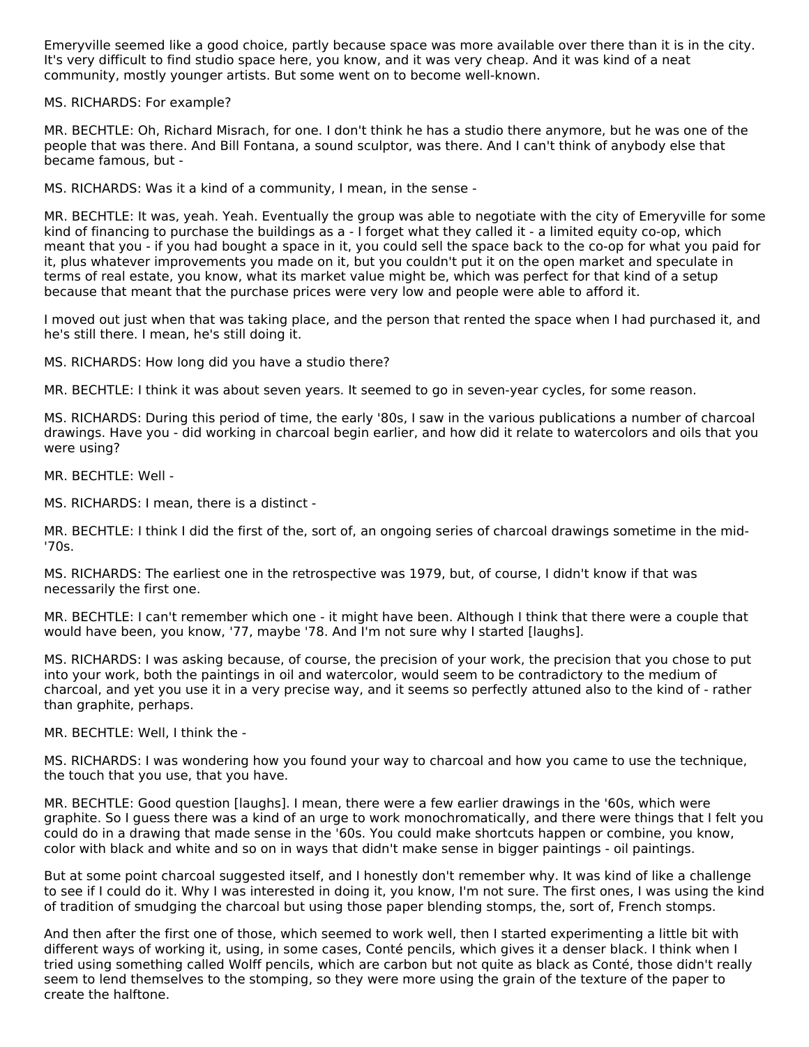Emeryville seemed like a good choice, partly because space was more available over there than it is in the city. It's very difficult to find studio space here, you know, and it was very cheap. And it was kind of a neat community, mostly younger artists. But some went on to become well-known.

MS. RICHARDS: For example?

MR. BECHTLE: Oh, Richard Misrach, for one. I don't think he has a studio there anymore, but he was one of the people that was there. And Bill Fontana, a sound sculptor, was there. And I can't think of anybody else that became famous, but -

MS. RICHARDS: Was it a kind of a community, I mean, in the sense -

MR. BECHTLE: It was, yeah. Yeah. Eventually the group was able to negotiate with the city of Emeryville for some kind of financing to purchase the buildings as a - I forget what they called it - a limited equity co-op, which meant that you - if you had bought a space in it, you could sell the space back to the co-op for what you paid for it, plus whatever improvements you made on it, but you couldn't put it on the open market and speculate in terms of real estate, you know, what its market value might be, which was perfect for that kind of a setup because that meant that the purchase prices were very low and people were able to afford it.

I moved out just when that was taking place, and the person that rented the space when I had purchased it, and he's still there. I mean, he's still doing it.

MS. RICHARDS: How long did you have a studio there?

MR. BECHTLE: I think it was about seven years. It seemed to go in seven-year cycles, for some reason.

MS. RICHARDS: During this period of time, the early '80s, I saw in the various publications a number of charcoal drawings. Have you - did working in charcoal begin earlier, and how did it relate to watercolors and oils that you were using?

MR. BECHTLE: Well -

MS. RICHARDS: I mean, there is a distinct -

MR. BECHTLE: I think I did the first of the, sort of, an ongoing series of charcoal drawings sometime in the mid-'70s.

MS. RICHARDS: The earliest one in the retrospective was 1979, but, of course, I didn't know if that was necessarily the first one.

MR. BECHTLE: I can't remember which one - it might have been. Although I think that there were a couple that would have been, you know, '77, maybe '78. And I'm not sure why I started [laughs].

MS. RICHARDS: I was asking because, of course, the precision of your work, the precision that you chose to put into your work, both the paintings in oil and watercolor, would seem to be contradictory to the medium of charcoal, and yet you use it in a very precise way, and it seems so perfectly attuned also to the kind of - rather than graphite, perhaps.

MR. BECHTLE: Well, I think the -

MS. RICHARDS: I was wondering how you found your way to charcoal and how you came to use the technique, the touch that you use, that you have.

MR. BECHTLE: Good question [laughs]. I mean, there were a few earlier drawings in the '60s, which were graphite. So I guess there was a kind of an urge to work monochromatically, and there were things that I felt you could do in a drawing that made sense in the '60s. You could make shortcuts happen or combine, you know, color with black and white and so on in ways that didn't make sense in bigger paintings - oil paintings.

But at some point charcoal suggested itself, and I honestly don't remember why. It was kind of like a challenge to see if I could do it. Why I was interested in doing it, you know, I'm not sure. The first ones, I was using the kind of tradition of smudging the charcoal but using those paper blending stomps, the, sort of, French stomps.

And then after the first one of those, which seemed to work well, then I started experimenting a little bit with different ways of working it, using, in some cases, Conté pencils, which gives it a denser black. I think when I tried using something called Wolff pencils, which are carbon but not quite as black as Conté, those didn't really seem to lend themselves to the stomping, so they were more using the grain of the texture of the paper to create the halftone.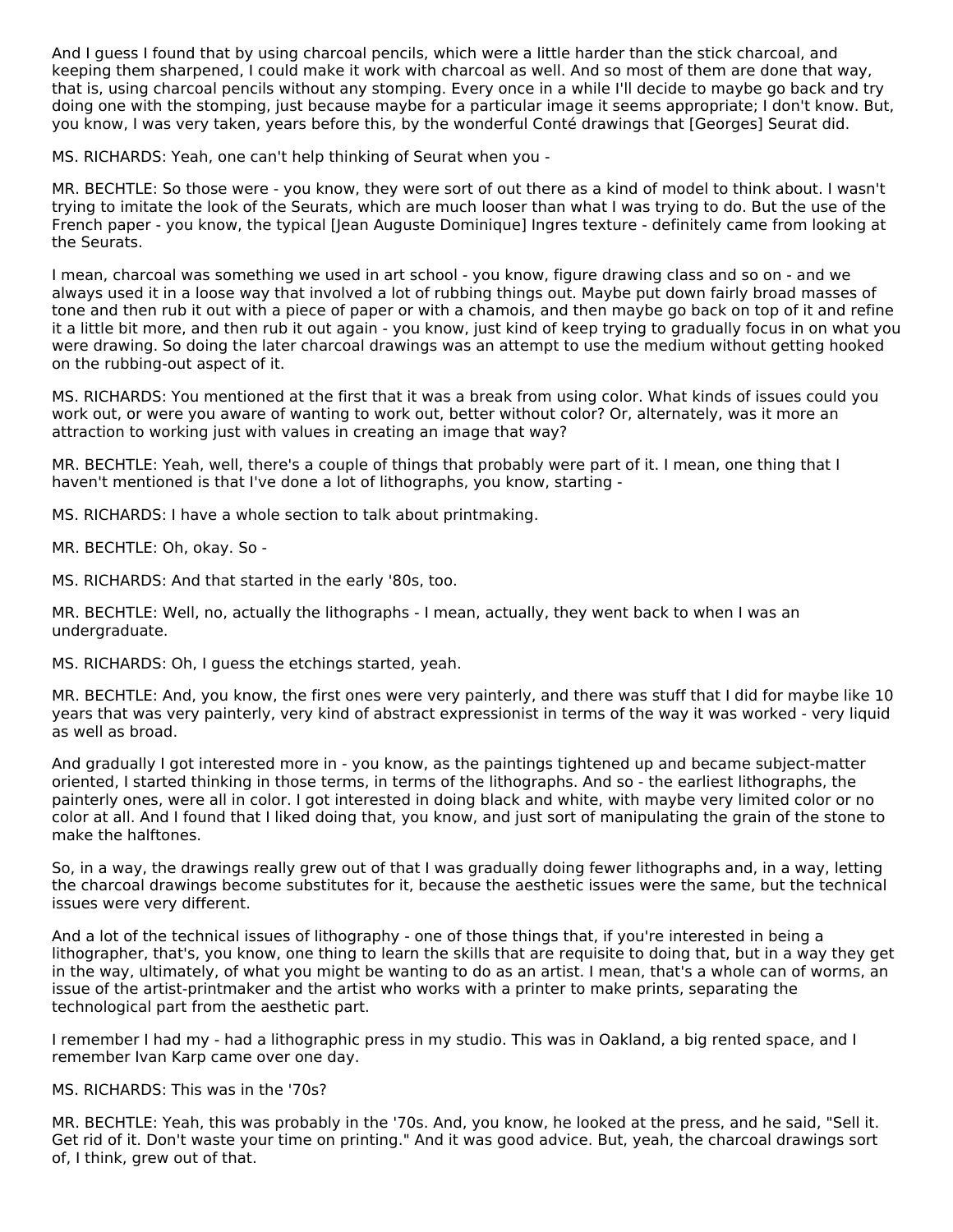And I guess I found that by using charcoal pencils, which were a little harder than the stick charcoal, and keeping them sharpened, I could make it work with charcoal as well. And so most of them are done that way, that is, using charcoal pencils without any stomping. Every once in a while I'll decide to maybe go back and try doing one with the stomping, just because maybe for a particular image it seems appropriate; I don't know. But, you know, I was very taken, years before this, by the wonderful Conté drawings that [Georges] Seurat did.

MS. RICHARDS: Yeah, one can't help thinking of Seurat when you -

MR. BECHTLE: So those were - you know, they were sort of out there as a kind of model to think about. I wasn't trying to imitate the look of the Seurats, which are much looser than what I was trying to do. But the use of the French paper - you know, the typical [Jean Auguste Dominique] Ingres texture - definitely came from looking at the Seurats.

I mean, charcoal was something we used in art school - you know, figure drawing class and so on - and we always used it in a loose way that involved a lot of rubbing things out. Maybe put down fairly broad masses of tone and then rub it out with a piece of paper or with a chamois, and then maybe go back on top of it and refine it a little bit more, and then rub it out again - you know, just kind of keep trying to gradually focus in on what you were drawing. So doing the later charcoal drawings was an attempt to use the medium without getting hooked on the rubbing-out aspect of it.

MS. RICHARDS: You mentioned at the first that it was a break from using color. What kinds of issues could you work out, or were you aware of wanting to work out, better without color? Or, alternately, was it more an attraction to working just with values in creating an image that way?

MR. BECHTLE: Yeah, well, there's a couple of things that probably were part of it. I mean, one thing that I haven't mentioned is that I've done a lot of lithographs, you know, starting -

MS. RICHARDS: I have a whole section to talk about printmaking.

MR. BECHTLE: Oh, okay. So -

MS. RICHARDS: And that started in the early '80s, too.

MR. BECHTLE: Well, no, actually the lithographs - I mean, actually, they went back to when I was an undergraduate.

MS. RICHARDS: Oh, I guess the etchings started, yeah.

MR. BECHTLE: And, you know, the first ones were very painterly, and there was stuff that I did for maybe like 10 years that was very painterly, very kind of abstract expressionist in terms of the way it was worked - very liquid as well as broad.

And gradually I got interested more in - you know, as the paintings tightened up and became subject-matter oriented, I started thinking in those terms, in terms of the lithographs. And so - the earliest lithographs, the painterly ones, were all in color. I got interested in doing black and white, with maybe very limited color or no color at all. And I found that I liked doing that, you know, and just sort of manipulating the grain of the stone to make the halftones.

So, in a way, the drawings really grew out of that I was gradually doing fewer lithographs and, in a way, letting the charcoal drawings become substitutes for it, because the aesthetic issues were the same, but the technical issues were very different.

And a lot of the technical issues of lithography - one of those things that, if you're interested in being a lithographer, that's, you know, one thing to learn the skills that are requisite to doing that, but in a way they get in the way, ultimately, of what you might be wanting to do as an artist. I mean, that's a whole can of worms, an issue of the artist-printmaker and the artist who works with a printer to make prints, separating the technological part from the aesthetic part.

I remember I had my - had a lithographic press in my studio. This was in Oakland, a big rented space, and I remember Ivan Karp came over one day.

MS. RICHARDS: This was in the '70s?

MR. BECHTLE: Yeah, this was probably in the '70s. And, you know, he looked at the press, and he said, "Sell it. Get rid of it. Don't waste your time on printing." And it was good advice. But, yeah, the charcoal drawings sort of, I think, grew out of that.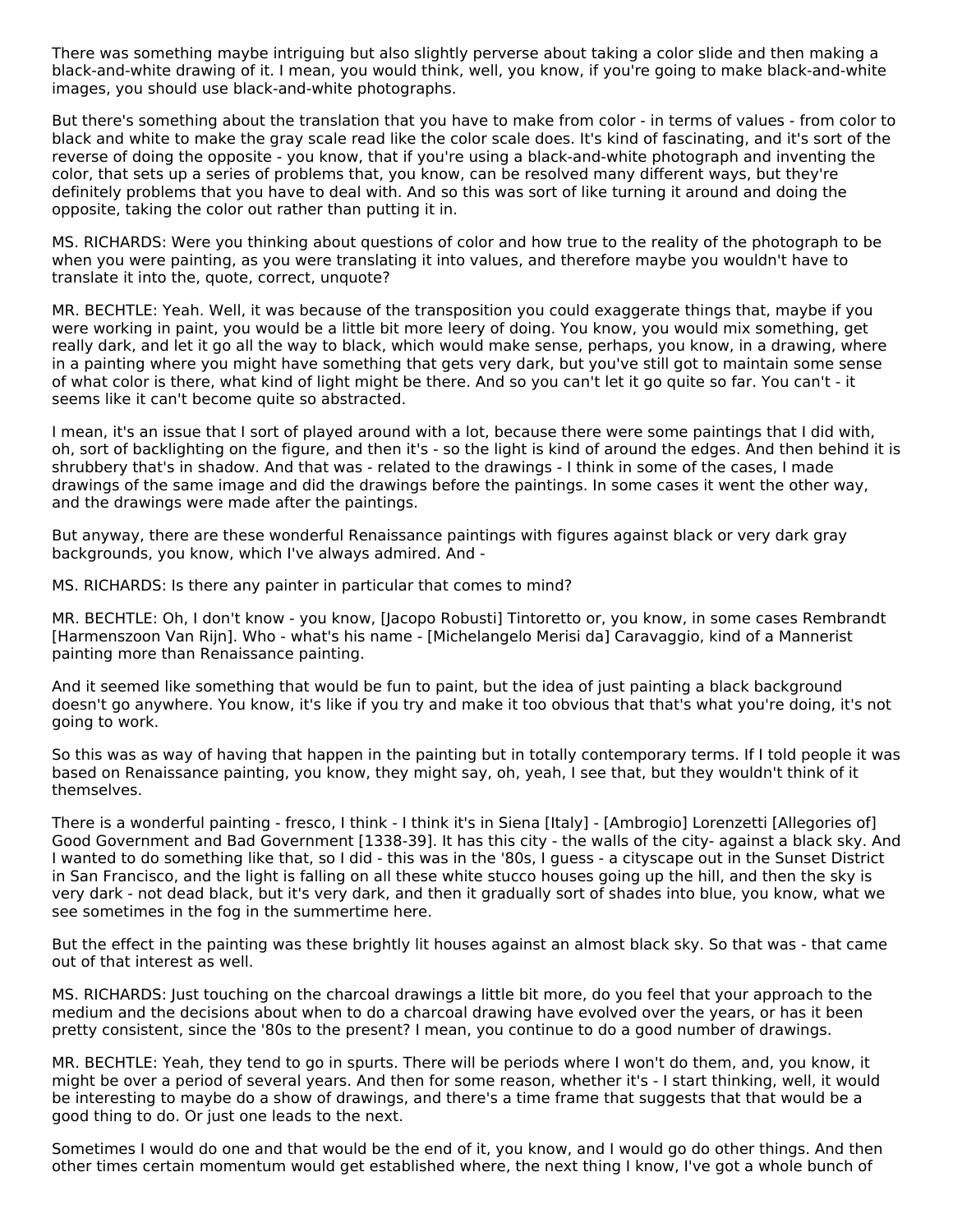There was something maybe intriguing but also slightly perverse about taking a color slide and then making a black-and-white drawing of it. I mean, you would think, well, you know, if you're going to make black-and-white images, you should use black-and-white photographs.

But there's something about the translation that you have to make from color - in terms of values - from color to black and white to make the gray scale read like the color scale does. It's kind of fascinating, and it's sort of the reverse of doing the opposite - you know, that if you're using a black-and-white photograph and inventing the color, that sets up a series of problems that, you know, can be resolved many different ways, but they're definitely problems that you have to deal with. And so this was sort of like turning it around and doing the opposite, taking the color out rather than putting it in.

MS. RICHARDS: Were you thinking about questions of color and how true to the reality of the photograph to be when you were painting, as you were translating it into values, and therefore maybe you wouldn't have to translate it into the, quote, correct, unquote?

MR. BECHTLE: Yeah. Well, it was because of the transposition you could exaggerate things that, maybe if you were working in paint, you would be a little bit more leery of doing. You know, you would mix something, get really dark, and let it go all the way to black, which would make sense, perhaps, you know, in a drawing, where in a painting where you might have something that gets very dark, but you've still got to maintain some sense of what color is there, what kind of light might be there. And so you can't let it go quite so far. You can't - it seems like it can't become quite so abstracted.

I mean, it's an issue that I sort of played around with a lot, because there were some paintings that I did with, oh, sort of backlighting on the figure, and then it's - so the light is kind of around the edges. And then behind it is shrubbery that's in shadow. And that was - related to the drawings - I think in some of the cases, I made drawings of the same image and did the drawings before the paintings. In some cases it went the other way, and the drawings were made after the paintings.

But anyway, there are these wonderful Renaissance paintings with figures against black or very dark gray backgrounds, you know, which I've always admired. And -

MS. RICHARDS: Is there any painter in particular that comes to mind?

MR. BECHTLE: Oh, I don't know - you know, [Jacopo Robusti] Tintoretto or, you know, in some cases Rembrandt [Harmenszoon Van Rijn]. Who - what's his name - [Michelangelo Merisi da] Caravaggio, kind of a Mannerist painting more than Renaissance painting.

And it seemed like something that would be fun to paint, but the idea of just painting a black background doesn't go anywhere. You know, it's like if you try and make it too obvious that that's what you're doing, it's not going to work.

So this was as way of having that happen in the painting but in totally contemporary terms. If I told people it was based on Renaissance painting, you know, they might say, oh, yeah, I see that, but they wouldn't think of it themselves.

There is a wonderful painting - fresco, I think - I think it's in Siena [Italy] - [Ambrogio] Lorenzetti [Allegories of] Good Government and Bad Government [1338-39]. It has this city - the walls of the city- against a black sky. And I wanted to do something like that, so I did - this was in the '80s, I guess - a cityscape out in the Sunset District in San Francisco, and the light is falling on all these white stucco houses going up the hill, and then the sky is very dark - not dead black, but it's very dark, and then it gradually sort of shades into blue, you know, what we see sometimes in the fog in the summertime here.

But the effect in the painting was these brightly lit houses against an almost black sky. So that was - that came out of that interest as well.

MS. RICHARDS: Just touching on the charcoal drawings a little bit more, do you feel that your approach to the medium and the decisions about when to do a charcoal drawing have evolved over the years, or has it been pretty consistent, since the '80s to the present? I mean, you continue to do a good number of drawings.

MR. BECHTLE: Yeah, they tend to go in spurts. There will be periods where I won't do them, and, you know, it might be over a period of several years. And then for some reason, whether it's - I start thinking, well, it would be interesting to maybe do a show of drawings, and there's a time frame that suggests that that would be a good thing to do. Or just one leads to the next.

Sometimes I would do one and that would be the end of it, you know, and I would go do other things. And then other times certain momentum would get established where, the next thing I know, I've got a whole bunch of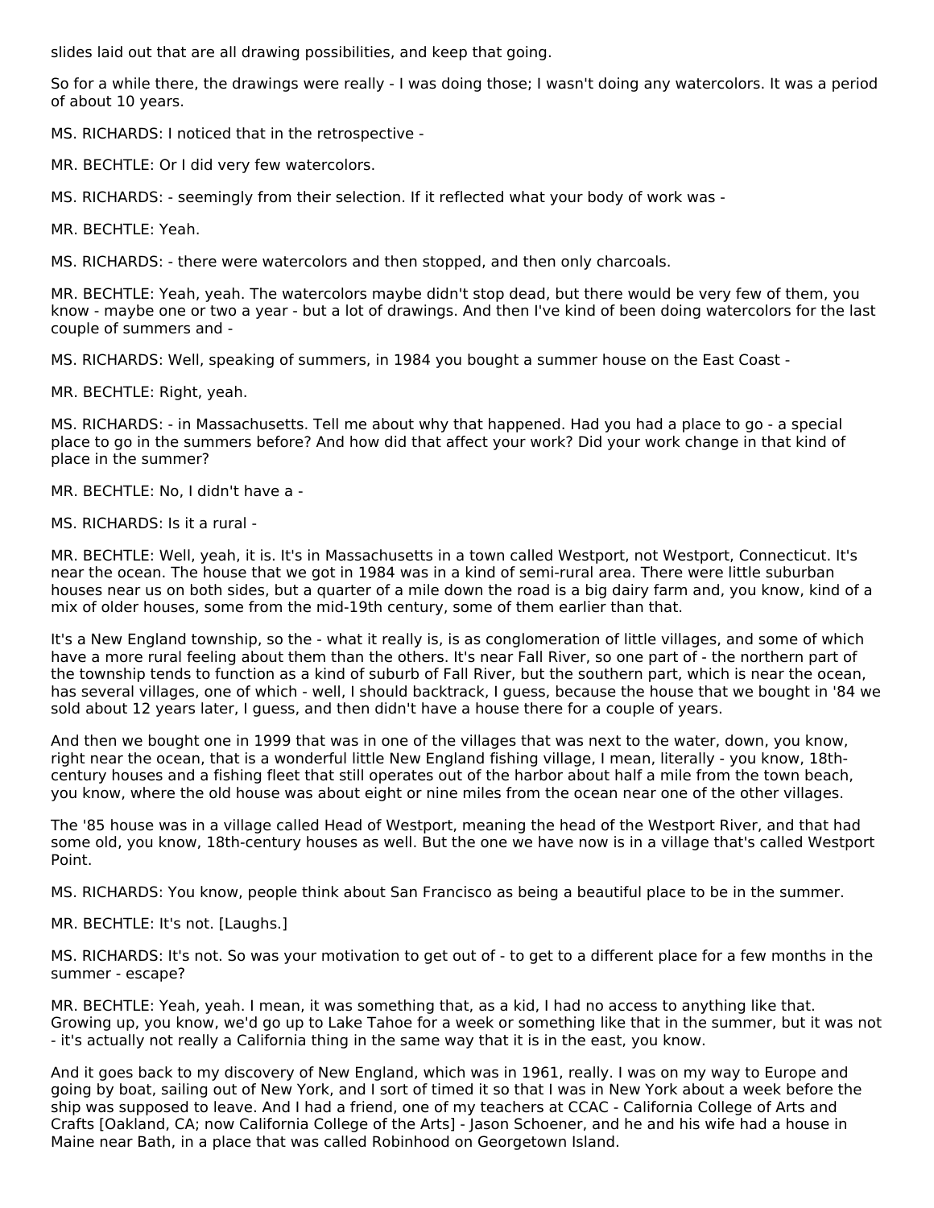slides laid out that are all drawing possibilities, and keep that going.

So for a while there, the drawings were really - I was doing those; I wasn't doing any watercolors. It was a period of about 10 years.

MS. RICHARDS: I noticed that in the retrospective -

MR. BECHTLE: Or I did very few watercolors.

MS. RICHARDS: - seemingly from their selection. If it reflected what your body of work was -

MR. BECHTLE: Yeah.

MS. RICHARDS: - there were watercolors and then stopped, and then only charcoals.

MR. BECHTLE: Yeah, yeah. The watercolors maybe didn't stop dead, but there would be very few of them, you know - maybe one or two a year - but a lot of drawings. And then I've kind of been doing watercolors for the last couple of summers and -

MS. RICHARDS: Well, speaking of summers, in 1984 you bought a summer house on the East Coast -

MR. BECHTLE: Right, yeah.

MS. RICHARDS: - in Massachusetts. Tell me about why that happened. Had you had a place to go - a special place to go in the summers before? And how did that affect your work? Did your work change in that kind of place in the summer?

MR. BECHTLE: No, I didn't have a -

MS. RICHARDS: Is it a rural -

MR. BECHTLE: Well, yeah, it is. It's in Massachusetts in a town called Westport, not Westport, Connecticut. It's near the ocean. The house that we got in 1984 was in a kind of semi-rural area. There were little suburban houses near us on both sides, but a quarter of a mile down the road is a big dairy farm and, you know, kind of a mix of older houses, some from the mid-19th century, some of them earlier than that.

It's a New England township, so the - what it really is, is as conglomeration of little villages, and some of which have a more rural feeling about them than the others. It's near Fall River, so one part of - the northern part of the township tends to function as a kind of suburb of Fall River, but the southern part, which is near the ocean, has several villages, one of which - well, I should backtrack, I guess, because the house that we bought in '84 we sold about 12 years later, I guess, and then didn't have a house there for a couple of years.

And then we bought one in 1999 that was in one of the villages that was next to the water, down, you know, right near the ocean, that is a wonderful little New England fishing village, I mean, literally - you know, 18th-century houses and a fishing fleet that still operates out of the harbor about half a mile from the town beach, you know, where the old house was about eight or nine miles from the ocean near one of the other villages.

The '85 house was in a village called Head of Westport, meaning the head of the Westport River, and that had some old, you know, 18th-century houses as well. But the one we have now is in a village that's called Westport Point.

MS. RICHARDS: You know, people think about San Francisco as being a beautiful place to be in the summer.

MR. BECHTLE: It's not. [Laughs.]

MS. RICHARDS: It's not. So was your motivation to get out of - to get to a different place for a few months in the summer - escape?

MR. BECHTLE: Yeah, yeah. I mean, it was something that, as a kid, I had no access to anything like that. Growing up, you know, we'd go up to Lake Tahoe for a week or something like that in the summer, but it was not - it's actually not really a California thing in the same way that it is in the east, you know.

And it goes back to my discovery of New England, which was in 1961, really. I was on my way to Europe and going by boat, sailing out of New York, and I sort of timed it so that I was in New York about a week before the ship was supposed to leave. And I had a friend, one of my teachers at CCAC - California College of Arts and Crafts [Oakland, CA; now California College of the Arts] - Jason Schoener, and he and his wife had a house in Maine near Bath, in a place that was called Robinhood on Georgetown Island.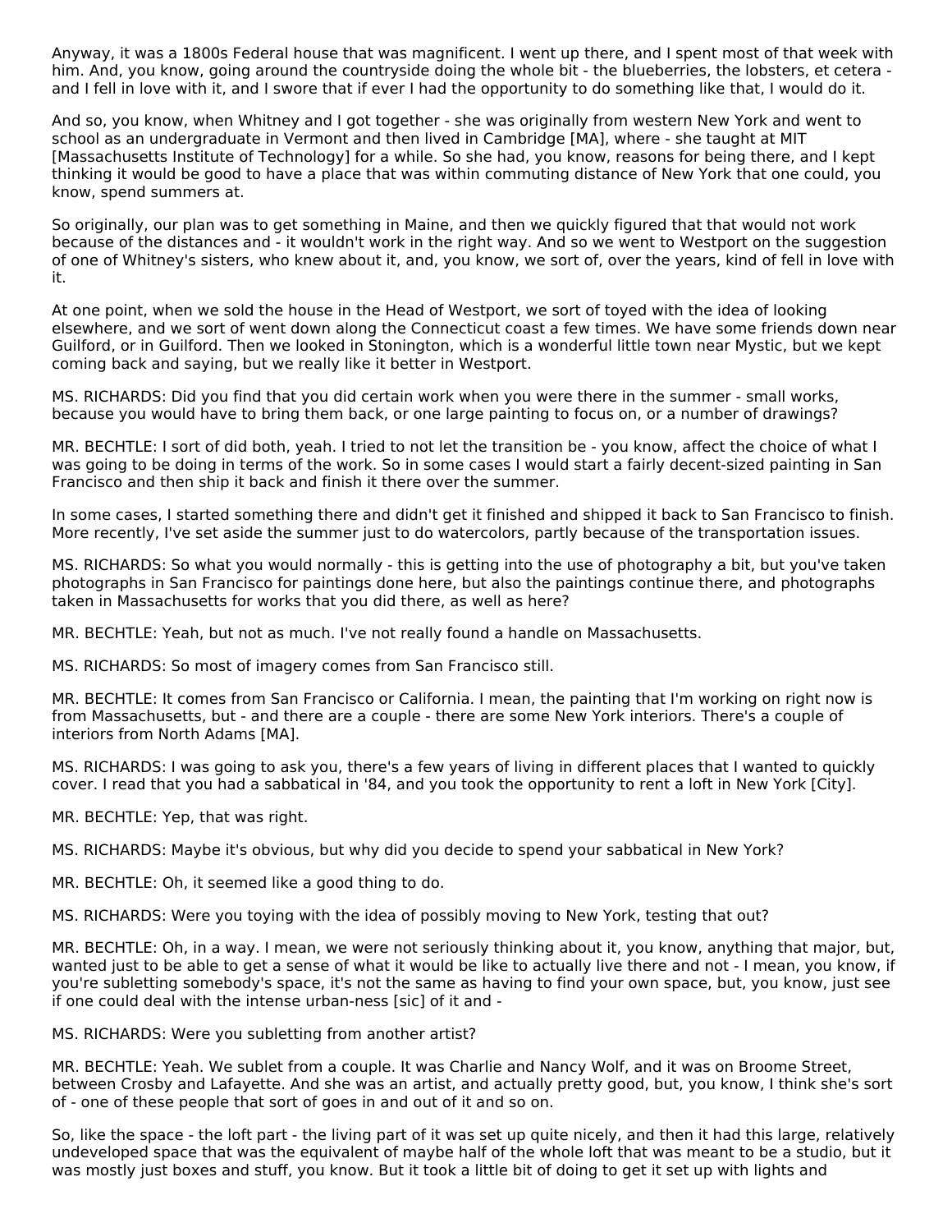Anyway, it was a 1800s Federal house that was magnificent. I went up there, and I spent most of that week with him. And, you know, going around the countryside doing the whole bit - the blueberries, the lobsters, et cetera - and I fell in love with it, and I swore that if ever I had the opportunity to do something like that, I would do it.

And so, you know, when Whitney and I got together - she was originally from western New York and went to school as an undergraduate in Vermont and then lived in Cambridge [MA], where - she taught at MIT [Massachusetts Institute of Technology] for a while. So she had, you know, reasons for being there, and I kept thinking it would be good to have a place that was within commuting distance of New York that one could, you know, spend summers at.

So originally, our plan was to get something in Maine, and then we quickly figured that that would not work because of the distances and - it wouldn't work in the right way. And so we went to Westport on the suggestion of one of Whitney's sisters, who knew about it, and, you know, we sort of, over the years, kind of fell in love with it.

At one point, when we sold the house in the Head of Westport, we sort of toyed with the idea of looking elsewhere, and we sort of went down along the Connecticut coast a few times. We have some friends down near Guilford, or in Guilford. Then we looked in Stonington, which is a wonderful little town near Mystic, but we kept coming back and saying, but we really like it better in Westport.

MS. RICHARDS: Did you find that you did certain work when you were there in the summer - small works, because you would have to bring them back, or one large painting to focus on, or a number of drawings?

MR. BECHTLE: I sort of did both, yeah. I tried to not let the transition be - you know, affect the choice of what I was going to be doing in terms of the work. So in some cases I would start a fairly decent-sized painting in San Francisco and then ship it back and finish it there over the summer.

In some cases, I started something there and didn't get it finished and shipped it back to San Francisco to finish. More recently, I've set aside the summer just to do watercolors, partly because of the transportation issues.

MS. RICHARDS: So what you would normally - this is getting into the use of photography a bit, but you've taken photographs in San Francisco for paintings done here, but also the paintings continue there, and photographs taken in Massachusetts for works that you did there, as well as here?

MR. BECHTLE: Yeah, but not as much. I've not really found a handle on Massachusetts.

MS. RICHARDS: So most of imagery comes from San Francisco still.

MR. BECHTLE: It comes from San Francisco or California. I mean, the painting that I'm working on right now is from Massachusetts, but - and there are a couple - there are some New York interiors. There's a couple of interiors from North Adams [MA].

MS. RICHARDS: I was going to ask you, there's a few years of living in different places that I wanted to quickly cover. I read that you had a sabbatical in '84, and you took the opportunity to rent a loft in New York [City].

MR. BECHTLE: Yep, that was right.

MS. RICHARDS: Maybe it's obvious, but why did you decide to spend your sabbatical in New York?

MR. BECHTLE: Oh, it seemed like a good thing to do.

MS. RICHARDS: Were you toying with the idea of possibly moving to New York, testing that out?

MR. BECHTLE: Oh, in a way. I mean, we were not seriously thinking about it, you know, anything that major, but, wanted just to be able to get a sense of what it would be like to actually live there and not - I mean, you know, if you're subletting somebody's space, it's not the same as having to find your own space, but, you know, just see if one could deal with the intense urban-ness [sic] of it and -

MS. RICHARDS: Were you subletting from another artist?

MR. BECHTLE: Yeah. We sublet from a couple. It was Charlie and Nancy Wolf, and it was on Broome Street, between Crosby and Lafayette. And she was an artist, and actually pretty good, but, you know, I think she's sort of - one of these people that sort of goes in and out of it and so on.

So, like the space - the loft part - the living part of it was set up quite nicely, and then it had this large, relatively undeveloped space that was the equivalent of maybe half of the whole loft that was meant to be a studio, but it was mostly just boxes and stuff, you know. But it took a little bit of doing to get it set up with lights and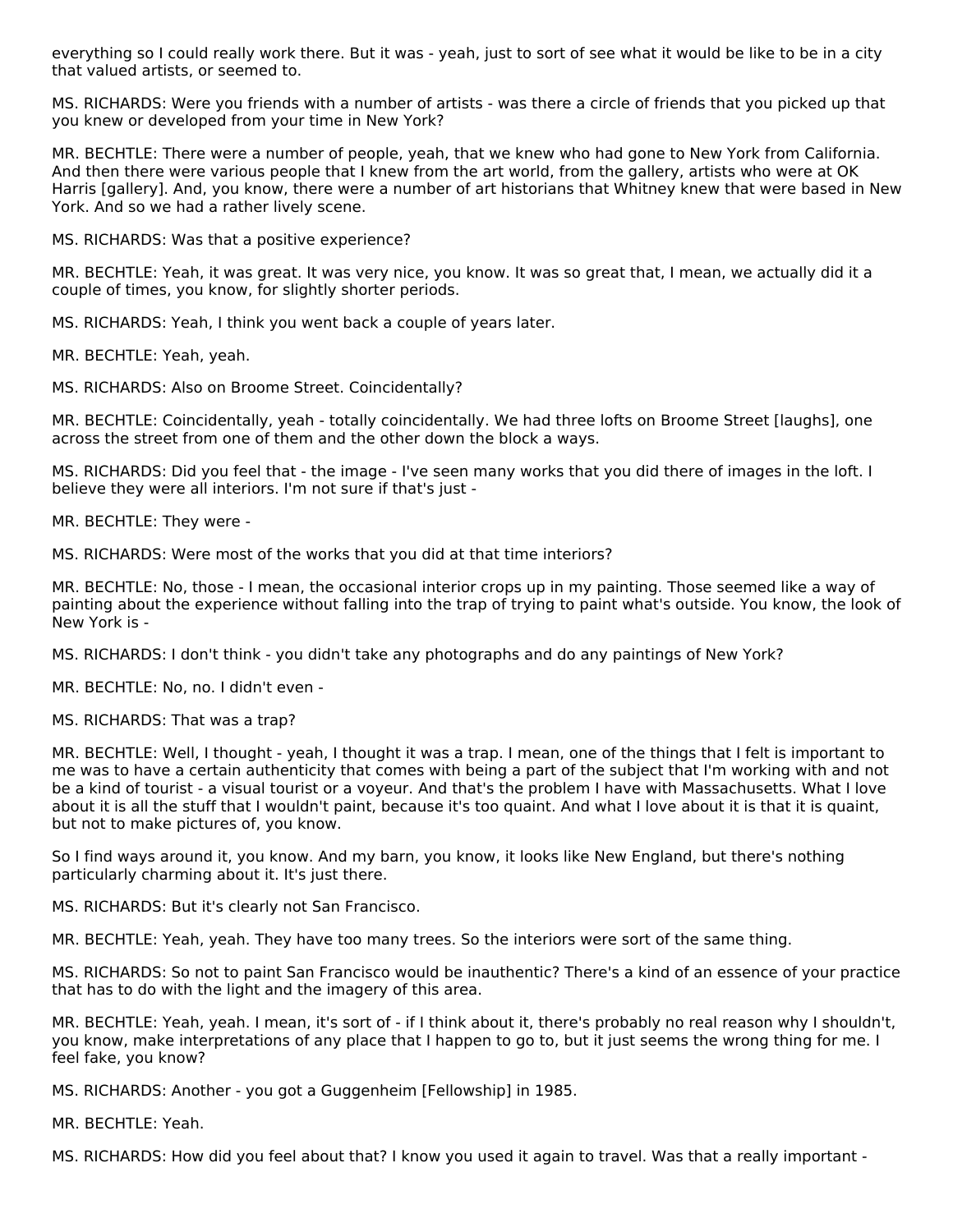everything so I could really work there. But it was - yeah, just to sort of see what it would be like to be in a city that valued artists, or seemed to.

MS. RICHARDS: Were you friends with a number of artists - was there a circle of friends that you picked up that you knew or developed from your time in New York?

MR. BECHTLE: There were a number of people, yeah, that we knew who had gone to New York from California. And then there were various people that I knew from the art world, from the gallery, artists who were at OK Harris [gallery]. And, you know, there were a number of art historians that Whitney knew that were based in New York. And so we had a rather lively scene.

MS. RICHARDS: Was that a positive experience?

MR. BECHTLE: Yeah, it was great. It was very nice, you know. It was so great that, I mean, we actually did it a couple of times, you know, for slightly shorter periods.

MS. RICHARDS: Yeah, I think you went back a couple of years later.

MR. BECHTLE: Yeah, yeah.

MS. RICHARDS: Also on Broome Street. Coincidentally?

MR. BECHTLE: Coincidentally, yeah - totally coincidentally. We had three lofts on Broome Street [laughs], one across the street from one of them and the other down the block a ways.

MS. RICHARDS: Did you feel that - the image - I've seen many works that you did there of images in the loft. I believe they were all interiors. I'm not sure if that's just -

MR. BECHTLE: They were -

MS. RICHARDS: Were most of the works that you did at that time interiors?

MR. BECHTLE: No, those - I mean, the occasional interior crops up in my painting. Those seemed like a way of painting about the experience without falling into the trap of trying to paint what's outside. You know, the look of New York is -

MS. RICHARDS: I don't think - you didn't take any photographs and do any paintings of New York?

MR. BECHTLE: No, no. I didn't even -

MS. RICHARDS: That was a trap?

MR. BECHTLE: Well, I thought - yeah, I thought it was a trap. I mean, one of the things that I felt is important to me was to have a certain authenticity that comes with being a part of the subject that I'm working with and not be a kind of tourist - a visual tourist or a voyeur. And that's the problem I have with Massachusetts. What I love about it is all the stuff that I wouldn't paint, because it's too quaint. And what I love about it is that it is quaint, but not to make pictures of, you know.

So I find ways around it, you know. And my barn, you know, it looks like New England, but there's nothing particularly charming about it. It's just there.

MS. RICHARDS: But it's clearly not San Francisco.

MR. BECHTLE: Yeah, yeah. They have too many trees. So the interiors were sort of the same thing.

MS. RICHARDS: So not to paint San Francisco would be inauthentic? There's a kind of an essence of your practice that has to do with the light and the imagery of this area.

MR. BECHTLE: Yeah, yeah. I mean, it's sort of - if I think about it, there's probably no real reason why I shouldn't, you know, make interpretations of any place that I happen to go to, but it just seems the wrong thing for me. I feel fake, you know?

MS. RICHARDS: Another - you got a Guggenheim [Fellowship] in 1985.

MR. BECHTLE: Yeah.

MS. RICHARDS: How did you feel about that? I know you used it again to travel. Was that a really important -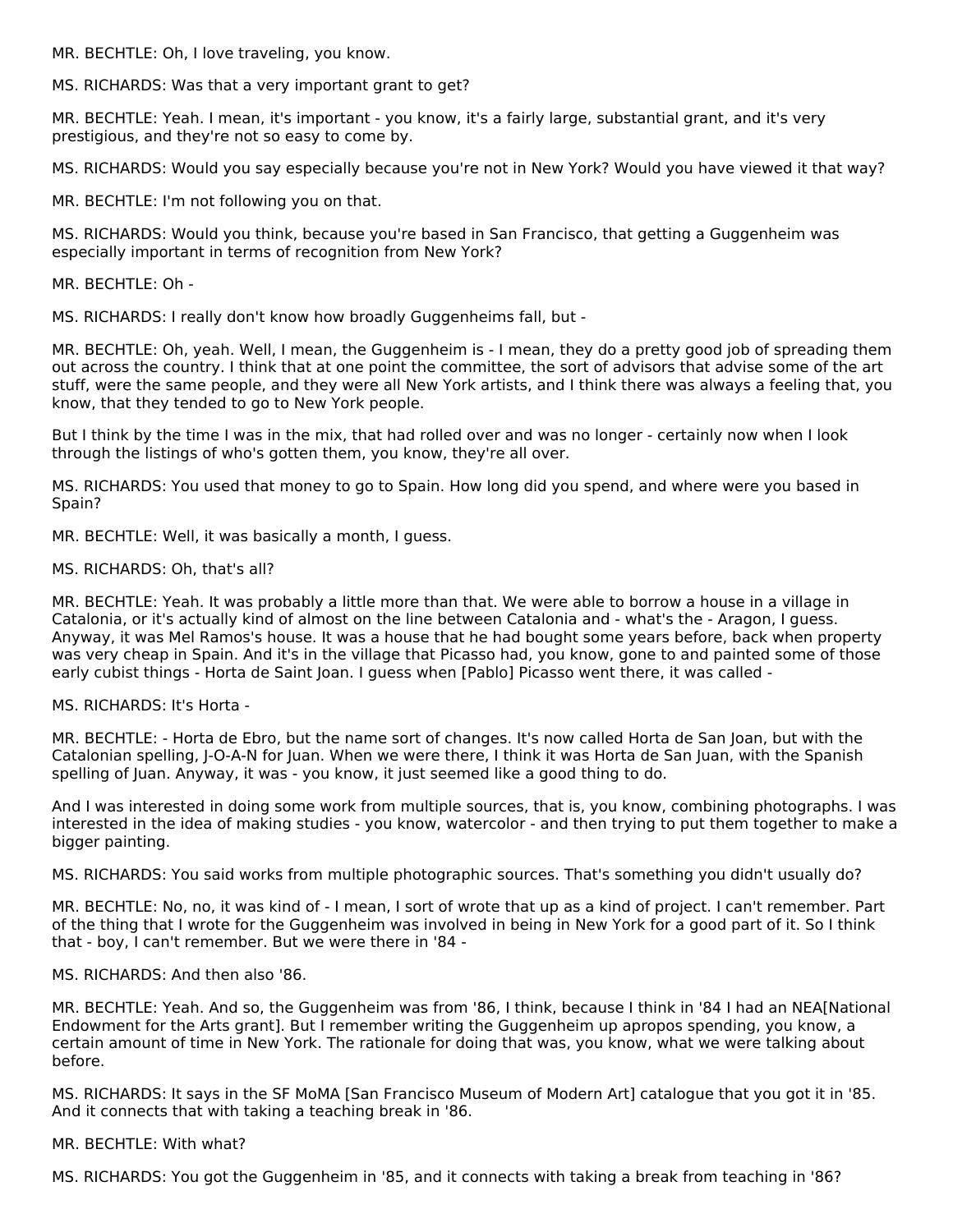MR. BECHTLE: Oh, I love traveling, you know.

MS. RICHARDS: Was that a very important grant to get?

MR. BECHTLE: Yeah. I mean, it's important - you know, it's a fairly large, substantial grant, and it's very prestigious, and they're not so easy to come by.

MS. RICHARDS: Would you say especially because you're not in New York? Would you have viewed it that way?

MR. BECHTLE: I'm not following you on that.

MS. RICHARDS: Would you think, because you're based in San Francisco, that getting a Guggenheim was especially important in terms of recognition from New York?

MR. BECHTLE: Oh -

MS. RICHARDS: I really don't know how broadly Guggenheims fall, but -

MR. BECHTLE: Oh, yeah. Well, I mean, the Guggenheim is - I mean, they do a pretty good job of spreading them out across the country. I think that at one point the committee, the sort of advisors that advise some of the art stuff, were the same people, and they were all New York artists, and I think there was always a feeling that, you know, that they tended to go to New York people.

But I think by the time I was in the mix, that had rolled over and was no longer - certainly now when I look through the listings of who's gotten them, you know, they're all over.

MS. RICHARDS: You used that money to go to Spain. How long did you spend, and where were you based in Spain?

MR. BECHTLE: Well, it was basically a month, I guess.

MS. RICHARDS: Oh, that's all?

MR. BECHTLE: Yeah. It was probably a little more than that. We were able to borrow a house in a village in Catalonia, or it's actually kind of almost on the line between Catalonia and - what's the - Aragon, I guess. Anyway, it was Mel Ramos's house. It was a house that he had bought some years before, back when property was very cheap in Spain. And it's in the village that Picasso had, you know, gone to and painted some of those early cubist things - Horta de Saint Joan. I guess when [Pablo] Picasso went there, it was called -

MS. RICHARDS: It's Horta -

MR. BECHTLE: - Horta de Ebro, but the name sort of changes. It's now called Horta de San Joan, but with the Catalonian spelling, J-O-A-N for Juan. When we were there, I think it was Horta de San Juan, with the Spanish spelling of Juan. Anyway, it was - you know, it just seemed like a good thing to do.

And I was interested in doing some work from multiple sources, that is, you know, combining photographs. I was interested in the idea of making studies - you know, watercolor - and then trying to put them together to make a bigger painting.

MS. RICHARDS: You said works from multiple photographic sources. That's something you didn't usually do?

MR. BECHTLE: No, no, it was kind of - I mean, I sort of wrote that up as a kind of project. I can't remember. Part of the thing that I wrote for the Guggenheim was involved in being in New York for a good part of it. So I think that - boy, I can't remember. But we were there in '84 -

MS. RICHARDS: And then also '86.

MR. BECHTLE: Yeah. And so, the Guggenheim was from '86, I think, because I think in '84 I had an NEA[National Endowment for the Arts grant]. But I remember writing the Guggenheim up apropos spending, you know, a certain amount of time in New York. The rationale for doing that was, you know, what we were talking about before.

MS. RICHARDS: It says in the SF MoMA [San Francisco Museum of Modern Art] catalogue that you got it in '85. And it connects that with taking a teaching break in '86.

MR. BECHTLE: With what?

MS. RICHARDS: You got the Guggenheim in '85, and it connects with taking a break from teaching in '86?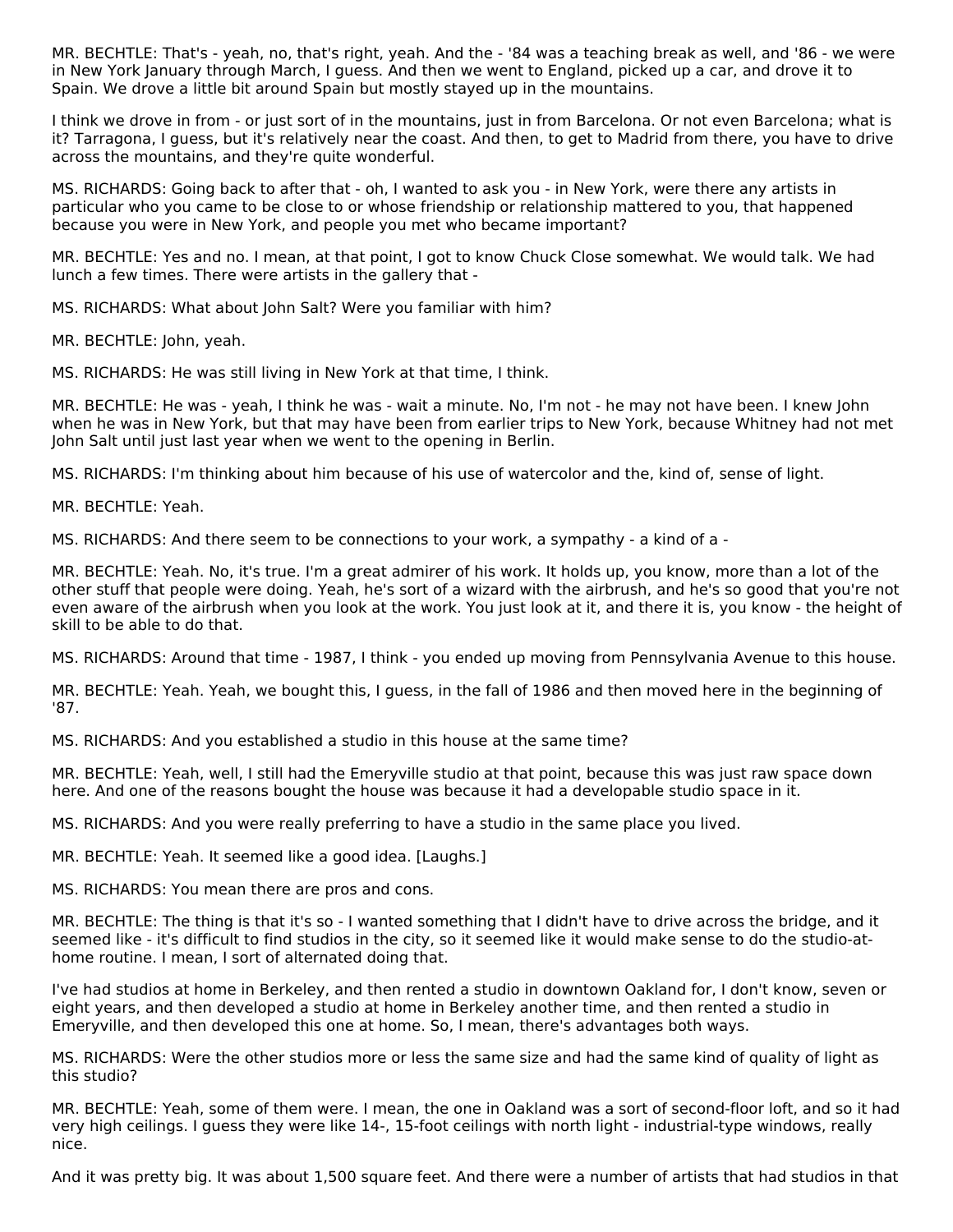MR. BECHTLE: That's - yeah, no, that's right, yeah. And the - '84 was a teaching break as well, and '86 - we were in New York January through March, I guess. And then we went to England, picked up a car, and drove it to Spain. We drove a little bit around Spain but mostly stayed up in the mountains.

I think we drove in from - or just sort of in the mountains, just in from Barcelona. Or not even Barcelona; what is it? Tarragona, I guess, but it's relatively near the coast. And then, to get to Madrid from there, you have to drive across the mountains, and they're quite wonderful.

MS. RICHARDS: Going back to after that - oh, I wanted to ask you - in New York, were there any artists in particular who you came to be close to or whose friendship or relationship mattered to you, that happened because you were in New York, and people you met who became important?

MR. BECHTLE: Yes and no. I mean, at that point, I got to know Chuck Close somewhat. We would talk. We had lunch a few times. There were artists in the gallery that -

MS. RICHARDS: What about John Salt? Were you familiar with him?

MR. BECHTLE: John, yeah.

MS. RICHARDS: He was still living in New York at that time, I think.

MR. BECHTLE: He was - yeah, I think he was - wait a minute. No, I'm not - he may not have been. I knew John when he was in New York, but that may have been from earlier trips to New York, because Whitney had not met John Salt until just last year when we went to the opening in Berlin.

MS. RICHARDS: I'm thinking about him because of his use of watercolor and the, kind of, sense of light.

MR. BECHTLE: Yeah.

MS. RICHARDS: And there seem to be connections to your work, a sympathy - a kind of a -

MR. BECHTLE: Yeah. No, it's true. I'm a great admirer of his work. It holds up, you know, more than a lot of the other stuff that people were doing. Yeah, he's sort of a wizard with the airbrush, and he's so good that you're not even aware of the airbrush when you look at the work. You just look at it, and there it is, you know - the height of skill to be able to do that.

MS. RICHARDS: Around that time - 1987, I think - you ended up moving from Pennsylvania Avenue to this house.

MR. BECHTLE: Yeah. Yeah, we bought this, I guess, in the fall of 1986 and then moved here in the beginning of '87.

MS. RICHARDS: And you established a studio in this house at the same time?

MR. BECHTLE: Yeah, well, I still had the Emeryville studio at that point, because this was just raw space down here. And one of the reasons bought the house was because it had a developable studio space in it.

MS. RICHARDS: And you were really preferring to have a studio in the same place you lived.

MR. BECHTLE: Yeah. It seemed like a good idea. [Laughs.]

MS. RICHARDS: You mean there are pros and cons.

MR. BECHTLE: The thing is that it's so - I wanted something that I didn't have to drive across the bridge, and it seemed like - it's difficult to find studios in the city, so it seemed like it would make sense to do the studio-at-home routine. I mean, I sort of alternated doing that.

I've had studios at home in Berkeley, and then rented a studio in downtown Oakland for, I don't know, seven or eight years, and then developed a studio at home in Berkeley another time, and then rented a studio in Emeryville, and then developed this one at home. So, I mean, there's advantages both ways.

MS. RICHARDS: Were the other studios more or less the same size and had the same kind of quality of light as this studio?

MR. BECHTLE: Yeah, some of them were. I mean, the one in Oakland was a sort of second-floor loft, and so it had very high ceilings. I guess they were like 14-, 15-foot ceilings with north light - industrial-type windows, really nice.

And it was pretty big. It was about 1,500 square feet. And there were a number of artists that had studios in that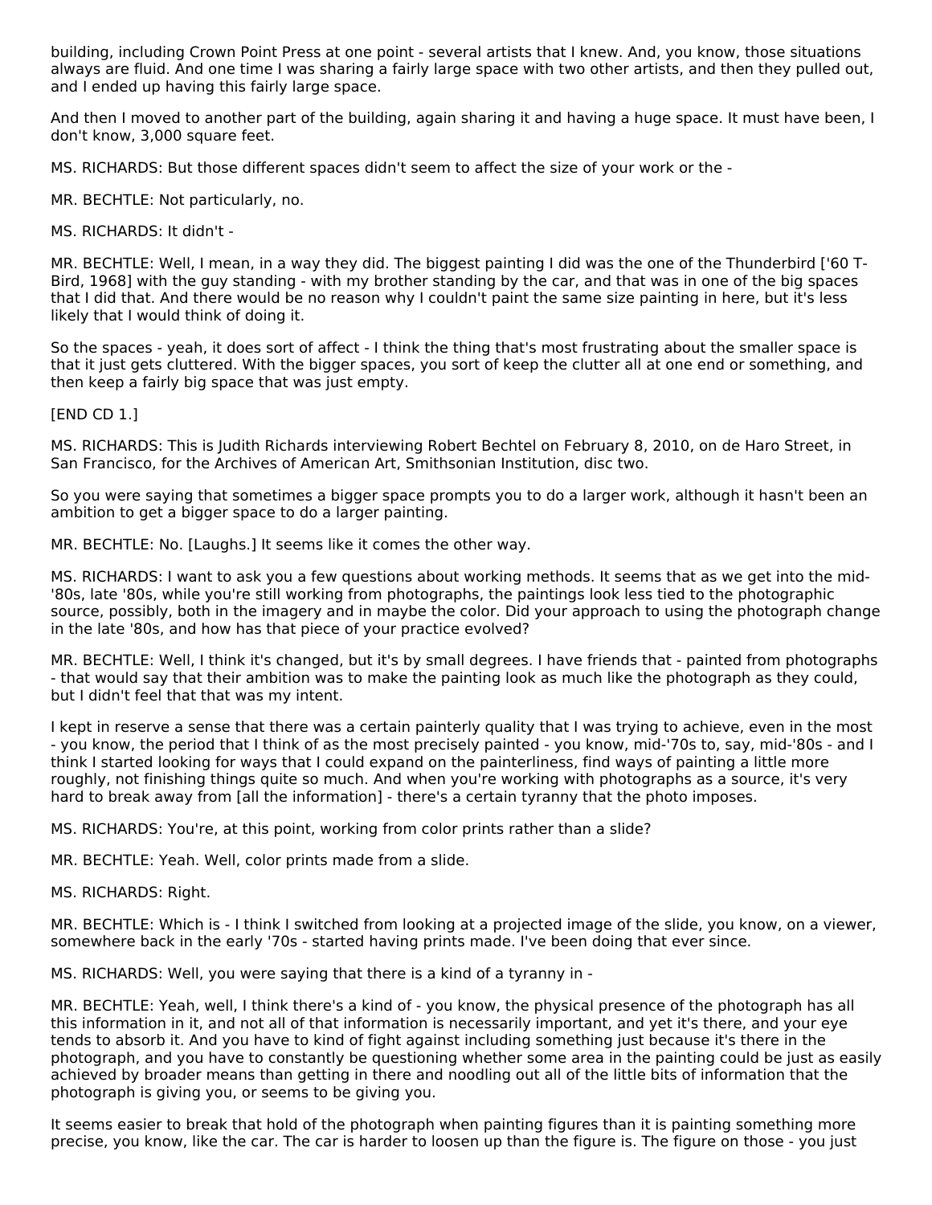building, including Crown Point Press at one point - several artists that I knew. And, you know, those situations always are fluid. And one time I was sharing a fairly large space with two other artists, and then they pulled out, and I ended up having this fairly large space.

And then I moved to another part of the building, again sharing it and having a huge space. It must have been, I don't know, 3,000 square feet.

MS. RICHARDS: But those different spaces didn't seem to affect the size of your work or the -

MR. BECHTLE: Not particularly, no.

MS. RICHARDS: It didn't -

MR. BECHTLE: Well, I mean, in a way they did. The biggest painting I did was the one of the Thunderbird ['60 T-Bird, 1968] with the guy standing - with my brother standing by the car, and that was in one of the big spaces that I did that. And there would be no reason why I couldn't paint the same size painting in here, but it's less likely that I would think of doing it.

So the spaces - yeah, it does sort of affect - I think the thing that's most frustrating about the smaller space is that it just gets cluttered. With the bigger spaces, you sort of keep the clutter all at one end or something, and then keep a fairly big space that was just empty.

[END CD 1.]

MS. RICHARDS: This is Judith Richards interviewing Robert Bechtel on February 8, 2010, on de Haro Street, in San Francisco, for the Archives of American Art, Smithsonian Institution, disc two.

So you were saying that sometimes a bigger space prompts you to do a larger work, although it hasn't been an ambition to get a bigger space to do a larger painting.

MR. BECHTLE: No. [Laughs.] It seems like it comes the other way.

MS. RICHARDS: I want to ask you a few questions about working methods. It seems that as we get into the mid-'80s, late '80s, while you're still working from photographs, the paintings look less tied to the photographic source, possibly, both in the imagery and in maybe the color. Did your approach to using the photograph change in the late '80s, and how has that piece of your practice evolved?

MR. BECHTLE: Well, I think it's changed, but it's by small degrees. I have friends that - painted from photographs - that would say that their ambition was to make the painting look as much like the photograph as they could, but I didn't feel that that was my intent.

I kept in reserve a sense that there was a certain painterly quality that I was trying to achieve, even in the most - you know, the period that I think of as the most precisely painted - you know, mid-'70s to, say, mid-'80s - and I think I started looking for ways that I could expand on the painterliness, find ways of painting a little more roughly, not finishing things quite so much. And when you're working with photographs as a source, it's very hard to break away from [all the information] - there's a certain tyranny that the photo imposes.

MS. RICHARDS: You're, at this point, working from color prints rather than a slide?

MR. BECHTLE: Yeah. Well, color prints made from a slide.

MS. RICHARDS: Right.

MR. BECHTLE: Which is - I think I switched from looking at a projected image of the slide, you know, on a viewer, somewhere back in the early '70s - started having prints made. I've been doing that ever since.

MS. RICHARDS: Well, you were saying that there is a kind of a tyranny in -

MR. BECHTLE: Yeah, well, I think there's a kind of - you know, the physical presence of the photograph has all this information in it, and not all of that information is necessarily important, and yet it's there, and your eye tends to absorb it. And you have to kind of fight against including something just because it's there in the photograph, and you have to constantly be questioning whether some area in the painting could be just as easily achieved by broader means than getting in there and noodling out all of the little bits of information that the photograph is giving you, or seems to be giving you.

It seems easier to break that hold of the photograph when painting figures than it is painting something more precise, you know, like the car. The car is harder to loosen up than the figure is. The figure on those - you just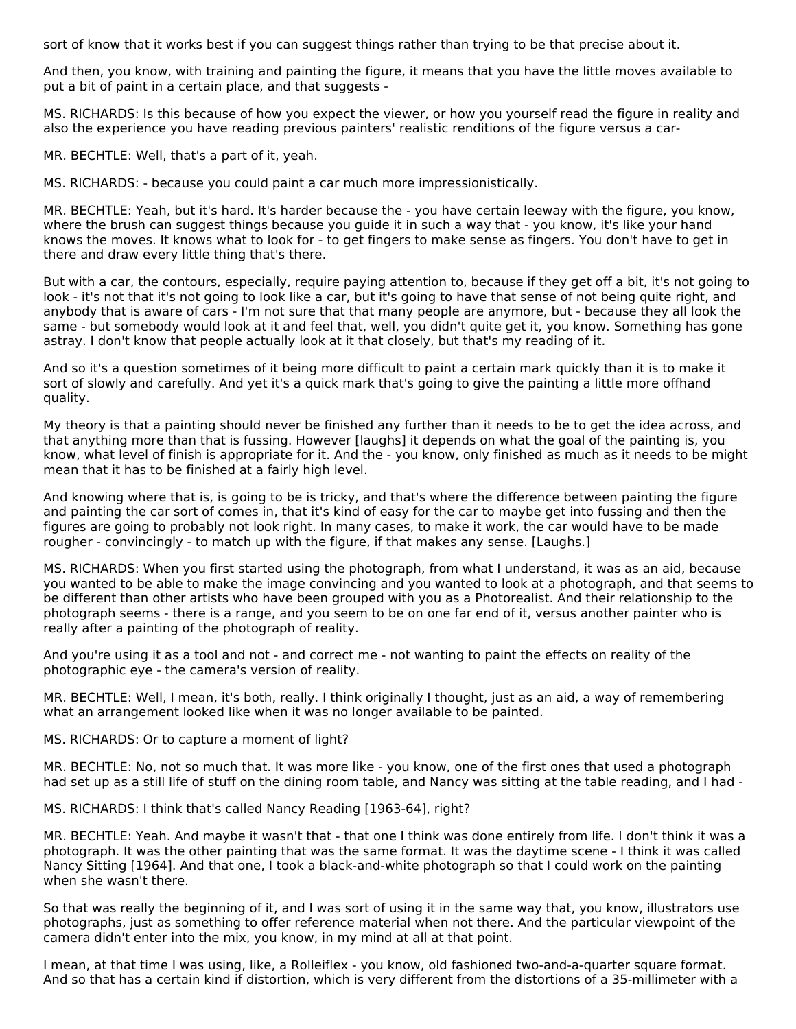sort of know that it works best if you can suggest things rather than trying to be that precise about it.

And then, you know, with training and painting the figure, it means that you have the little moves available to put a bit of paint in a certain place, and that suggests -

MS. RICHARDS: Is this because of how you expect the viewer, or how you yourself read the figure in reality and also the experience you have reading previous painters' realistic renditions of the figure versus a car-

MR. BECHTLE: Well, that's a part of it, yeah.

MS. RICHARDS: - because you could paint a car much more impressionistically.

MR. BECHTLE: Yeah, but it's hard. It's harder because the - you have certain leeway with the figure, you know, where the brush can suggest things because you guide it in such a way that - you know, it's like your hand knows the moves. It knows what to look for - to get fingers to make sense as fingers. You don't have to get in there and draw every little thing that's there.

But with a car, the contours, especially, require paying attention to, because if they get off a bit, it's not going to look - it's not that it's not going to look like a car, but it's going to have that sense of not being quite right, and anybody that is aware of cars - I'm not sure that that many people are anymore, but - because they all look the same - but somebody would look at it and feel that, well, you didn't quite get it, you know. Something has gone astray. I don't know that people actually look at it that closely, but that's my reading of it.

And so it's a question sometimes of it being more difficult to paint a certain mark quickly than it is to make it sort of slowly and carefully. And yet it's a quick mark that's going to give the painting a little more offhand quality.

My theory is that a painting should never be finished any further than it needs to be to get the idea across, and that anything more than that is fussing. However [laughs] it depends on what the goal of the painting is, you know, what level of finish is appropriate for it. And the - you know, only finished as much as it needs to be might mean that it has to be finished at a fairly high level.

And knowing where that is, is going to be is tricky, and that's where the difference between painting the figure and painting the car sort of comes in, that it's kind of easy for the car to maybe get into fussing and then the figures are going to probably not look right. In many cases, to make it work, the car would have to be made rougher - convincingly - to match up with the figure, if that makes any sense. [Laughs.]

MS. RICHARDS: When you first started using the photograph, from what I understand, it was as an aid, because you wanted to be able to make the image convincing and you wanted to look at a photograph, and that seems to be different than other artists who have been grouped with you as a Photorealist. And their relationship to the photograph seems - there is a range, and you seem to be on one far end of it, versus another painter who is really after a painting of the photograph of reality.

And you're using it as a tool and not - and correct me - not wanting to paint the effects on reality of the photographic eye - the camera's version of reality.

MR. BECHTLE: Well, I mean, it's both, really. I think originally I thought, just as an aid, a way of remembering what an arrangement looked like when it was no longer available to be painted.

MS. RICHARDS: Or to capture a moment of light?

MR. BECHTLE: No, not so much that. It was more like - you know, one of the first ones that used a photograph had set up as a still life of stuff on the dining room table, and Nancy was sitting at the table reading, and I had -

MS. RICHARDS: I think that's called Nancy Reading [1963-64], right?

MR. BECHTLE: Yeah. And maybe it wasn't that - that one I think was done entirely from life. I don't think it was a photograph. It was the other painting that was the same format. It was the daytime scene - I think it was called Nancy Sitting [1964]. And that one, I took a black-and-white photograph so that I could work on the painting when she wasn't there.

So that was really the beginning of it, and I was sort of using it in the same way that, you know, illustrators use photographs, just as something to offer reference material when not there. And the particular viewpoint of the camera didn't enter into the mix, you know, in my mind at all at that point.

I mean, at that time I was using, like, a Rolleiflex - you know, old fashioned two-and-a-quarter square format. And so that has a certain kind if distortion, which is very different from the distortions of a 35-millimeter with a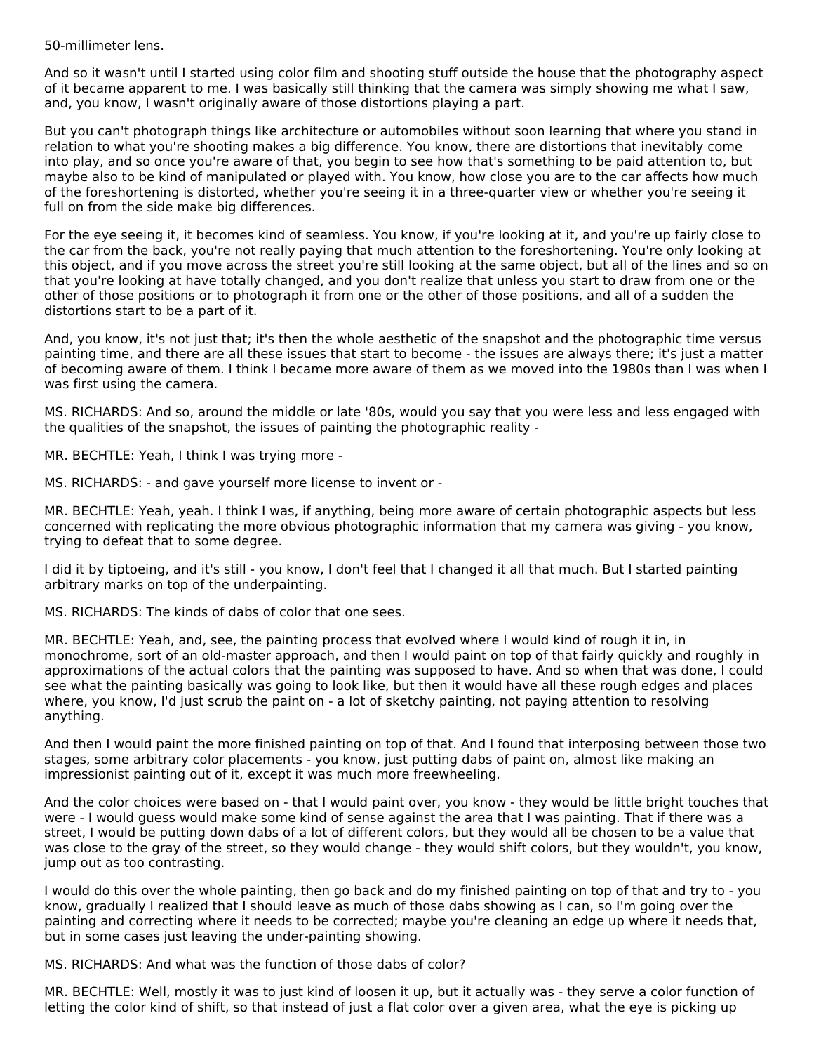50-millimeter lens.

And so it wasn't until I started using color film and shooting stuff outside the house that the photography aspect of it became apparent to me. I was basically still thinking that the camera was simply showing me what I saw, and, you know, I wasn't originally aware of those distortions playing a part.

But you can't photograph things like architecture or automobiles without soon learning that where you stand in relation to what you're shooting makes a big difference. You know, there are distortions that inevitably come into play, and so once you're aware of that, you begin to see how that's something to be paid attention to, but maybe also to be kind of manipulated or played with. You know, how close you are to the car affects how much of the foreshortening is distorted, whether you're seeing it in a three-quarter view or whether you're seeing it full on from the side make big differences.

For the eye seeing it, it becomes kind of seamless. You know, if you're looking at it, and you're up fairly close to the car from the back, you're not really paying that much attention to the foreshortening. You're only looking at this object, and if you move across the street you're still looking at the same object, but all of the lines and so on that you're looking at have totally changed, and you don't realize that unless you start to draw from one or the other of those positions or to photograph it from one or the other of those positions, and all of a sudden the distortions start to be a part of it.

And, you know, it's not just that; it's then the whole aesthetic of the snapshot and the photographic time versus painting time, and there are all these issues that start to become - the issues are always there; it's just a matter of becoming aware of them. I think I became more aware of them as we moved into the 1980s than I was when I was first using the camera.

MS. RICHARDS: And so, around the middle or late '80s, would you say that you were less and less engaged with the qualities of the snapshot, the issues of painting the photographic reality -

MR. BECHTLE: Yeah, I think I was trying more -

MS. RICHARDS: - and gave yourself more license to invent or -

MR. BECHTLE: Yeah, yeah. I think I was, if anything, being more aware of certain photographic aspects but less concerned with replicating the more obvious photographic information that my camera was giving - you know, trying to defeat that to some degree.

I did it by tiptoeing, and it's still - you know, I don't feel that I changed it all that much. But I started painting arbitrary marks on top of the underpainting.

MS. RICHARDS: The kinds of dabs of color that one sees.

MR. BECHTLE: Yeah, and, see, the painting process that evolved where I would kind of rough it in, in monochrome, sort of an old-master approach, and then I would paint on top of that fairly quickly and roughly in approximations of the actual colors that the painting was supposed to have. And so when that was done, I could see what the painting basically was going to look like, but then it would have all these rough edges and places where, you know, I'd just scrub the paint on - a lot of sketchy painting, not paying attention to resolving anything.

And then I would paint the more finished painting on top of that. And I found that interposing between those two stages, some arbitrary color placements - you know, just putting dabs of paint on, almost like making an impressionist painting out of it, except it was much more freewheeling.

And the color choices were based on - that I would paint over, you know - they would be little bright touches that were - I would guess would make some kind of sense against the area that I was painting. That if there was a street, I would be putting down dabs of a lot of different colors, but they would all be chosen to be a value that was close to the gray of the street, so they would change - they would shift colors, but they wouldn't, you know, jump out as too contrasting.

I would do this over the whole painting, then go back and do my finished painting on top of that and try to - you know, gradually I realized that I should leave as much of those dabs showing as I can, so I'm going over the painting and correcting where it needs to be corrected; maybe you're cleaning an edge up where it needs that, but in some cases just leaving the under-painting showing.

MS. RICHARDS: And what was the function of those dabs of color?

MR. BECHTLE: Well, mostly it was to just kind of loosen it up, but it actually was - they serve a color function of letting the color kind of shift, so that instead of just a flat color over a given area, what the eye is picking up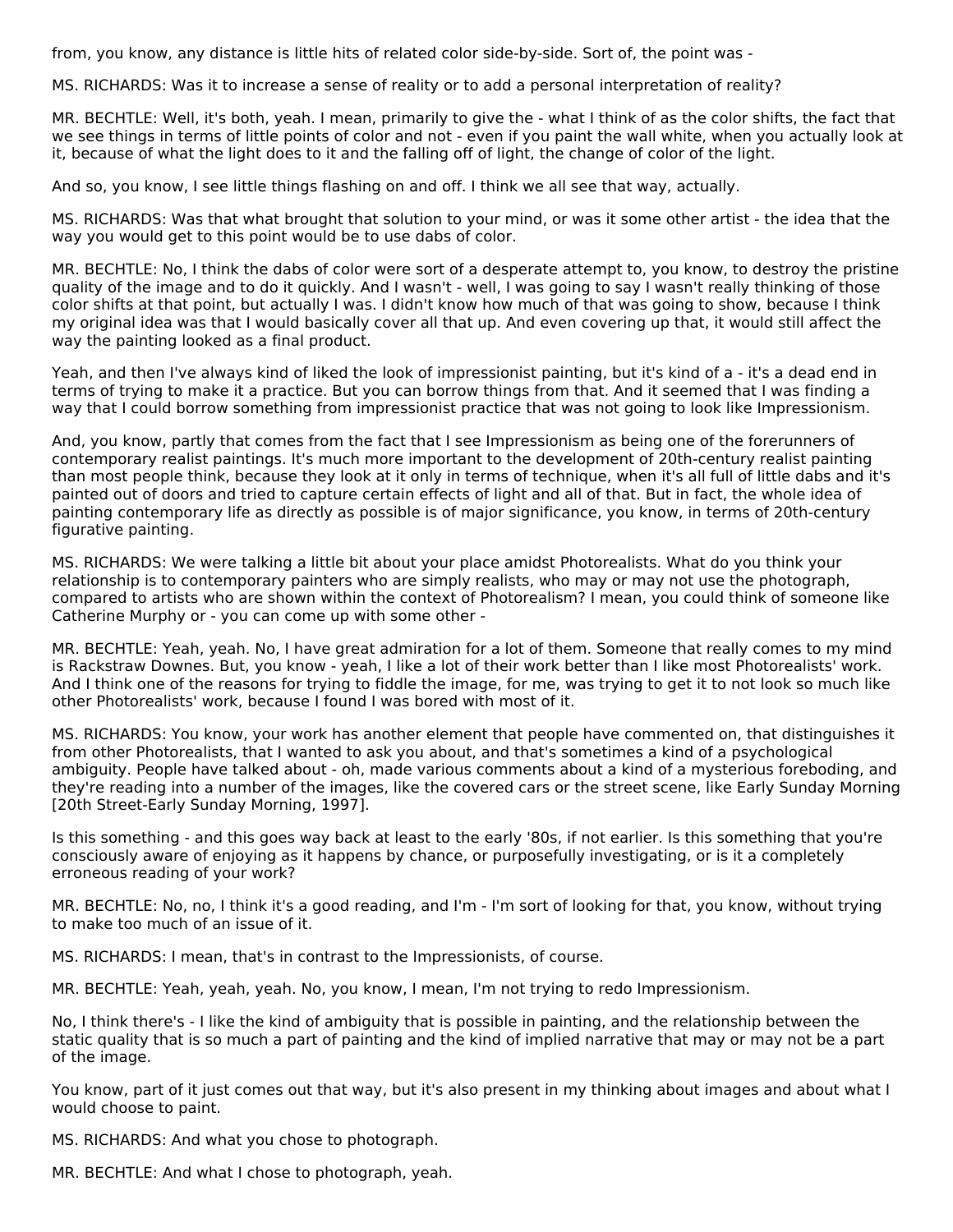from, you know, any distance is little hits of related color side-by-side. Sort of, the point was -

MS. RICHARDS: Was it to increase a sense of reality or to add a personal interpretation of reality?

MR. BECHTLE: Well, it's both, yeah. I mean, primarily to give the - what I think of as the color shifts, the fact that we see things in terms of little points of color and not - even if you paint the wall white, when you actually look at it, because of what the light does to it and the falling off of light, the change of color of the light.

And so, you know, I see little things flashing on and off. I think we all see that way, actually.

MS. RICHARDS: Was that what brought that solution to your mind, or was it some other artist - the idea that the way you would get to this point would be to use dabs of color.

MR. BECHTLE: No, I think the dabs of color were sort of a desperate attempt to, you know, to destroy the pristine quality of the image and to do it quickly. And I wasn't - well, I was going to say I wasn't really thinking of those color shifts at that point, but actually I was. I didn't know how much of that was going to show, because I think my original idea was that I would basically cover all that up. And even covering up that, it would still affect the way the painting looked as a final product.

Yeah, and then I've always kind of liked the look of impressionist painting, but it's kind of a - it's a dead end in terms of trying to make it a practice. But you can borrow things from that. And it seemed that I was finding a way that I could borrow something from impressionist practice that was not going to look like Impressionism.

And, you know, partly that comes from the fact that I see Impressionism as being one of the forerunners of contemporary realist paintings. It's much more important to the development of 20th-century realist painting than most people think, because they look at it only in terms of technique, when it's all full of little dabs and it's painted out of doors and tried to capture certain effects of light and all of that. But in fact, the whole idea of painting contemporary life as directly as possible is of major significance, you know, in terms of 20th-century figurative painting.

MS. RICHARDS: We were talking a little bit about your place amidst Photorealists. What do you think your relationship is to contemporary painters who are simply realists, who may or may not use the photograph, compared to artists who are shown within the context of Photorealism? I mean, you could think of someone like Catherine Murphy or - you can come up with some other -

MR. BECHTLE: Yeah, yeah. No, I have great admiration for a lot of them. Someone that really comes to my mind is Rackstraw Downes. But, you know - yeah, I like a lot of their work better than I like most Photorealists' work. And I think one of the reasons for trying to fiddle the image, for me, was trying to get it to not look so much like other Photorealists' work, because I found I was bored with most of it.

MS. RICHARDS: You know, your work has another element that people have commented on, that distinguishes it from other Photorealists, that I wanted to ask you about, and that's sometimes a kind of a psychological ambiguity. People have talked about - oh, made various comments about a kind of a mysterious foreboding, and they're reading into a number of the images, like the covered cars or the street scene, like Early Sunday Morning [20th Street-Early Sunday Morning, 1997].

Is this something - and this goes way back at least to the early '80s, if not earlier. Is this something that you're consciously aware of enjoying as it happens by chance, or purposefully investigating, or is it a completely erroneous reading of your work?

MR. BECHTLE: No, no, I think it's a good reading, and I'm - I'm sort of looking for that, you know, without trying to make too much of an issue of it.

MS. RICHARDS: I mean, that's in contrast to the Impressionists, of course.

MR. BECHTLE: Yeah, yeah, yeah. No, you know, I mean, I'm not trying to redo Impressionism.

No, I think there's - I like the kind of ambiguity that is possible in painting, and the relationship between the static quality that is so much a part of painting and the kind of implied narrative that may or may not be a part of the image.

You know, part of it just comes out that way, but it's also present in my thinking about images and about what I would choose to paint.

MS. RICHARDS: And what you chose to photograph.

MR. BECHTLE: And what I chose to photograph, yeah.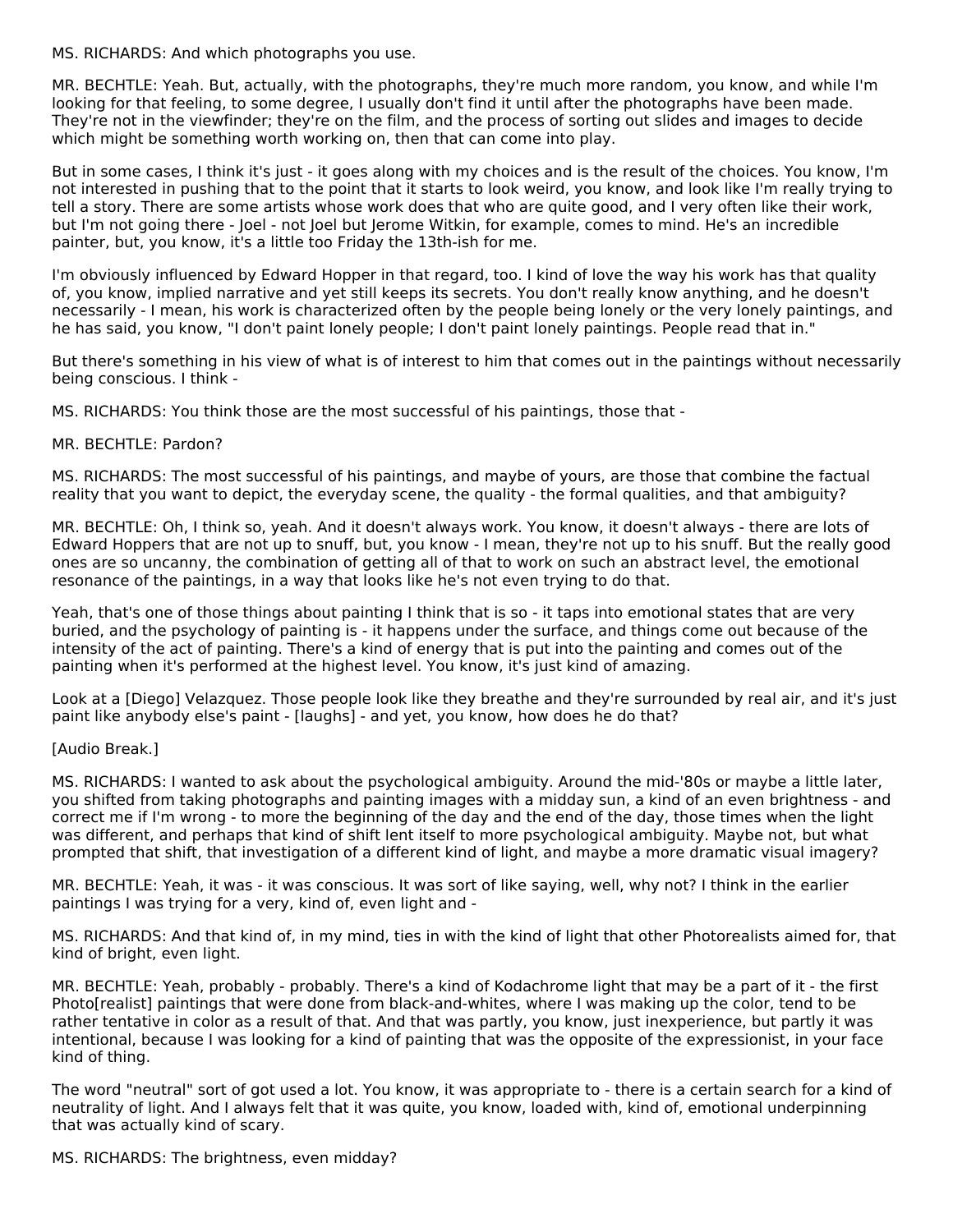MS. RICHARDS: And which photographs you use.

MR. BECHTLE: Yeah. But, actually, with the photographs, they're much more random, you know, and while I'm looking for that feeling, to some degree, I usually don't find it until after the photographs have been made. They're not in the viewfinder; they're on the film, and the process of sorting out slides and images to decide which might be something worth working on, then that can come into play.

But in some cases, I think it's just - it goes along with my choices and is the result of the choices. You know, I'm not interested in pushing that to the point that it starts to look weird, you know, and look like I'm really trying to tell a story. There are some artists whose work does that who are quite good, and I very often like their work, but I'm not going there - Joel - not Joel but Jerome Witkin, for example, comes to mind. He's an incredible painter, but, you know, it's a little too Friday the 13th-ish for me.

I'm obviously influenced by Edward Hopper in that regard, too. I kind of love the way his work has that quality of, you know, implied narrative and yet still keeps its secrets. You don't really know anything, and he doesn't necessarily - I mean, his work is characterized often by the people being lonely or the very lonely paintings, and he has said, you know, "I don't paint lonely people; I don't paint lonely paintings. People read that in."

But there's something in his view of what is of interest to him that comes out in the paintings without necessarily being conscious. I think -

MS. RICHARDS: You think those are the most successful of his paintings, those that -

MR. BECHTLE: Pardon?

MS. RICHARDS: The most successful of his paintings, and maybe of yours, are those that combine the factual reality that you want to depict, the everyday scene, the quality - the formal qualities, and that ambiguity?

MR. BECHTLE: Oh, I think so, yeah. And it doesn't always work. You know, it doesn't always - there are lots of Edward Hoppers that are not up to snuff, but, you know - I mean, they're not up to his snuff. But the really good ones are so uncanny, the combination of getting all of that to work on such an abstract level, the emotional resonance of the paintings, in a way that looks like he's not even trying to do that.

Yeah, that's one of those things about painting I think that is so - it taps into emotional states that are very buried, and the psychology of painting is - it happens under the surface, and things come out because of the intensity of the act of painting. There's a kind of energy that is put into the painting and comes out of the painting when it's performed at the highest level. You know, it's just kind of amazing.

Look at a [Diego] Velazquez. Those people look like they breathe and they're surrounded by real air, and it's just paint like anybody else's paint - [laughs] - and yet, you know, how does he do that?

[Audio Break.]

MS. RICHARDS: I wanted to ask about the psychological ambiguity. Around the mid-'80s or maybe a little later, you shifted from taking photographs and painting images with a midday sun, a kind of an even brightness - and correct me if I'm wrong - to more the beginning of the day and the end of the day, those times when the light was different, and perhaps that kind of shift lent itself to more psychological ambiguity. Maybe not, but what prompted that shift, that investigation of a different kind of light, and maybe a more dramatic visual imagery?

MR. BECHTLE: Yeah, it was - it was conscious. It was sort of like saying, well, why not? I think in the earlier paintings I was trying for a very, kind of, even light and -

MS. RICHARDS: And that kind of, in my mind, ties in with the kind of light that other Photorealists aimed for, that kind of bright, even light.

MR. BECHTLE: Yeah, probably - probably. There's a kind of Kodachrome light that may be a part of it - the first Photo[realist] paintings that were done from black-and-whites, where I was making up the color, tend to be rather tentative in color as a result of that. And that was partly, you know, just inexperience, but partly it was intentional, because I was looking for a kind of painting that was the opposite of the expressionist, in your face kind of thing.

The word "neutral" sort of got used a lot. You know, it was appropriate to - there is a certain search for a kind of neutrality of light. And I always felt that it was quite, you know, loaded with, kind of, emotional underpinning that was actually kind of scary.

MS. RICHARDS: The brightness, even midday?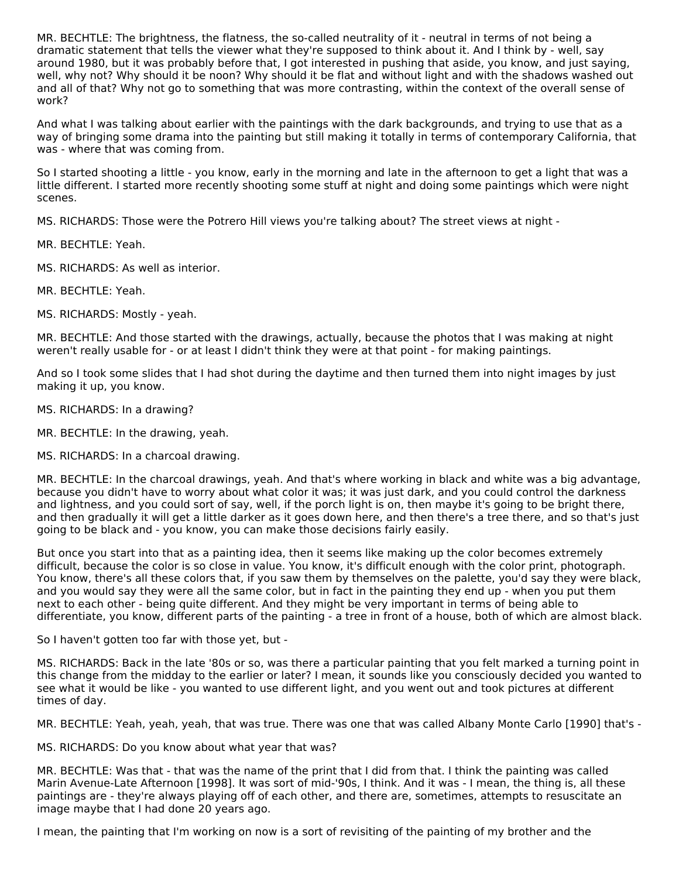MR. BECHTLE: The brightness, the flatness, the so-called neutrality of it - neutral in terms of not being a dramatic statement that tells the viewer what they're supposed to think about it. And I think by - well, say around 1980, but it was probably before that, I got interested in pushing that aside, you know, and just saying, well, why not? Why should it be noon? Why should it be flat and without light and with the shadows washed out and all of that? Why not go to something that was more contrasting, within the context of the overall sense of work?

And what I was talking about earlier with the paintings with the dark backgrounds, and trying to use that as a way of bringing some drama into the painting but still making it totally in terms of contemporary California, that was - where that was coming from.

So I started shooting a little - you know, early in the morning and late in the afternoon to get a light that was a little different. I started more recently shooting some stuff at night and doing some paintings which were night scenes.

MS. RICHARDS: Those were the Potrero Hill views you're talking about? The street views at night -

MR. BECHTLE: Yeah.

MS. RICHARDS: As well as interior.

MR. BECHTLE: Yeah.

MS. RICHARDS: Mostly - yeah.

MR. BECHTLE: And those started with the drawings, actually, because the photos that I was making at night weren't really usable for - or at least I didn't think they were at that point - for making paintings.

And so I took some slides that I had shot during the daytime and then turned them into night images by just making it up, you know.

MS. RICHARDS: In a drawing?

MR. BECHTLE: In the drawing, yeah.

MS. RICHARDS: In a charcoal drawing.

MR. BECHTLE: In the charcoal drawings, yeah. And that's where working in black and white was a big advantage, because you didn't have to worry about what color it was; it was just dark, and you could control the darkness and lightness, and you could sort of say, well, if the porch light is on, then maybe it's going to be bright there, and then gradually it will get a little darker as it goes down here, and then there's a tree there, and so that's just going to be black and - you know, you can make those decisions fairly easily.

But once you start into that as a painting idea, then it seems like making up the color becomes extremely difficult, because the color is so close in value. You know, it's difficult enough with the color print, photograph. You know, there's all these colors that, if you saw them by themselves on the palette, you'd say they were black, and you would say they were all the same color, but in fact in the painting they end up - when you put them next to each other - being quite different. And they might be very important in terms of being able to differentiate, you know, different parts of the painting - a tree in front of a house, both of which are almost black.

So I haven't gotten too far with those yet, but -

MS. RICHARDS: Back in the late '80s or so, was there a particular painting that you felt marked a turning point in this change from the midday to the earlier or later? I mean, it sounds like you consciously decided you wanted to see what it would be like - you wanted to use different light, and you went out and took pictures at different times of day.

MR. BECHTLE: Yeah, yeah, yeah, that was true. There was one that was called Albany Monte Carlo [1990] that's -

MS. RICHARDS: Do you know about what year that was?

MR. BECHTLE: Was that - that was the name of the print that I did from that. I think the painting was called Marin Avenue-Late Afternoon [1998]. It was sort of mid-'90s, I think. And it was - I mean, the thing is, all these paintings are - they're always playing off of each other, and there are, sometimes, attempts to resuscitate an image maybe that I had done 20 years ago.

I mean, the painting that I'm working on now is a sort of revisiting of the painting of my brother and the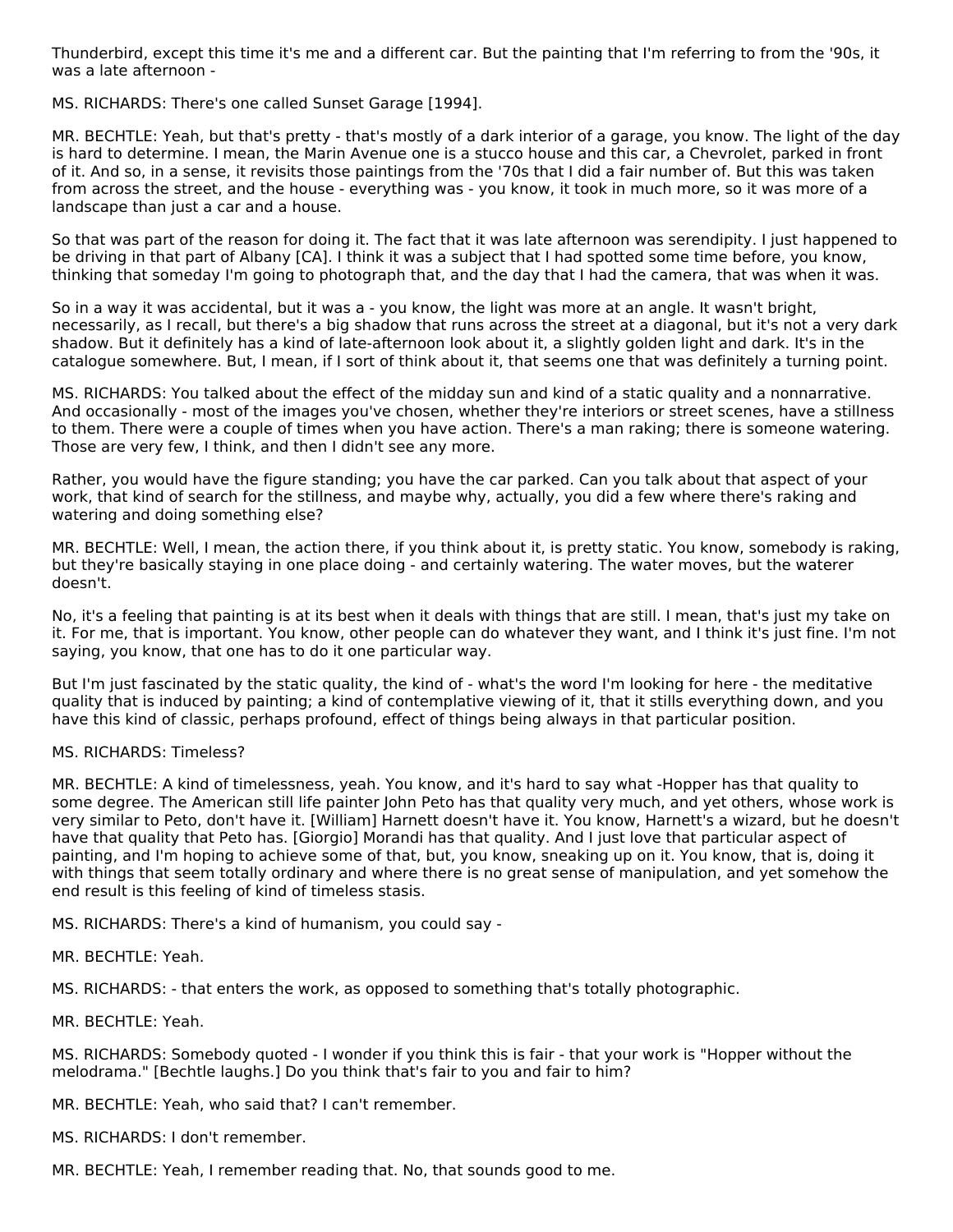Thunderbird, except this time it's me and a different car. But the painting that I'm referring to from the '90s, it was a late afternoon -

MS. RICHARDS: There's one called Sunset Garage [1994].

MR. BECHTLE: Yeah, but that's pretty - that's mostly of a dark interior of a garage, you know. The light of the day is hard to determine. I mean, the Marin Avenue one is a stucco house and this car, a Chevrolet, parked in front of it. And so, in a sense, it revisits those paintings from the '70s that I did a fair number of. But this was taken from across the street, and the house - everything was - you know, it took in much more, so it was more of a landscape than just a car and a house.

So that was part of the reason for doing it. The fact that it was late afternoon was serendipity. I just happened to be driving in that part of Albany [CA]. I think it was a subject that I had spotted some time before, you know, thinking that someday I'm going to photograph that, and the day that I had the camera, that was when it was.

So in a way it was accidental, but it was a - you know, the light was more at an angle. It wasn't bright, necessarily, as I recall, but there's a big shadow that runs across the street at a diagonal, but it's not a very dark shadow. But it definitely has a kind of late-afternoon look about it, a slightly golden light and dark. It's in the catalogue somewhere. But, I mean, if I sort of think about it, that seems one that was definitely a turning point.

MS. RICHARDS: You talked about the effect of the midday sun and kind of a static quality and a nonnarrative. And occasionally - most of the images you've chosen, whether they're interiors or street scenes, have a stillness to them. There were a couple of times when you have action. There's a man raking; there is someone watering. Those are very few, I think, and then I didn't see any more.

Rather, you would have the figure standing; you have the car parked. Can you talk about that aspect of your work, that kind of search for the stillness, and maybe why, actually, you did a few where there's raking and watering and doing something else?

MR. BECHTLE: Well, I mean, the action there, if you think about it, is pretty static. You know, somebody is raking, but they're basically staying in one place doing - and certainly watering. The water moves, but the waterer doesn't.

No, it's a feeling that painting is at its best when it deals with things that are still. I mean, that's just my take on it. For me, that is important. You know, other people can do whatever they want, and I think it's just fine. I'm not saying, you know, that one has to do it one particular way.

But I'm just fascinated by the static quality, the kind of - what's the word I'm looking for here - the meditative quality that is induced by painting; a kind of contemplative viewing of it, that it stills everything down, and you have this kind of classic, perhaps profound, effect of things being always in that particular position.

MS. RICHARDS: Timeless?

MR. BECHTLE: A kind of timelessness, yeah. You know, and it's hard to say what -Hopper has that quality to some degree. The American still life painter John Peto has that quality very much, and yet others, whose work is very similar to Peto, don't have it. [William] Harnett doesn't have it. You know, Harnett's a wizard, but he doesn't have that quality that Peto has. [Giorgio] Morandi has that quality. And I just love that particular aspect of painting, and I'm hoping to achieve some of that, but, you know, sneaking up on it. You know, that is, doing it with things that seem totally ordinary and where there is no great sense of manipulation, and yet somehow the end result is this feeling of kind of timeless stasis.

MS. RICHARDS: There's a kind of humanism, you could say -

MR. BECHTLE: Yeah.

MS. RICHARDS: - that enters the work, as opposed to something that's totally photographic.

MR. BECHTLE: Yeah.

MS. RICHARDS: Somebody quoted - I wonder if you think this is fair - that your work is "Hopper without the melodrama." [Bechtle laughs.] Do you think that's fair to you and fair to him?

MR. BECHTLE: Yeah, who said that? I can't remember.

MS. RICHARDS: I don't remember.

MR. BECHTLE: Yeah, I remember reading that. No, that sounds good to me.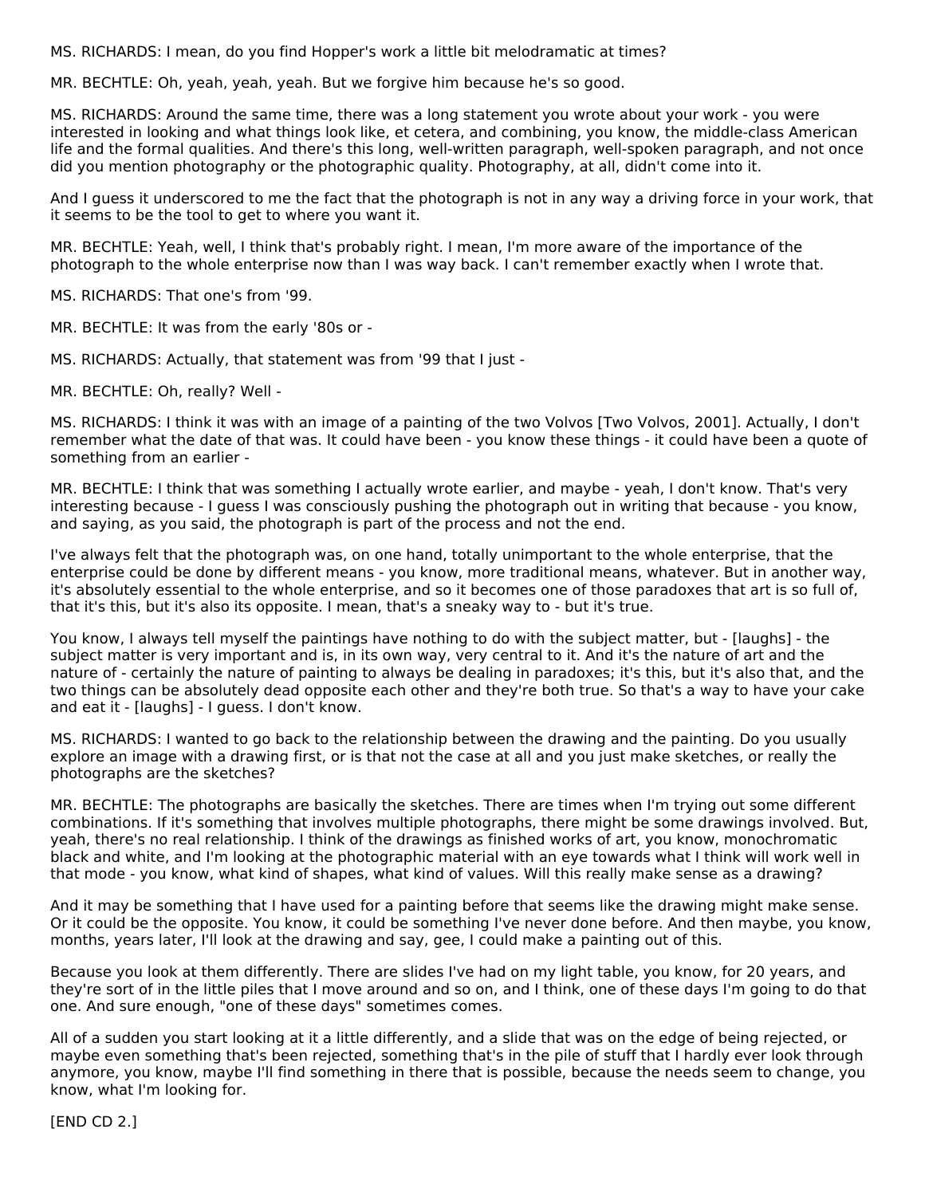MS. RICHARDS: I mean, do you find Hopper's work a little bit melodramatic at times?

MR. BECHTLE: Oh, yeah, yeah, yeah. But we forgive him because he's so good.

MS. RICHARDS: Around the same time, there was a long statement you wrote about your work - you were interested in looking and what things look like, et cetera, and combining, you know, the middle-class American life and the formal qualities. And there's this long, well-written paragraph, well-spoken paragraph, and not once did you mention photography or the photographic quality. Photography, at all, didn't come into it.

And I guess it underscored to me the fact that the photograph is not in any way a driving force in your work, that it seems to be the tool to get to where you want it.

MR. BECHTLE: Yeah, well, I think that's probably right. I mean, I'm more aware of the importance of the photograph to the whole enterprise now than I was way back. I can't remember exactly when I wrote that.

MS. RICHARDS: That one's from '99.

MR. BECHTLE: It was from the early '80s or -

MS. RICHARDS: Actually, that statement was from '99 that I just -

MR. BECHTLE: Oh, really? Well -

MS. RICHARDS: I think it was with an image of a painting of the two Volvos [Two Volvos, 2001]. Actually, I don't remember what the date of that was. It could have been - you know these things - it could have been a quote of something from an earlier -

MR. BECHTLE: I think that was something I actually wrote earlier, and maybe - yeah, I don't know. That's very interesting because - I guess I was consciously pushing the photograph out in writing that because - you know, and saying, as you said, the photograph is part of the process and not the end.

I've always felt that the photograph was, on one hand, totally unimportant to the whole enterprise, that the enterprise could be done by different means - you know, more traditional means, whatever. But in another way, it's absolutely essential to the whole enterprise, and so it becomes one of those paradoxes that art is so full of, that it's this, but it's also its opposite. I mean, that's a sneaky way to - but it's true.

You know, I always tell myself the paintings have nothing to do with the subject matter, but - [laughs] - the subject matter is very important and is, in its own way, very central to it. And it's the nature of art and the nature of - certainly the nature of painting to always be dealing in paradoxes; it's this, but it's also that, and the two things can be absolutely dead opposite each other and they're both true. So that's a way to have your cake and eat it - [laughs] - I guess. I don't know.

MS. RICHARDS: I wanted to go back to the relationship between the drawing and the painting. Do you usually explore an image with a drawing first, or is that not the case at all and you just make sketches, or really the photographs are the sketches?

MR. BECHTLE: The photographs are basically the sketches. There are times when I'm trying out some different combinations. If it's something that involves multiple photographs, there might be some drawings involved. But, yeah, there's no real relationship. I think of the drawings as finished works of art, you know, monochromatic black and white, and I'm looking at the photographic material with an eye towards what I think will work well in that mode - you know, what kind of shapes, what kind of values. Will this really make sense as a drawing?

And it may be something that I have used for a painting before that seems like the drawing might make sense. Or it could be the opposite. You know, it could be something I've never done before. And then maybe, you know, months, years later, I'll look at the drawing and say, gee, I could make a painting out of this.

Because you look at them differently. There are slides I've had on my light table, you know, for 20 years, and they're sort of in the little piles that I move around and so on, and I think, one of these days I'm going to do that one. And sure enough, "one of these days" sometimes comes.

All of a sudden you start looking at it a little differently, and a slide that was on the edge of being rejected, or maybe even something that's been rejected, something that's in the pile of stuff that I hardly ever look through anymore, you know, maybe I'll find something in there that is possible, because the needs seem to change, you know, what I'm looking for.

[END CD 2.]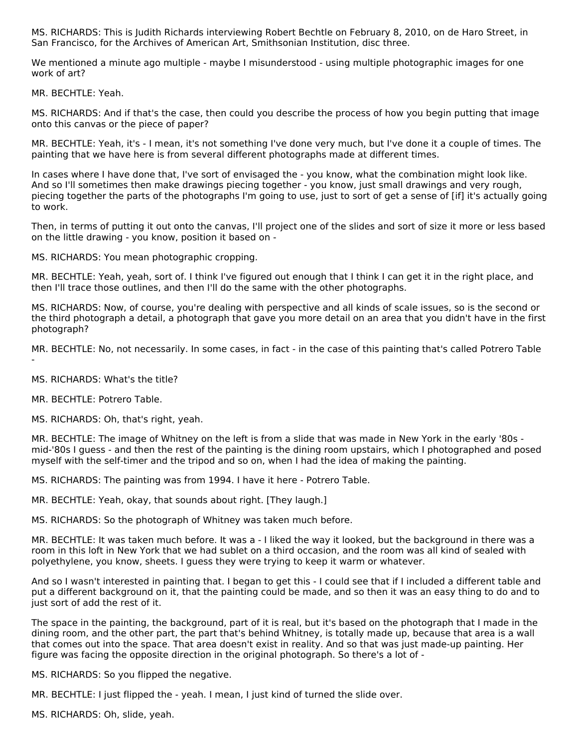MS. RICHARDS: This is Judith Richards interviewing Robert Bechtle on February 8, 2010, on de Haro Street, in San Francisco, for the Archives of American Art, Smithsonian Institution, disc three.

We mentioned a minute ago multiple - maybe I misunderstood - using multiple photographic images for one work of art?

MR. BECHTLE: Yeah.

MS. RICHARDS: And if that's the case, then could you describe the process of how you begin putting that image onto this canvas or the piece of paper?

MR. BECHTLE: Yeah, it's - I mean, it's not something I've done very much, but I've done it a couple of times. The painting that we have here is from several different photographs made at different times.

In cases where I have done that, I've sort of envisaged the - you know, what the combination might look like. And so I'll sometimes then make drawings piecing together - you know, just small drawings and very rough, piecing together the parts of the photographs I'm going to use, just to sort of get a sense of [if] it's actually going to work.

Then, in terms of putting it out onto the canvas, I'll project one of the slides and sort of size it more or less based on the little drawing - you know, position it based on -

MS. RICHARDS: You mean photographic cropping.

MR. BECHTLE: Yeah, yeah, sort of. I think I've figured out enough that I think I can get it in the right place, and then I'll trace those outlines, and then I'll do the same with the other photographs.

MS. RICHARDS: Now, of course, you're dealing with perspective and all kinds of scale issues, so is the second or the third photograph a detail, a photograph that gave you more detail on an area that you didn't have in the first photograph?

MR. BECHTLE: No, not necessarily. In some cases, in fact - in the case of this painting that's called Potrero Table -

MS. RICHARDS: What's the title?

MR. BECHTLE: Potrero Table.

MS. RICHARDS: Oh, that's right, yeah.

MR. BECHTLE: The image of Whitney on the left is from a slide that was made in New York in the early '80s - mid-'80s I guess - and then the rest of the painting is the dining room upstairs, which I photographed and posed myself with the self-timer and the tripod and so on, when I had the idea of making the painting.

MS. RICHARDS: The painting was from 1994. I have it here - Potrero Table.

MR. BECHTLE: Yeah, okay, that sounds about right. [They laugh.]

MS. RICHARDS: So the photograph of Whitney was taken much before.

MR. BECHTLE: It was taken much before. It was a - I liked the way it looked, but the background in there was a room in this loft in New York that we had sublet on a third occasion, and the room was all kind of sealed with polyethylene, you know, sheets. I guess they were trying to keep it warm or whatever.

And so I wasn't interested in painting that. I began to get this - I could see that if I included a different table and put a different background on it, that the painting could be made, and so then it was an easy thing to do and to just sort of add the rest of it.

The space in the painting, the background, part of it is real, but it's based on the photograph that I made in the dining room, and the other part, the part that's behind Whitney, is totally made up, because that area is a wall that comes out into the space. That area doesn't exist in reality. And so that was just made-up painting. Her figure was facing the opposite direction in the original photograph. So there's a lot of -

MS. RICHARDS: So you flipped the negative.

MR. BECHTLE: I just flipped the - yeah. I mean, I just kind of turned the slide over.

MS. RICHARDS: Oh, slide, yeah.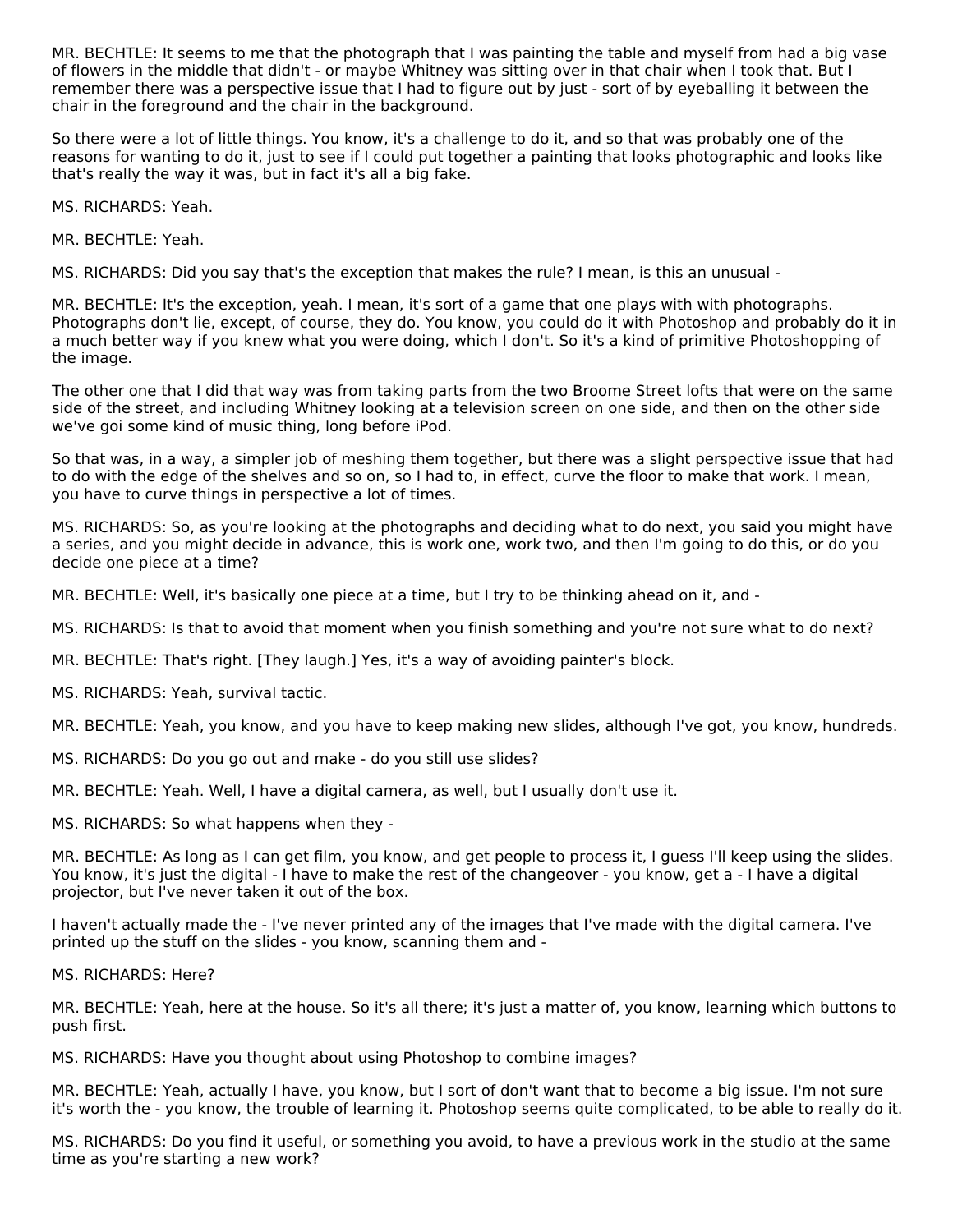MR. BECHTLE: It seems to me that the photograph that I was painting the table and myself from had a big vase of flowers in the middle that didn't - or maybe Whitney was sitting over in that chair when I took that. But I remember there was a perspective issue that I had to figure out by just - sort of by eyeballing it between the chair in the foreground and the chair in the background.

So there were a lot of little things. You know, it's a challenge to do it, and so that was probably one of the reasons for wanting to do it, just to see if I could put together a painting that looks photographic and looks like that's really the way it was, but in fact it's all a big fake.

MS. RICHARDS: Yeah.

MR. BECHTLE: Yeah.

MS. RICHARDS: Did you say that's the exception that makes the rule? I mean, is this an unusual -

MR. BECHTLE: It's the exception, yeah. I mean, it's sort of a game that one plays with with photographs. Photographs don't lie, except, of course, they do. You know, you could do it with Photoshop and probably do it in a much better way if you knew what you were doing, which I don't. So it's a kind of primitive Photoshopping of the image.

The other one that I did that way was from taking parts from the two Broome Street lofts that were on the same side of the street, and including Whitney looking at a television screen on one side, and then on the other side we've goi some kind of music thing, long before iPod.

So that was, in a way, a simpler job of meshing them together, but there was a slight perspective issue that had to do with the edge of the shelves and so on, so I had to, in effect, curve the floor to make that work. I mean, you have to curve things in perspective a lot of times.

MS. RICHARDS: So, as you're looking at the photographs and deciding what to do next, you said you might have a series, and you might decide in advance, this is work one, work two, and then I'm going to do this, or do you decide one piece at a time?

MR. BECHTLE: Well, it's basically one piece at a time, but I try to be thinking ahead on it, and -

MS. RICHARDS: Is that to avoid that moment when you finish something and you're not sure what to do next?

MR. BECHTLE: That's right. [They laugh.] Yes, it's a way of avoiding painter's block.

MS. RICHARDS: Yeah, survival tactic.

MR. BECHTLE: Yeah, you know, and you have to keep making new slides, although I've got, you know, hundreds.

MS. RICHARDS: Do you go out and make - do you still use slides?

MR. BECHTLE: Yeah. Well, I have a digital camera, as well, but I usually don't use it.

MS. RICHARDS: So what happens when they -

MR. BECHTLE: As long as I can get film, you know, and get people to process it, I guess I'll keep using the slides. You know, it's just the digital - I have to make the rest of the changeover - you know, get a - I have a digital projector, but I've never taken it out of the box.

I haven't actually made the - I've never printed any of the images that I've made with the digital camera. I've printed up the stuff on the slides - you know, scanning them and -

MS. RICHARDS: Here?

MR. BECHTLE: Yeah, here at the house. So it's all there; it's just a matter of, you know, learning which buttons to push first.

MS. RICHARDS: Have you thought about using Photoshop to combine images?

MR. BECHTLE: Yeah, actually I have, you know, but I sort of don't want that to become a big issue. I'm not sure it's worth the - you know, the trouble of learning it. Photoshop seems quite complicated, to be able to really do it.

MS. RICHARDS: Do you find it useful, or something you avoid, to have a previous work in the studio at the same time as you're starting a new work?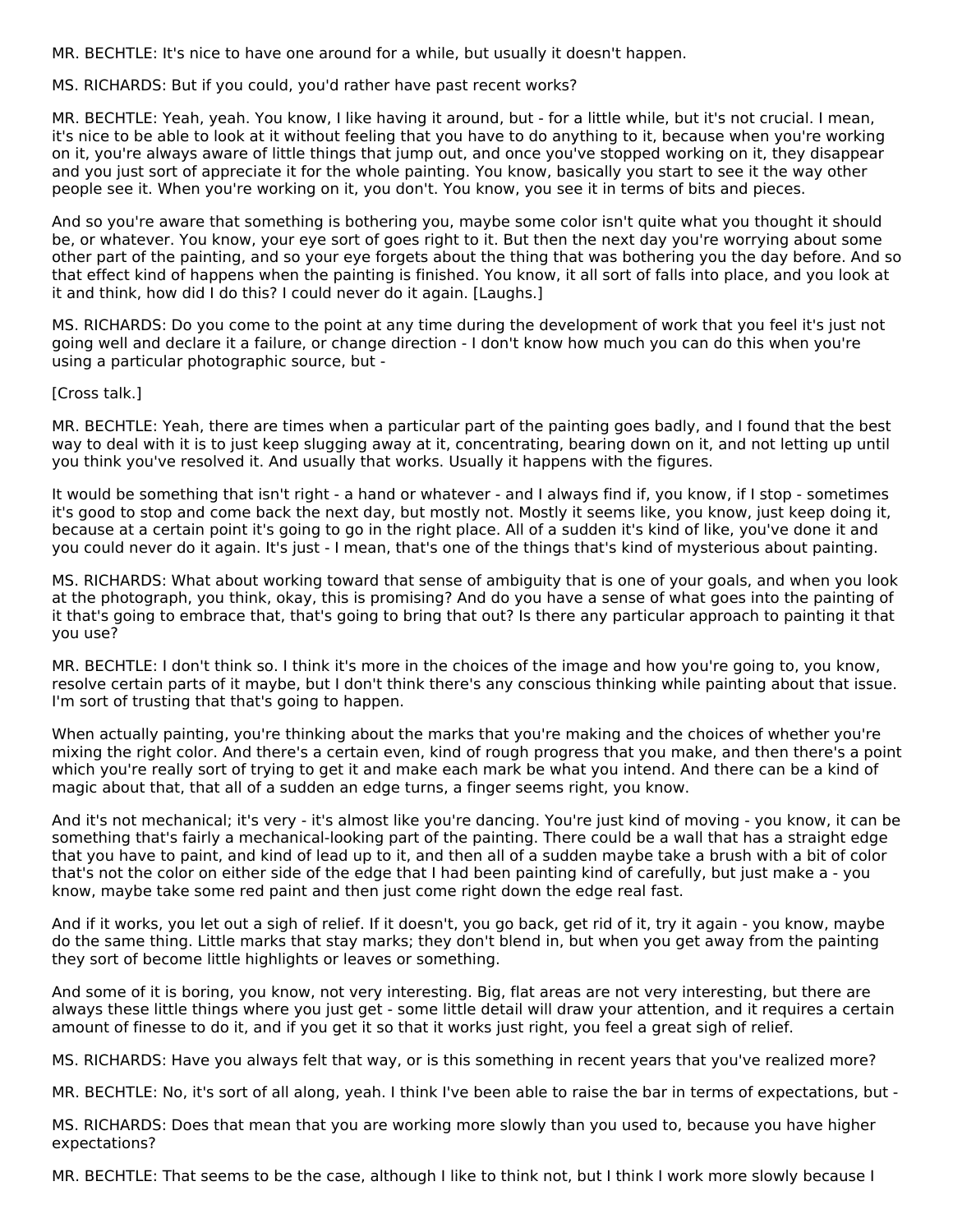MR. BECHTLE: It's nice to have one around for a while, but usually it doesn't happen.

MS. RICHARDS: But if you could, you'd rather have past recent works?

MR. BECHTLE: Yeah, yeah. You know, I like having it around, but - for a little while, but it's not crucial. I mean, it's nice to be able to look at it without feeling that you have to do anything to it, because when you're working on it, you're always aware of little things that jump out, and once you've stopped working on it, they disappear and you just sort of appreciate it for the whole painting. You know, basically you start to see it the way other people see it. When you're working on it, you don't. You know, you see it in terms of bits and pieces.

And so you're aware that something is bothering you, maybe some color isn't quite what you thought it should be, or whatever. You know, your eye sort of goes right to it. But then the next day you're worrying about some other part of the painting, and so your eye forgets about the thing that was bothering you the day before. And so that effect kind of happens when the painting is finished. You know, it all sort of falls into place, and you look at it and think, how did I do this? I could never do it again. [Laughs.]

MS. RICHARDS: Do you come to the point at any time during the development of work that you feel it's just not going well and declare it a failure, or change direction - I don't know how much you can do this when you're using a particular photographic source, but -

[Cross talk.]

MR. BECHTLE: Yeah, there are times when a particular part of the painting goes badly, and I found that the best way to deal with it is to just keep slugging away at it, concentrating, bearing down on it, and not letting up until you think you've resolved it. And usually that works. Usually it happens with the figures.

It would be something that isn't right - a hand or whatever - and I always find if, you know, if I stop - sometimes it's good to stop and come back the next day, but mostly not. Mostly it seems like, you know, just keep doing it, because at a certain point it's going to go in the right place. All of a sudden it's kind of like, you've done it and you could never do it again. It's just - I mean, that's one of the things that's kind of mysterious about painting.

MS. RICHARDS: What about working toward that sense of ambiguity that is one of your goals, and when you look at the photograph, you think, okay, this is promising? And do you have a sense of what goes into the painting of it that's going to embrace that, that's going to bring that out? Is there any particular approach to painting it that you use?

MR. BECHTLE: I don't think so. I think it's more in the choices of the image and how you're going to, you know, resolve certain parts of it maybe, but I don't think there's any conscious thinking while painting about that issue. I'm sort of trusting that that's going to happen.

When actually painting, you're thinking about the marks that you're making and the choices of whether you're mixing the right color. And there's a certain even, kind of rough progress that you make, and then there's a point which you're really sort of trying to get it and make each mark be what you intend. And there can be a kind of magic about that, that all of a sudden an edge turns, a finger seems right, you know.

And it's not mechanical; it's very - it's almost like you're dancing. You're just kind of moving - you know, it can be something that's fairly a mechanical-looking part of the painting. There could be a wall that has a straight edge that you have to paint, and kind of lead up to it, and then all of a sudden maybe take a brush with a bit of color that's not the color on either side of the edge that I had been painting kind of carefully, but just make a - you know, maybe take some red paint and then just come right down the edge real fast.

And if it works, you let out a sigh of relief. If it doesn't, you go back, get rid of it, try it again - you know, maybe do the same thing. Little marks that stay marks; they don't blend in, but when you get away from the painting they sort of become little highlights or leaves or something.

And some of it is boring, you know, not very interesting. Big, flat areas are not very interesting, but there are always these little things where you just get - some little detail will draw your attention, and it requires a certain amount of finesse to do it, and if you get it so that it works just right, you feel a great sigh of relief.

MS. RICHARDS: Have you always felt that way, or is this something in recent years that you've realized more?

MR. BECHTLE: No, it's sort of all along, yeah. I think I've been able to raise the bar in terms of expectations, but -

MS. RICHARDS: Does that mean that you are working more slowly than you used to, because you have higher expectations?

MR. BECHTLE: That seems to be the case, although I like to think not, but I think I work more slowly because I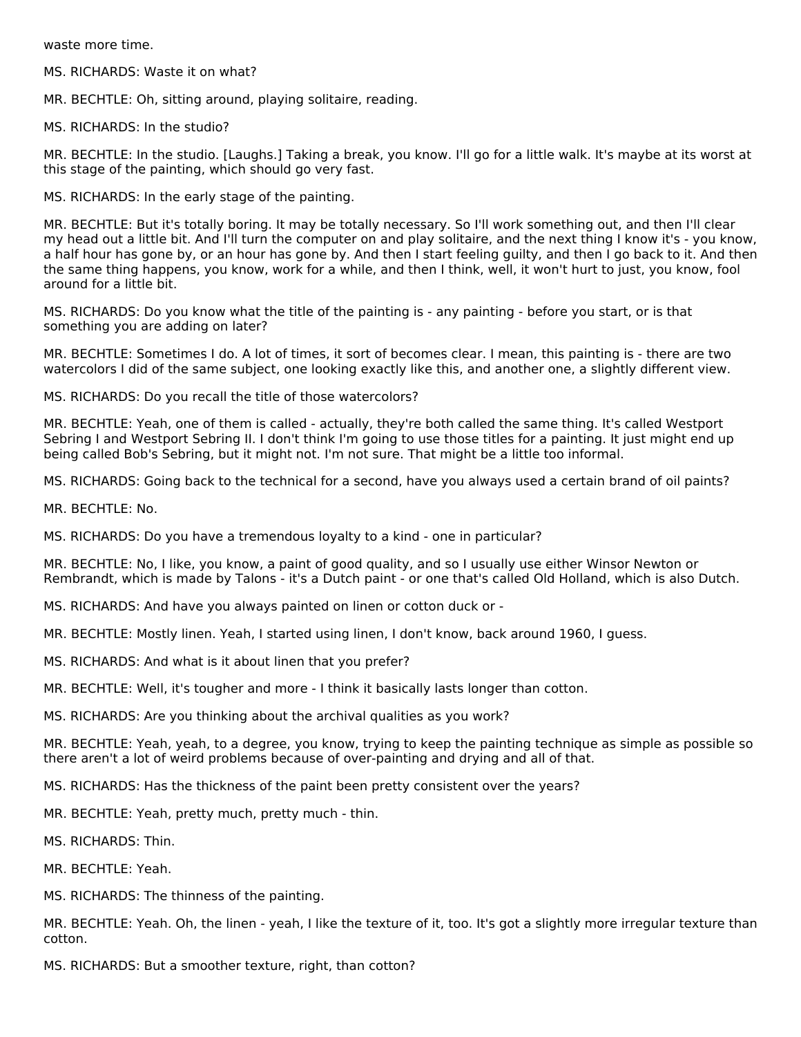waste more time.

MS. RICHARDS: Waste it on what?

MR. BECHTLE: Oh, sitting around, playing solitaire, reading.

MS. RICHARDS: In the studio?

MR. BECHTLE: In the studio. [Laughs.] Taking a break, you know. I'll go for a little walk. It's maybe at its worst at this stage of the painting, which should go very fast.

MS. RICHARDS: In the early stage of the painting.

MR. BECHTLE: But it's totally boring. It may be totally necessary. So I'll work something out, and then I'll clear my head out a little bit. And I'll turn the computer on and play solitaire, and the next thing I know it's - you know, a half hour has gone by, or an hour has gone by. And then I start feeling guilty, and then I go back to it. And then the same thing happens, you know, work for a while, and then I think, well, it won't hurt to just, you know, fool around for a little bit.

MS. RICHARDS: Do you know what the title of the painting is - any painting - before you start, or is that something you are adding on later?

MR. BECHTLE: Sometimes I do. A lot of times, it sort of becomes clear. I mean, this painting is - there are two watercolors I did of the same subject, one looking exactly like this, and another one, a slightly different view.

MS. RICHARDS: Do you recall the title of those watercolors?

MR. BECHTLE: Yeah, one of them is called - actually, they're both called the same thing. It's called Westport Sebring I and Westport Sebring II. I don't think I'm going to use those titles for a painting. It just might end up being called Bob's Sebring, but it might not. I'm not sure. That might be a little too informal.

MS. RICHARDS: Going back to the technical for a second, have you always used a certain brand of oil paints?

MR. BECHTLE: No.

MS. RICHARDS: Do you have a tremendous loyalty to a kind - one in particular?

MR. BECHTLE: No, I like, you know, a paint of good quality, and so I usually use either Winsor Newton or Rembrandt, which is made by Talons - it's a Dutch paint - or one that's called Old Holland, which is also Dutch.

MS. RICHARDS: And have you always painted on linen or cotton duck or -

MR. BECHTLE: Mostly linen. Yeah, I started using linen, I don't know, back around 1960, I guess.

MS. RICHARDS: And what is it about linen that you prefer?

MR. BECHTLE: Well, it's tougher and more - I think it basically lasts longer than cotton.

MS. RICHARDS: Are you thinking about the archival qualities as you work?

MR. BECHTLE: Yeah, yeah, to a degree, you know, trying to keep the painting technique as simple as possible so there aren't a lot of weird problems because of over-painting and drying and all of that.

MS. RICHARDS: Has the thickness of the paint been pretty consistent over the years?

MR. BECHTLE: Yeah, pretty much, pretty much - thin.

MS. RICHARDS: Thin.

MR. BECHTLE: Yeah.

MS. RICHARDS: The thinness of the painting.

MR. BECHTLE: Yeah. Oh, the linen - yeah, I like the texture of it, too. It's got a slightly more irregular texture than cotton.

MS. RICHARDS: But a smoother texture, right, than cotton?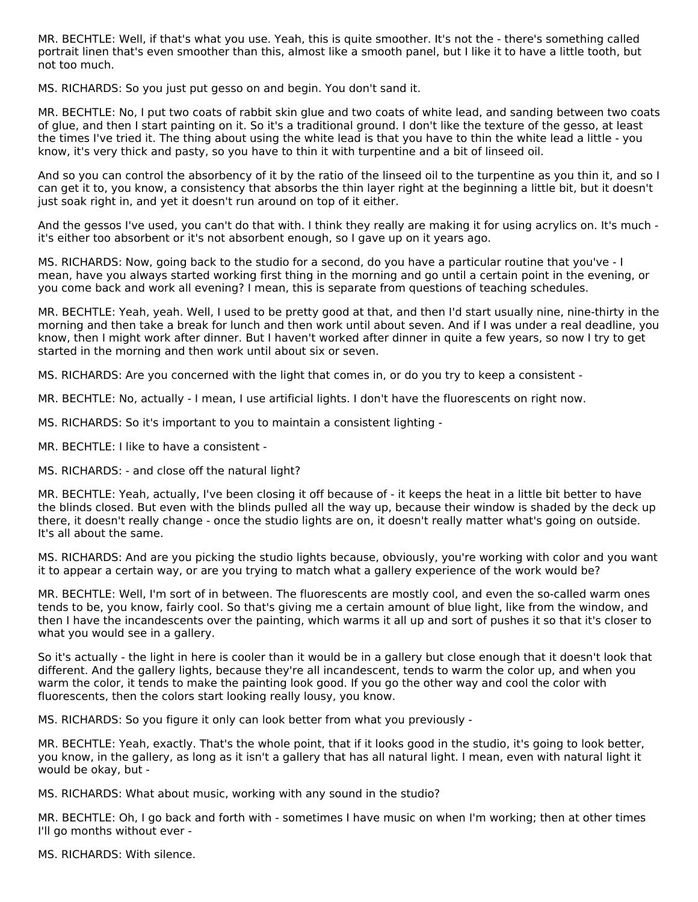MR. BECHTLE: Well, if that's what you use. Yeah, this is quite smoother. It's not the - there's something called portrait linen that's even smoother than this, almost like a smooth panel, but I like it to have a little tooth, but not too much.

MS. RICHARDS: So you just put gesso on and begin. You don't sand it.

MR. BECHTLE: No, I put two coats of rabbit skin glue and two coats of white lead, and sanding between two coats of glue, and then I start painting on it. So it's a traditional ground. I don't like the texture of the gesso, at least the times I've tried it. The thing about using the white lead is that you have to thin the white lead a little - you know, it's very thick and pasty, so you have to thin it with turpentine and a bit of linseed oil.

And so you can control the absorbency of it by the ratio of the linseed oil to the turpentine as you thin it, and so I can get it to, you know, a consistency that absorbs the thin layer right at the beginning a little bit, but it doesn't just soak right in, and yet it doesn't run around on top of it either.

And the gessos I've used, you can't do that with. I think they really are making it for using acrylics on. It's much - it's either too absorbent or it's not absorbent enough, so I gave up on it years ago.

MS. RICHARDS: Now, going back to the studio for a second, do you have a particular routine that you've - I mean, have you always started working first thing in the morning and go until a certain point in the evening, or you come back and work all evening? I mean, this is separate from questions of teaching schedules.

MR. BECHTLE: Yeah, yeah. Well, I used to be pretty good at that, and then I'd start usually nine, nine-thirty in the morning and then take a break for lunch and then work until about seven. And if I was under a real deadline, you know, then I might work after dinner. But I haven't worked after dinner in quite a few years, so now I try to get started in the morning and then work until about six or seven.

MS. RICHARDS: Are you concerned with the light that comes in, or do you try to keep a consistent -

MR. BECHTLE: No, actually - I mean, I use artificial lights. I don't have the fluorescents on right now.

MS. RICHARDS: So it's important to you to maintain a consistent lighting -

MR. BECHTLE: I like to have a consistent -

MS. RICHARDS: - and close off the natural light?

MR. BECHTLE: Yeah, actually, I've been closing it off because of - it keeps the heat in a little bit better to have the blinds closed. But even with the blinds pulled all the way up, because their window is shaded by the deck up there, it doesn't really change - once the studio lights are on, it doesn't really matter what's going on outside. It's all about the same.

MS. RICHARDS: And are you picking the studio lights because, obviously, you're working with color and you want it to appear a certain way, or are you trying to match what a gallery experience of the work would be?

MR. BECHTLE: Well, I'm sort of in between. The fluorescents are mostly cool, and even the so-called warm ones tends to be, you know, fairly cool. So that's giving me a certain amount of blue light, like from the window, and then I have the incandescents over the painting, which warms it all up and sort of pushes it so that it's closer to what you would see in a gallery.

So it's actually - the light in here is cooler than it would be in a gallery but close enough that it doesn't look that different. And the gallery lights, because they're all incandescent, tends to warm the color up, and when you warm the color, it tends to make the painting look good. If you go the other way and cool the color with fluorescents, then the colors start looking really lousy, you know.

MS. RICHARDS: So you figure it only can look better from what you previously -

MR. BECHTLE: Yeah, exactly. That's the whole point, that if it looks good in the studio, it's going to look better, you know, in the gallery, as long as it isn't a gallery that has all natural light. I mean, even with natural light it would be okay, but -

MS. RICHARDS: What about music, working with any sound in the studio?

MR. BECHTLE: Oh, I go back and forth with - sometimes I have music on when I'm working; then at other times I'll go months without ever -

MS. RICHARDS: With silence.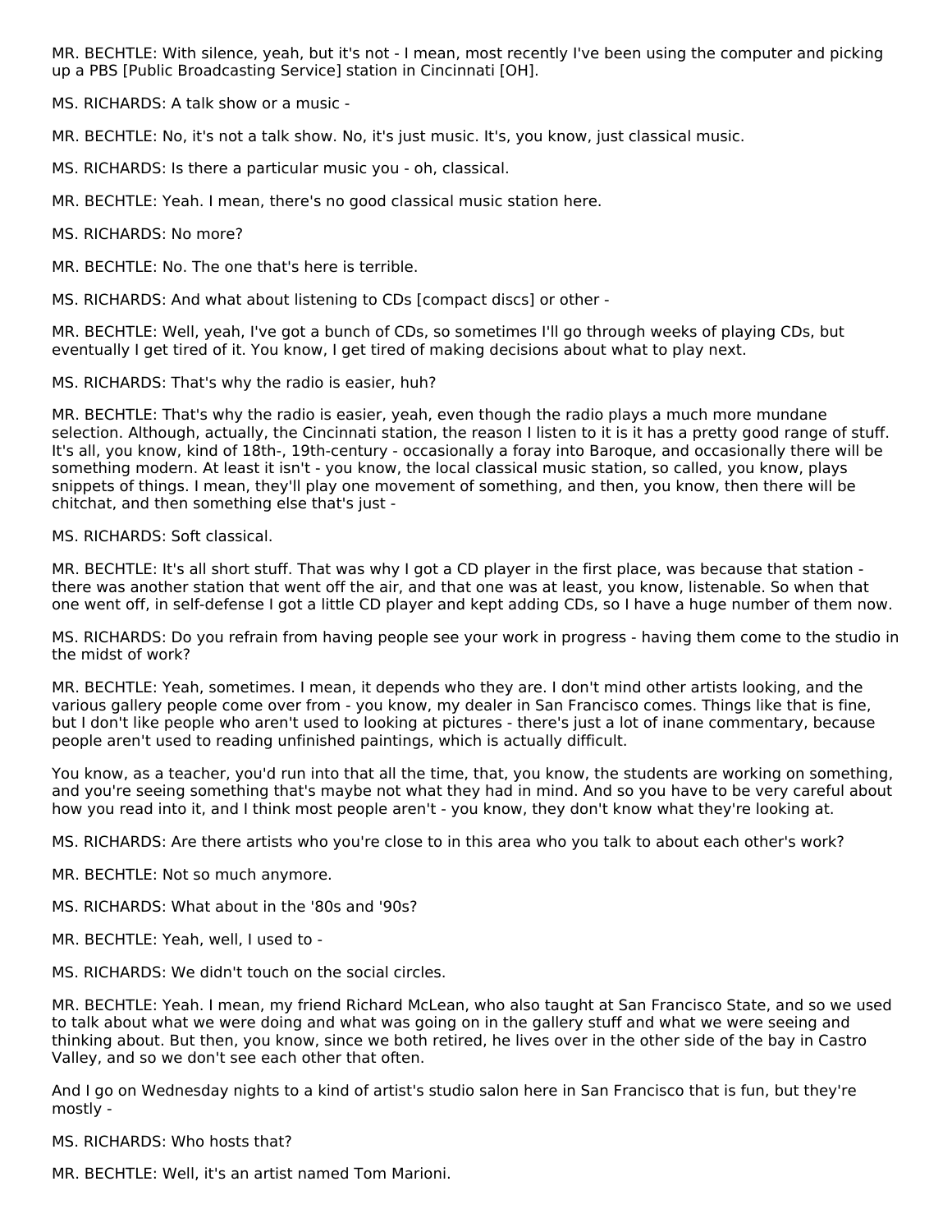MR. BECHTLE: With silence, yeah, but it's not - I mean, most recently I've been using the computer and picking up a PBS [Public Broadcasting Service] station in Cincinnati [OH].

MS. RICHARDS: A talk show or a music -

MR. BECHTLE: No, it's not a talk show. No, it's just music. It's, you know, just classical music.

MS. RICHARDS: Is there a particular music you - oh, classical.

MR. BECHTLE: Yeah. I mean, there's no good classical music station here.

MS. RICHARDS: No more?

MR. BECHTLE: No. The one that's here is terrible.

MS. RICHARDS: And what about listening to CDs [compact discs] or other -

MR. BECHTLE: Well, yeah, I've got a bunch of CDs, so sometimes I'll go through weeks of playing CDs, but eventually I get tired of it. You know, I get tired of making decisions about what to play next.

MS. RICHARDS: That's why the radio is easier, huh?

MR. BECHTLE: That's why the radio is easier, yeah, even though the radio plays a much more mundane selection. Although, actually, the Cincinnati station, the reason I listen to it is it has a pretty good range of stuff. It's all, you know, kind of 18th-, 19th-century - occasionally a foray into Baroque, and occasionally there will be something modern. At least it isn't - you know, the local classical music station, so called, you know, plays snippets of things. I mean, they'll play one movement of something, and then, you know, then there will be chitchat, and then something else that's just -

MS. RICHARDS: Soft classical.

MR. BECHTLE: It's all short stuff. That was why I got a CD player in the first place, was because that station - there was another station that went off the air, and that one was at least, you know, listenable. So when that one went off, in self-defense I got a little CD player and kept adding CDs, so I have a huge number of them now.

MS. RICHARDS: Do you refrain from having people see your work in progress - having them come to the studio in the midst of work?

MR. BECHTLE: Yeah, sometimes. I mean, it depends who they are. I don't mind other artists looking, and the various gallery people come over from - you know, my dealer in San Francisco comes. Things like that is fine, but I don't like people who aren't used to looking at pictures - there's just a lot of inane commentary, because people aren't used to reading unfinished paintings, which is actually difficult.

You know, as a teacher, you'd run into that all the time, that, you know, the students are working on something, and you're seeing something that's maybe not what they had in mind. And so you have to be very careful about how you read into it, and I think most people aren't - you know, they don't know what they're looking at.

MS. RICHARDS: Are there artists who you're close to in this area who you talk to about each other's work?

MR. BECHTLE: Not so much anymore.

MS. RICHARDS: What about in the '80s and '90s?

MR. BECHTLE: Yeah, well, I used to -

MS. RICHARDS: We didn't touch on the social circles.

MR. BECHTLE: Yeah. I mean, my friend Richard McLean, who also taught at San Francisco State, and so we used to talk about what we were doing and what was going on in the gallery stuff and what we were seeing and thinking about. But then, you know, since we both retired, he lives over in the other side of the bay in Castro Valley, and so we don't see each other that often.

And I go on Wednesday nights to a kind of artist's studio salon here in San Francisco that is fun, but they're mostly -

MS. RICHARDS: Who hosts that?

MR. BECHTLE: Well, it's an artist named Tom Marioni.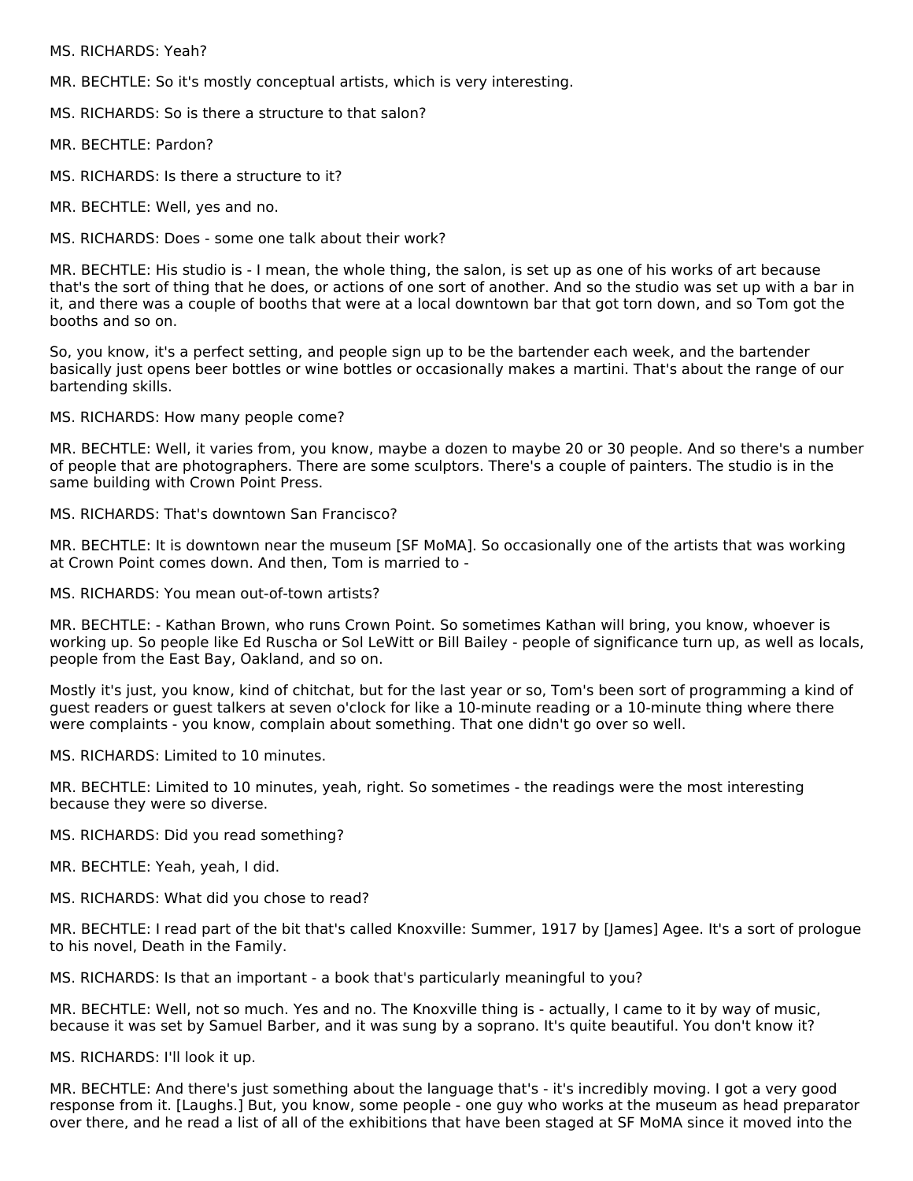MS. RICHARDS: Yeah?

MR. BECHTLE: So it's mostly conceptual artists, which is very interesting.

MS. RICHARDS: So is there a structure to that salon?

MR. BECHTLE: Pardon?

MS. RICHARDS: Is there a structure to it?

MR. BECHTLE: Well, yes and no.

MS. RICHARDS: Does - some one talk about their work?

MR. BECHTLE: His studio is - I mean, the whole thing, the salon, is set up as one of his works of art because that's the sort of thing that he does, or actions of one sort of another. And so the studio was set up with a bar in it, and there was a couple of booths that were at a local downtown bar that got torn down, and so Tom got the booths and so on.

So, you know, it's a perfect setting, and people sign up to be the bartender each week, and the bartender basically just opens beer bottles or wine bottles or occasionally makes a martini. That's about the range of our bartending skills.

MS. RICHARDS: How many people come?

MR. BECHTLE: Well, it varies from, you know, maybe a dozen to maybe 20 or 30 people. And so there's a number of people that are photographers. There are some sculptors. There's a couple of painters. The studio is in the same building with Crown Point Press.

MS. RICHARDS: That's downtown San Francisco?

MR. BECHTLE: It is downtown near the museum [SF MoMA]. So occasionally one of the artists that was working at Crown Point comes down. And then, Tom is married to -

MS. RICHARDS: You mean out-of-town artists?

MR. BECHTLE: - Kathan Brown, who runs Crown Point. So sometimes Kathan will bring, you know, whoever is working up. So people like Ed Ruscha or Sol LeWitt or Bill Bailey - people of significance turn up, as well as locals, people from the East Bay, Oakland, and so on.

Mostly it's just, you know, kind of chitchat, but for the last year or so, Tom's been sort of programming a kind of guest readers or guest talkers at seven o'clock for like a 10-minute reading or a 10-minute thing where there were complaints - you know, complain about something. That one didn't go over so well.

MS. RICHARDS: Limited to 10 minutes.

MR. BECHTLE: Limited to 10 minutes, yeah, right. So sometimes - the readings were the most interesting because they were so diverse.

MS. RICHARDS: Did you read something?

MR. BECHTLE: Yeah, yeah, I did.

MS. RICHARDS: What did you chose to read?

MR. BECHTLE: I read part of the bit that's called Knoxville: Summer, 1917 by [James] Agee. It's a sort of prologue to his novel, Death in the Family.

MS. RICHARDS: Is that an important - a book that's particularly meaningful to you?

MR. BECHTLE: Well, not so much. Yes and no. The Knoxville thing is - actually, I came to it by way of music, because it was set by Samuel Barber, and it was sung by a soprano. It's quite beautiful. You don't know it?

MS. RICHARDS: I'll look it up.

MR. BECHTLE: And there's just something about the language that's - it's incredibly moving. I got a very good response from it. [Laughs.] But, you know, some people - one guy who works at the museum as head preparator over there, and he read a list of all of the exhibitions that have been staged at SF MoMA since it moved into the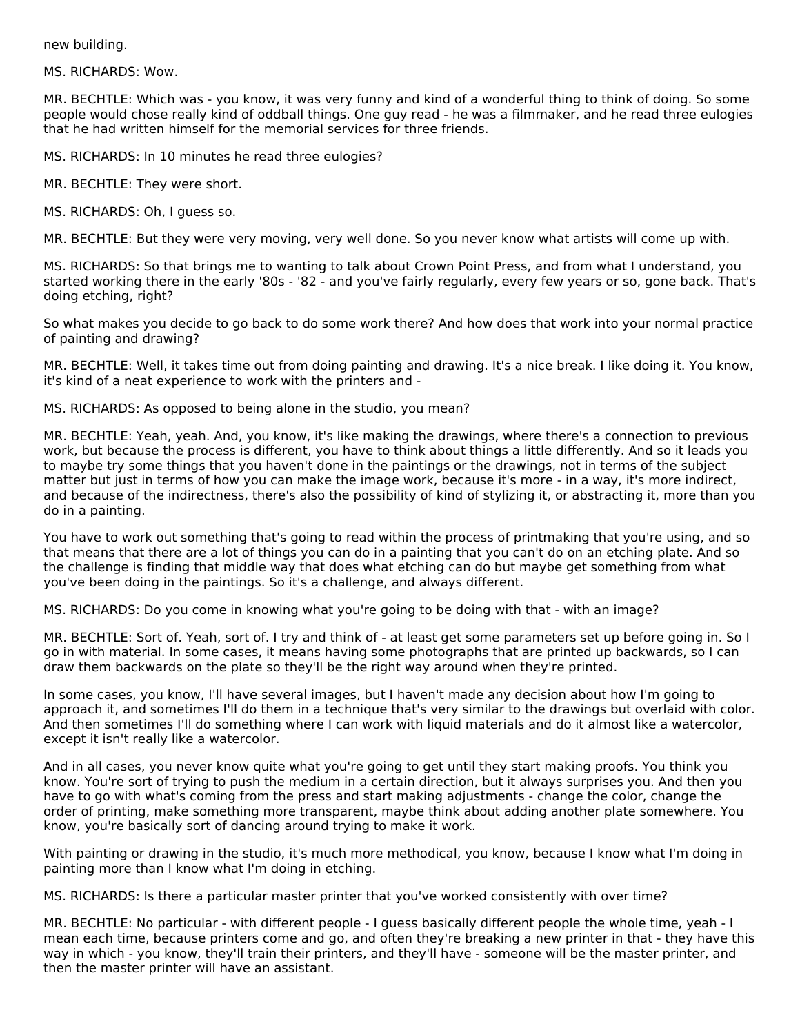new building.

MS. RICHARDS: Wow.

MR. BECHTLE: Which was - you know, it was very funny and kind of a wonderful thing to think of doing. So some people would chose really kind of oddball things. One guy read - he was a filmmaker, and he read three eulogies that he had written himself for the memorial services for three friends.

MS. RICHARDS: In 10 minutes he read three eulogies?

MR. BECHTLE: They were short.

MS. RICHARDS: Oh, I guess so.

MR. BECHTLE: But they were very moving, very well done. So you never know what artists will come up with.

MS. RICHARDS: So that brings me to wanting to talk about Crown Point Press, and from what I understand, you started working there in the early '80s - '82 - and you've fairly regularly, every few years or so, gone back. That's doing etching, right?

So what makes you decide to go back to do some work there? And how does that work into your normal practice of painting and drawing?

MR. BECHTLE: Well, it takes time out from doing painting and drawing. It's a nice break. I like doing it. You know, it's kind of a neat experience to work with the printers and -

MS. RICHARDS: As opposed to being alone in the studio, you mean?

MR. BECHTLE: Yeah, yeah. And, you know, it's like making the drawings, where there's a connection to previous work, but because the process is different, you have to think about things a little differently. And so it leads you to maybe try some things that you haven't done in the paintings or the drawings, not in terms of the subject matter but just in terms of how you can make the image work, because it's more - in a way, it's more indirect, and because of the indirectness, there's also the possibility of kind of stylizing it, or abstracting it, more than you do in a painting.

You have to work out something that's going to read within the process of printmaking that you're using, and so that means that there are a lot of things you can do in a painting that you can't do on an etching plate. And so the challenge is finding that middle way that does what etching can do but maybe get something from what you've been doing in the paintings. So it's a challenge, and always different.

MS. RICHARDS: Do you come in knowing what you're going to be doing with that - with an image?

MR. BECHTLE: Sort of. Yeah, sort of. I try and think of - at least get some parameters set up before going in. So I go in with material. In some cases, it means having some photographs that are printed up backwards, so I can draw them backwards on the plate so they'll be the right way around when they're printed.

In some cases, you know, I'll have several images, but I haven't made any decision about how I'm going to approach it, and sometimes I'll do them in a technique that's very similar to the drawings but overlaid with color. And then sometimes I'll do something where I can work with liquid materials and do it almost like a watercolor, except it isn't really like a watercolor.

And in all cases, you never know quite what you're going to get until they start making proofs. You think you know. You're sort of trying to push the medium in a certain direction, but it always surprises you. And then you have to go with what's coming from the press and start making adjustments - change the color, change the order of printing, make something more transparent, maybe think about adding another plate somewhere. You know, you're basically sort of dancing around trying to make it work.

With painting or drawing in the studio, it's much more methodical, you know, because I know what I'm doing in painting more than I know what I'm doing in etching.

MS. RICHARDS: Is there a particular master printer that you've worked consistently with over time?

MR. BECHTLE: No particular - with different people - I guess basically different people the whole time, yeah - I mean each time, because printers come and go, and often they're breaking a new printer in that - they have this way in which - you know, they'll train their printers, and they'll have - someone will be the master printer, and then the master printer will have an assistant.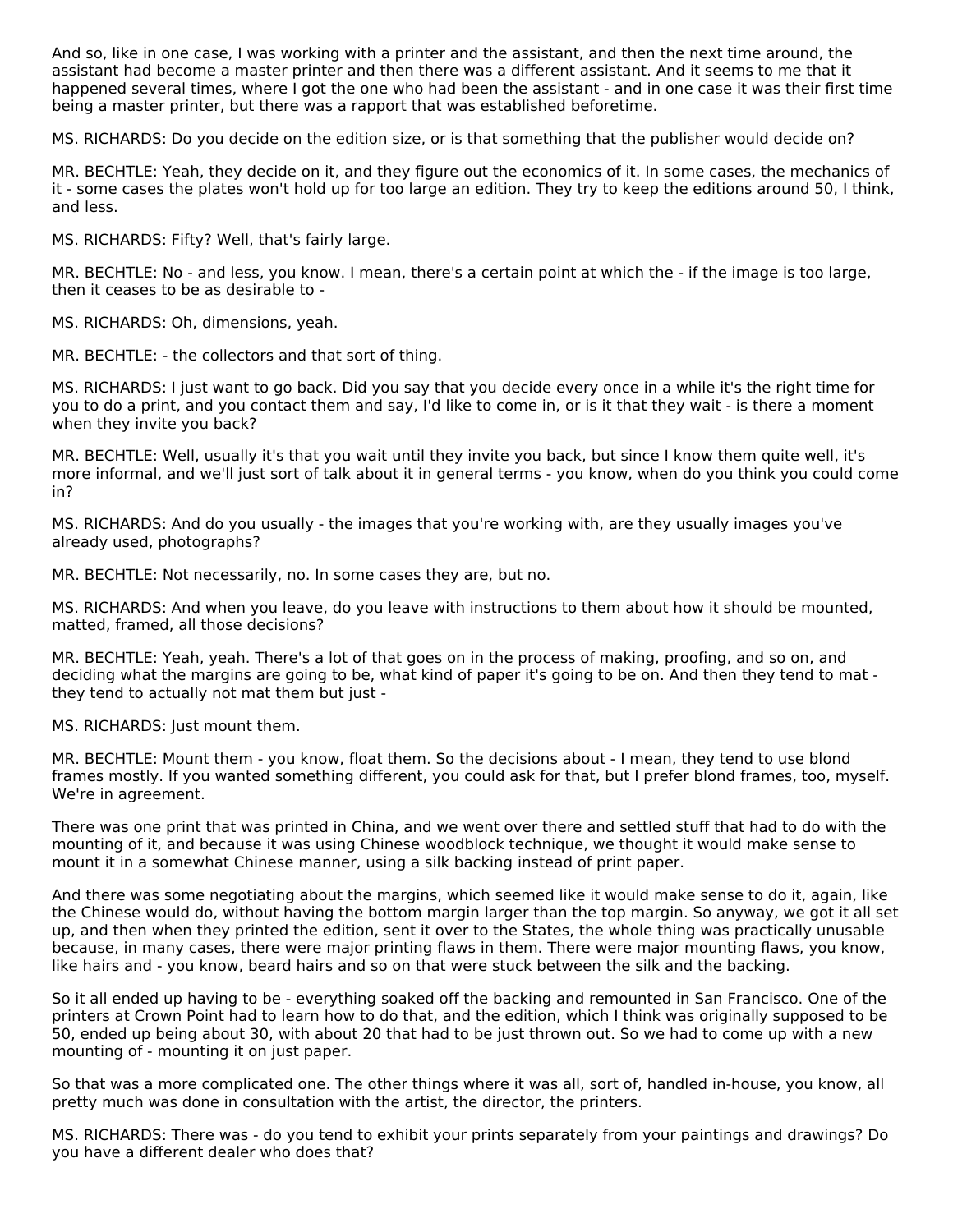And so, like in one case, I was working with a printer and the assistant, and then the next time around, the assistant had become a master printer and then there was a different assistant. And it seems to me that it happened several times, where I got the one who had been the assistant - and in one case it was their first time being a master printer, but there was a rapport that was established beforetime.

MS. RICHARDS: Do you decide on the edition size, or is that something that the publisher would decide on?

MR. BECHTLE: Yeah, they decide on it, and they figure out the economics of it. In some cases, the mechanics of it - some cases the plates won't hold up for too large an edition. They try to keep the editions around 50, I think, and less.

MS. RICHARDS: Fifty? Well, that's fairly large.

MR. BECHTLE: No - and less, you know. I mean, there's a certain point at which the - if the image is too large, then it ceases to be as desirable to -

MS. RICHARDS: Oh, dimensions, yeah.

MR. BECHTLE: - the collectors and that sort of thing.

MS. RICHARDS: I just want to go back. Did you say that you decide every once in a while it's the right time for you to do a print, and you contact them and say, I'd like to come in, or is it that they wait - is there a moment when they invite you back?

MR. BECHTLE: Well, usually it's that you wait until they invite you back, but since I know them quite well, it's more informal, and we'll just sort of talk about it in general terms - you know, when do you think you could come in?

MS. RICHARDS: And do you usually - the images that you're working with, are they usually images you've already used, photographs?

MR. BECHTLE: Not necessarily, no. In some cases they are, but no.

MS. RICHARDS: And when you leave, do you leave with instructions to them about how it should be mounted, matted, framed, all those decisions?

MR. BECHTLE: Yeah, yeah. There's a lot of that goes on in the process of making, proofing, and so on, and deciding what the margins are going to be, what kind of paper it's going to be on. And then they tend to mat - they tend to actually not mat them but just -

MS. RICHARDS: Just mount them.

MR. BECHTLE: Mount them - you know, float them. So the decisions about - I mean, they tend to use blond frames mostly. If you wanted something different, you could ask for that, but I prefer blond frames, too, myself. We're in agreement.

There was one print that was printed in China, and we went over there and settled stuff that had to do with the mounting of it, and because it was using Chinese woodblock technique, we thought it would make sense to mount it in a somewhat Chinese manner, using a silk backing instead of print paper.

And there was some negotiating about the margins, which seemed like it would make sense to do it, again, like the Chinese would do, without having the bottom margin larger than the top margin. So anyway, we got it all set up, and then when they printed the edition, sent it over to the States, the whole thing was practically unusable because, in many cases, there were major printing flaws in them. There were major mounting flaws, you know, like hairs and - you know, beard hairs and so on that were stuck between the silk and the backing.

So it all ended up having to be - everything soaked off the backing and remounted in San Francisco. One of the printers at Crown Point had to learn how to do that, and the edition, which I think was originally supposed to be 50, ended up being about 30, with about 20 that had to be just thrown out. So we had to come up with a new mounting of - mounting it on just paper.

So that was a more complicated one. The other things where it was all, sort of, handled in-house, you know, all pretty much was done in consultation with the artist, the director, the printers.

MS. RICHARDS: There was - do you tend to exhibit your prints separately from your paintings and drawings? Do you have a different dealer who does that?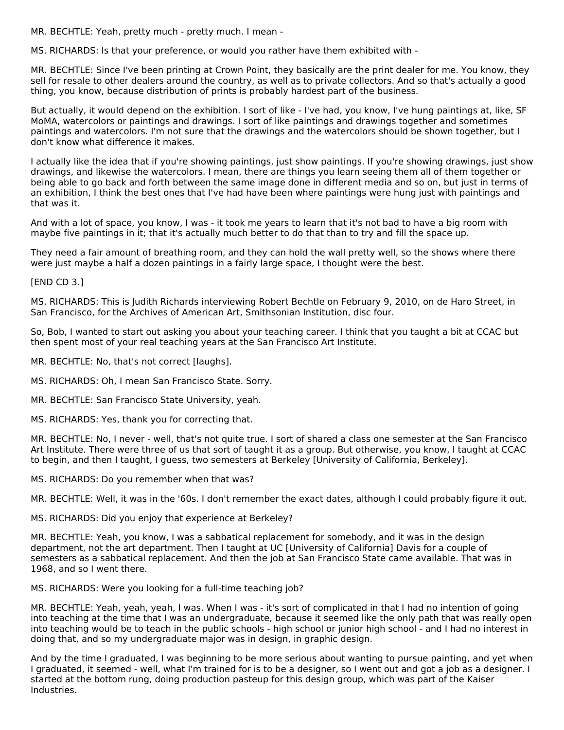MR. BECHTLE: Yeah, pretty much - pretty much. I mean -

MS. RICHARDS: Is that your preference, or would you rather have them exhibited with -

MR. BECHTLE: Since I've been printing at Crown Point, they basically are the print dealer for me. You know, they sell for resale to other dealers around the country, as well as to private collectors. And so that's actually a good thing, you know, because distribution of prints is probably hardest part of the business.

But actually, it would depend on the exhibition. I sort of like - I've had, you know, I've hung paintings at, like, SF MoMA, watercolors or paintings and drawings. I sort of like paintings and drawings together and sometimes paintings and watercolors. I'm not sure that the drawings and the watercolors should be shown together, but I don't know what difference it makes.

I actually like the idea that if you're showing paintings, just show paintings. If you're showing drawings, just show drawings, and likewise the watercolors. I mean, there are things you learn seeing them all of them together or being able to go back and forth between the same image done in different media and so on, but just in terms of an exhibition, I think the best ones that I've had have been where paintings were hung just with paintings and that was it.

And with a lot of space, you know, I was - it took me years to learn that it's not bad to have a big room with maybe five paintings in it; that it's actually much better to do that than to try and fill the space up.

They need a fair amount of breathing room, and they can hold the wall pretty well, so the shows where there were just maybe a half a dozen paintings in a fairly large space, I thought were the best.

[END CD 3.]

MS. RICHARDS: This is Judith Richards interviewing Robert Bechtle on February 9, 2010, on de Haro Street, in San Francisco, for the Archives of American Art, Smithsonian Institution, disc four.

So, Bob, I wanted to start out asking you about your teaching career. I think that you taught a bit at CCAC but then spent most of your real teaching years at the San Francisco Art Institute.

MR. BECHTLE: No, that's not correct [laughs].

MS. RICHARDS: Oh, I mean San Francisco State. Sorry.

MR. BECHTLE: San Francisco State University, yeah.

MS. RICHARDS: Yes, thank you for correcting that.

MR. BECHTLE: No, I never - well, that's not quite true. I sort of shared a class one semester at the San Francisco Art Institute. There were three of us that sort of taught it as a group. But otherwise, you know, I taught at CCAC to begin, and then I taught, I guess, two semesters at Berkeley [University of California, Berkeley].

MS. RICHARDS: Do you remember when that was?

MR. BECHTLE: Well, it was in the '60s. I don't remember the exact dates, although I could probably figure it out.

MS. RICHARDS: Did you enjoy that experience at Berkeley?

MR. BECHTLE: Yeah, you know, I was a sabbatical replacement for somebody, and it was in the design department, not the art department. Then I taught at UC [University of California] Davis for a couple of semesters as a sabbatical replacement. And then the job at San Francisco State came available. That was in 1968, and so I went there.

MS. RICHARDS: Were you looking for a full-time teaching job?

MR. BECHTLE: Yeah, yeah, yeah, I was. When I was - it's sort of complicated in that I had no intention of going into teaching at the time that I was an undergraduate, because it seemed like the only path that was really open into teaching would be to teach in the public schools - high school or junior high school - and I had no interest in doing that, and so my undergraduate major was in design, in graphic design.

And by the time I graduated, I was beginning to be more serious about wanting to pursue painting, and yet when I graduated, it seemed - well, what I'm trained for is to be a designer, so I went out and got a job as a designer. I started at the bottom rung, doing production pasteup for this design group, which was part of the Kaiser Industries.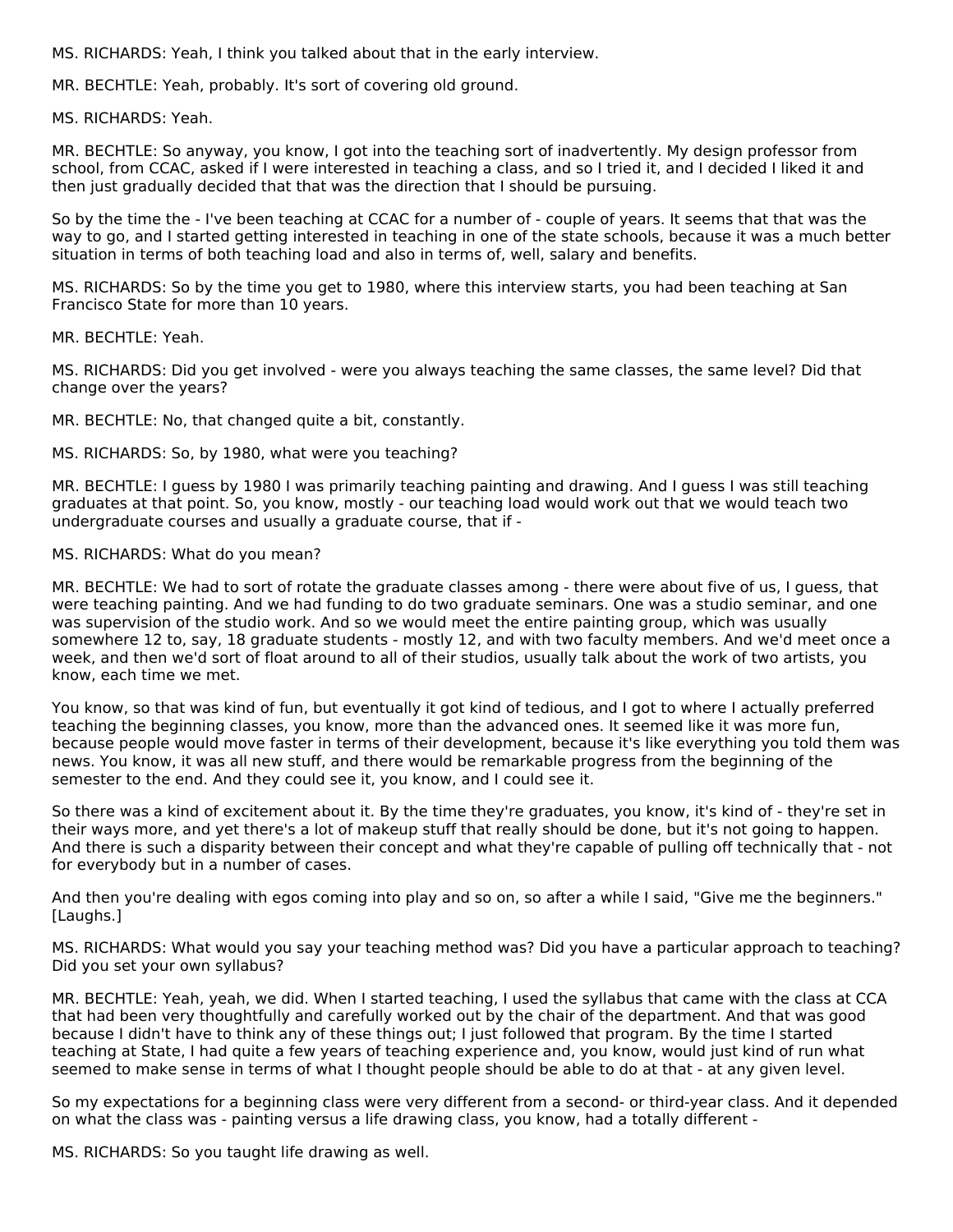MS. RICHARDS: Yeah, I think you talked about that in the early interview.

MR. BECHTLE: Yeah, probably. It's sort of covering old ground.

MS. RICHARDS: Yeah.

MR. BECHTLE: So anyway, you know, I got into the teaching sort of inadvertently. My design professor from school, from CCAC, asked if I were interested in teaching a class, and so I tried it, and I decided I liked it and then just gradually decided that that was the direction that I should be pursuing.

So by the time the - I've been teaching at CCAC for a number of - couple of years. It seems that that was the way to go, and I started getting interested in teaching in one of the state schools, because it was a much better situation in terms of both teaching load and also in terms of, well, salary and benefits.

MS. RICHARDS: So by the time you get to 1980, where this interview starts, you had been teaching at San Francisco State for more than 10 years.

MR. BECHTLE: Yeah.

MS. RICHARDS: Did you get involved - were you always teaching the same classes, the same level? Did that change over the years?

MR. BECHTLE: No, that changed quite a bit, constantly.

MS. RICHARDS: So, by 1980, what were you teaching?

MR. BECHTLE: I guess by 1980 I was primarily teaching painting and drawing. And I guess I was still teaching graduates at that point. So, you know, mostly - our teaching load would work out that we would teach two undergraduate courses and usually a graduate course, that if -

MS. RICHARDS: What do you mean?

MR. BECHTLE: We had to sort of rotate the graduate classes among - there were about five of us, I guess, that were teaching painting. And we had funding to do two graduate seminars. One was a studio seminar, and one was supervision of the studio work. And so we would meet the entire painting group, which was usually somewhere 12 to, say, 18 graduate students - mostly 12, and with two faculty members. And we'd meet once a week, and then we'd sort of float around to all of their studios, usually talk about the work of two artists, you know, each time we met.

You know, so that was kind of fun, but eventually it got kind of tedious, and I got to where I actually preferred teaching the beginning classes, you know, more than the advanced ones. It seemed like it was more fun, because people would move faster in terms of their development, because it's like everything you told them was news. You know, it was all new stuff, and there would be remarkable progress from the beginning of the semester to the end. And they could see it, you know, and I could see it.

So there was a kind of excitement about it. By the time they're graduates, you know, it's kind of - they're set in their ways more, and yet there's a lot of makeup stuff that really should be done, but it's not going to happen. And there is such a disparity between their concept and what they're capable of pulling off technically that - not for everybody but in a number of cases.

And then you're dealing with egos coming into play and so on, so after a while I said, "Give me the beginners." [Laughs.]

MS. RICHARDS: What would you say your teaching method was? Did you have a particular approach to teaching? Did you set your own syllabus?

MR. BECHTLE: Yeah, yeah, we did. When I started teaching, I used the syllabus that came with the class at CCA that had been very thoughtfully and carefully worked out by the chair of the department. And that was good because I didn't have to think any of these things out; I just followed that program. By the time I started teaching at State, I had quite a few years of teaching experience and, you know, would just kind of run what seemed to make sense in terms of what I thought people should be able to do at that - at any given level.

So my expectations for a beginning class were very different from a second- or third-year class. And it depended on what the class was - painting versus a life drawing class, you know, had a totally different -

MS. RICHARDS: So you taught life drawing as well.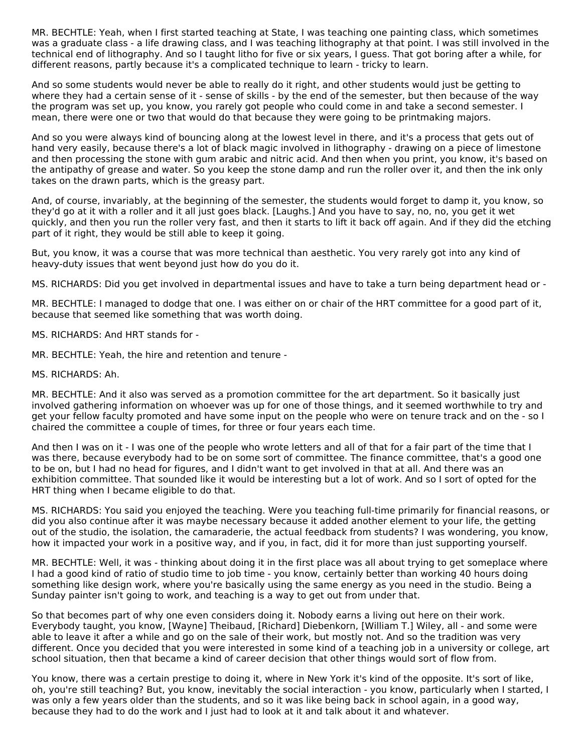MR. BECHTLE: Yeah, when I first started teaching at State, I was teaching one painting class, which sometimes was a graduate class - a life drawing class, and I was teaching lithography at that point. I was still involved in the technical end of lithography. And so I taught litho for five or six years, I guess. That got boring after a while, for different reasons, partly because it's a complicated technique to learn - tricky to learn.

And so some students would never be able to really do it right, and other students would just be getting to where they had a certain sense of it - sense of skills - by the end of the semester, but then because of the way the program was set up, you know, you rarely got people who could come in and take a second semester. I mean, there were one or two that would do that because they were going to be printmaking majors.

And so you were always kind of bouncing along at the lowest level in there, and it's a process that gets out of hand very easily, because there's a lot of black magic involved in lithography - drawing on a piece of limestone and then processing the stone with gum arabic and nitric acid. And then when you print, you know, it's based on the antipathy of grease and water. So you keep the stone damp and run the roller over it, and then the ink only takes on the drawn parts, which is the greasy part.

And, of course, invariably, at the beginning of the semester, the students would forget to damp it, you know, so they'd go at it with a roller and it all just goes black. [Laughs.] And you have to say, no, no, you get it wet quickly, and then you run the roller very fast, and then it starts to lift it back off again. And if they did the etching part of it right, they would be still able to keep it going.

But, you know, it was a course that was more technical than aesthetic. You very rarely got into any kind of heavy-duty issues that went beyond just how do you do it.

MS. RICHARDS: Did you get involved in departmental issues and have to take a turn being department head or -

MR. BECHTLE: I managed to dodge that one. I was either on or chair of the HRT committee for a good part of it, because that seemed like something that was worth doing.

MS. RICHARDS: And HRT stands for -

MR. BECHTLE: Yeah, the hire and retention and tenure -

MS. RICHARDS: Ah.

MR. BECHTLE: And it also was served as a promotion committee for the art department. So it basically just involved gathering information on whoever was up for one of those things, and it seemed worthwhile to try and get your fellow faculty promoted and have some input on the people who were on tenure track and on the - so I chaired the committee a couple of times, for three or four years each time.

And then I was on it - I was one of the people who wrote letters and all of that for a fair part of the time that I was there, because everybody had to be on some sort of committee. The finance committee, that's a good one to be on, but I had no head for figures, and I didn't want to get involved in that at all. And there was an exhibition committee. That sounded like it would be interesting but a lot of work. And so I sort of opted for the HRT thing when I became eligible to do that.

MS. RICHARDS: You said you enjoyed the teaching. Were you teaching full-time primarily for financial reasons, or did you also continue after it was maybe necessary because it added another element to your life, the getting out of the studio, the isolation, the camaraderie, the actual feedback from students? I was wondering, you know, how it impacted your work in a positive way, and if you, in fact, did it for more than just supporting yourself.

MR. BECHTLE: Well, it was - thinking about doing it in the first place was all about trying to get someplace where I had a good kind of ratio of studio time to job time - you know, certainly better than working 40 hours doing something like design work, where you're basically using the same energy as you need in the studio. Being a Sunday painter isn't going to work, and teaching is a way to get out from under that.

So that becomes part of why one even considers doing it. Nobody earns a living out here on their work. Everybody taught, you know, [Wayne] Theibaud, [Richard] Diebenkorn, [William T.] Wiley, all - and some were able to leave it after a while and go on the sale of their work, but mostly not. And so the tradition was very different. Once you decided that you were interested in some kind of a teaching job in a university or college, art school situation, then that became a kind of career decision that other things would sort of flow from.

You know, there was a certain prestige to doing it, where in New York it's kind of the opposite. It's sort of like, oh, you're still teaching? But, you know, inevitably the social interaction - you know, particularly when I started, I was only a few years older than the students, and so it was like being back in school again, in a good way, because they had to do the work and I just had to look at it and talk about it and whatever.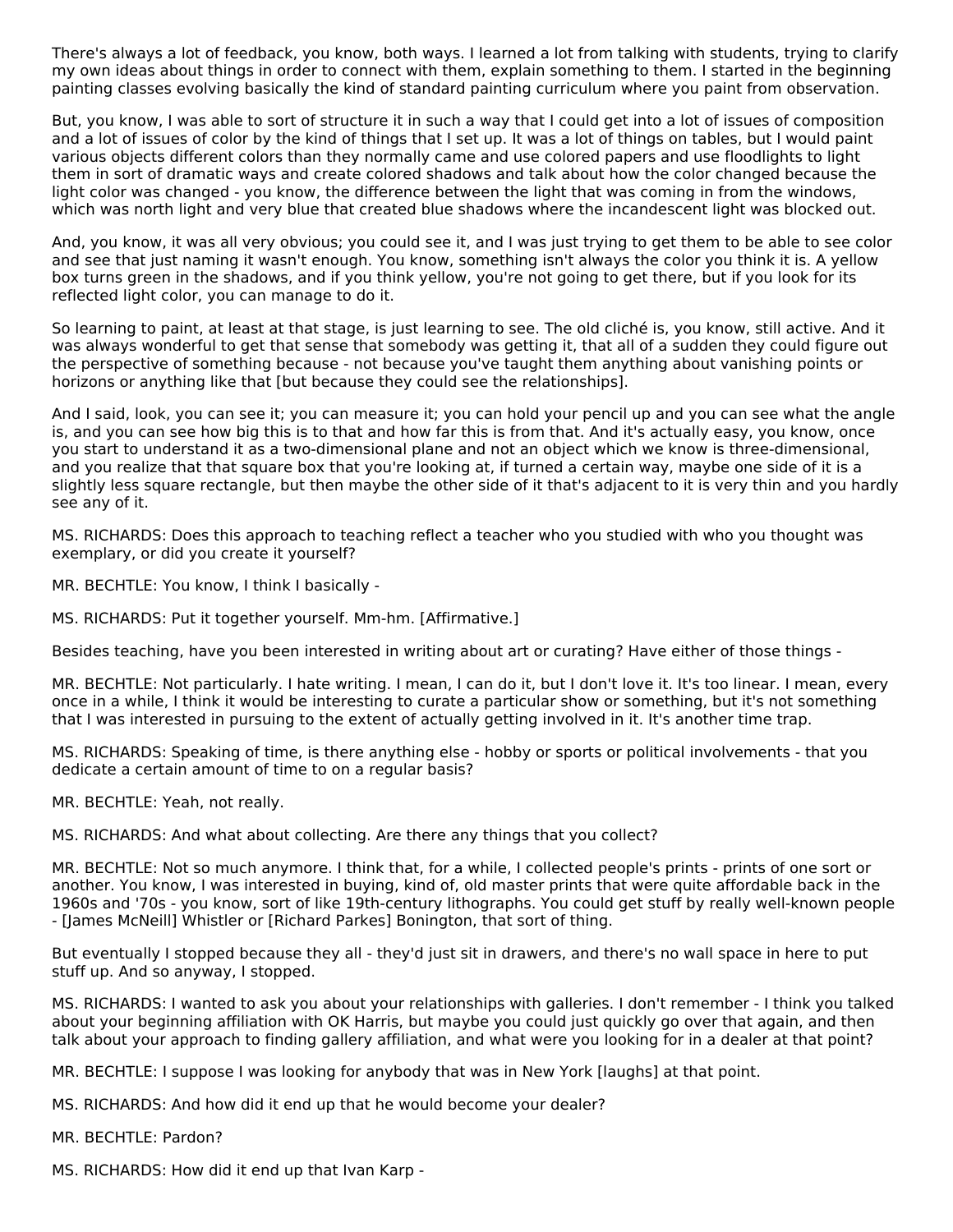There's always a lot of feedback, you know, both ways. I learned a lot from talking with students, trying to clarify my own ideas about things in order to connect with them, explain something to them. I started in the beginning painting classes evolving basically the kind of standard painting curriculum where you paint from observation.

But, you know, I was able to sort of structure it in such a way that I could get into a lot of issues of composition and a lot of issues of color by the kind of things that I set up. It was a lot of things on tables, but I would paint various objects different colors than they normally came and use colored papers and use floodlights to light them in sort of dramatic ways and create colored shadows and talk about how the color changed because the light color was changed - you know, the difference between the light that was coming in from the windows, which was north light and very blue that created blue shadows where the incandescent light was blocked out.

And, you know, it was all very obvious; you could see it, and I was just trying to get them to be able to see color and see that just naming it wasn't enough. You know, something isn't always the color you think it is. A yellow box turns green in the shadows, and if you think yellow, you're not going to get there, but if you look for its reflected light color, you can manage to do it.

So learning to paint, at least at that stage, is just learning to see. The old cliché is, you know, still active. And it was always wonderful to get that sense that somebody was getting it, that all of a sudden they could figure out the perspective of something because - not because you've taught them anything about vanishing points or horizons or anything like that [but because they could see the relationships].

And I said, look, you can see it; you can measure it; you can hold your pencil up and you can see what the angle is, and you can see how big this is to that and how far this is from that. And it's actually easy, you know, once you start to understand it as a two-dimensional plane and not an object which we know is three-dimensional, and you realize that that square box that you're looking at, if turned a certain way, maybe one side of it is a slightly less square rectangle, but then maybe the other side of it that's adjacent to it is very thin and you hardly see any of it.

MS. RICHARDS: Does this approach to teaching reflect a teacher who you studied with who you thought was exemplary, or did you create it yourself?

MR. BECHTLE: You know, I think I basically -

MS. RICHARDS: Put it together yourself. Mm-hm. [Affirmative.]

Besides teaching, have you been interested in writing about art or curating? Have either of those things -

MR. BECHTLE: Not particularly. I hate writing. I mean, I can do it, but I don't love it. It's too linear. I mean, every once in a while, I think it would be interesting to curate a particular show or something, but it's not something that I was interested in pursuing to the extent of actually getting involved in it. It's another time trap.

MS. RICHARDS: Speaking of time, is there anything else - hobby or sports or political involvements - that you dedicate a certain amount of time to on a regular basis?

MR. BECHTLE: Yeah, not really.

MS. RICHARDS: And what about collecting. Are there any things that you collect?

MR. BECHTLE: Not so much anymore. I think that, for a while, I collected people's prints - prints of one sort or another. You know, I was interested in buying, kind of, old master prints that were quite affordable back in the 1960s and '70s - you know, sort of like 19th-century lithographs. You could get stuff by really well-known people - [James McNeill] Whistler or [Richard Parkes] Bonington, that sort of thing.

But eventually I stopped because they all - they'd just sit in drawers, and there's no wall space in here to put stuff up. And so anyway, I stopped.

MS. RICHARDS: I wanted to ask you about your relationships with galleries. I don't remember - I think you talked about your beginning affiliation with OK Harris, but maybe you could just quickly go over that again, and then talk about your approach to finding gallery affiliation, and what were you looking for in a dealer at that point?

MR. BECHTLE: I suppose I was looking for anybody that was in New York [laughs] at that point.

MS. RICHARDS: And how did it end up that he would become your dealer?

MR. BECHTLE: Pardon?

MS. RICHARDS: How did it end up that Ivan Karp -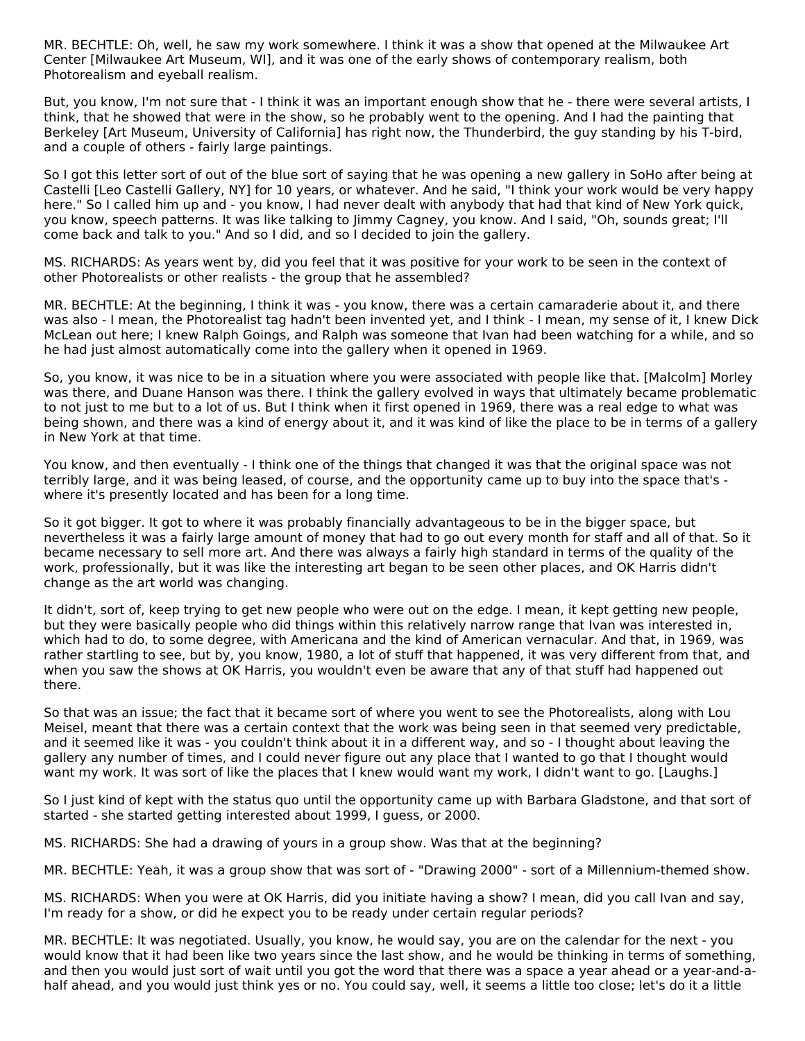MR. BECHTLE: Oh, well, he saw my work somewhere. I think it was a show that opened at the Milwaukee Art Center [Milwaukee Art Museum, WI], and it was one of the early shows of contemporary realism, both Photorealism and eyeball realism.

But, you know, I'm not sure that - I think it was an important enough show that he - there were several artists, I think, that he showed that were in the show, so he probably went to the opening. And I had the painting that Berkeley [Art Museum, University of California] has right now, the Thunderbird, the guy standing by his T-bird, and a couple of others - fairly large paintings.

So I got this letter sort of out of the blue sort of saying that he was opening a new gallery in SoHo after being at Castelli [Leo Castelli Gallery, NY] for 10 years, or whatever. And he said, "I think your work would be very happy here." So I called him up and - you know, I had never dealt with anybody that had that kind of New York quick, you know, speech patterns. It was like talking to Jimmy Cagney, you know. And I said, "Oh, sounds great; I'll come back and talk to you." And so I did, and so I decided to join the gallery.

MS. RICHARDS: As years went by, did you feel that it was positive for your work to be seen in the context of other Photorealists or other realists - the group that he assembled?

MR. BECHTLE: At the beginning, I think it was - you know, there was a certain camaraderie about it, and there was also - I mean, the Photorealist tag hadn't been invented yet, and I think - I mean, my sense of it, I knew Dick McLean out here; I knew Ralph Goings, and Ralph was someone that Ivan had been watching for a while, and so he had just almost automatically come into the gallery when it opened in 1969.

So, you know, it was nice to be in a situation where you were associated with people like that. [Malcolm] Morley was there, and Duane Hanson was there. I think the gallery evolved in ways that ultimately became problematic to not just to me but to a lot of us. But I think when it first opened in 1969, there was a real edge to what was being shown, and there was a kind of energy about it, and it was kind of like the place to be in terms of a gallery in New York at that time.

You know, and then eventually - I think one of the things that changed it was that the original space was not terribly large, and it was being leased, of course, and the opportunity came up to buy into the space that's - where it's presently located and has been for a long time.

So it got bigger. It got to where it was probably financially advantageous to be in the bigger space, but nevertheless it was a fairly large amount of money that had to go out every month for staff and all of that. So it became necessary to sell more art. And there was always a fairly high standard in terms of the quality of the work, professionally, but it was like the interesting art began to be seen other places, and OK Harris didn't change as the art world was changing.

It didn't, sort of, keep trying to get new people who were out on the edge. I mean, it kept getting new people, but they were basically people who did things within this relatively narrow range that Ivan was interested in, which had to do, to some degree, with Americana and the kind of American vernacular. And that, in 1969, was rather startling to see, but by, you know, 1980, a lot of stuff that happened, it was very different from that, and when you saw the shows at OK Harris, you wouldn't even be aware that any of that stuff had happened out there.

So that was an issue; the fact that it became sort of where you went to see the Photorealists, along with Lou Meisel, meant that there was a certain context that the work was being seen in that seemed very predictable, and it seemed like it was - you couldn't think about it in a different way, and so - I thought about leaving the gallery any number of times, and I could never figure out any place that I wanted to go that I thought would want my work. It was sort of like the places that I knew would want my work, I didn't want to go. [Laughs.]

So I just kind of kept with the status quo until the opportunity came up with Barbara Gladstone, and that sort of started - she started getting interested about 1999, I guess, or 2000.

MS. RICHARDS: She had a drawing of yours in a group show. Was that at the beginning?

MR. BECHTLE: Yeah, it was a group show that was sort of - "Drawing 2000" - sort of a Millennium-themed show.

MS. RICHARDS: When you were at OK Harris, did you initiate having a show? I mean, did you call Ivan and say, I'm ready for a show, or did he expect you to be ready under certain regular periods?

MR. BECHTLE: It was negotiated. Usually, you know, he would say, you are on the calendar for the next - you would know that it had been like two years since the last show, and he would be thinking in terms of something, and then you would just sort of wait until you got the word that there was a space a year ahead or a year-and-a-half ahead, and you would just think yes or no. You could say, well, it seems a little too close; let's do it a little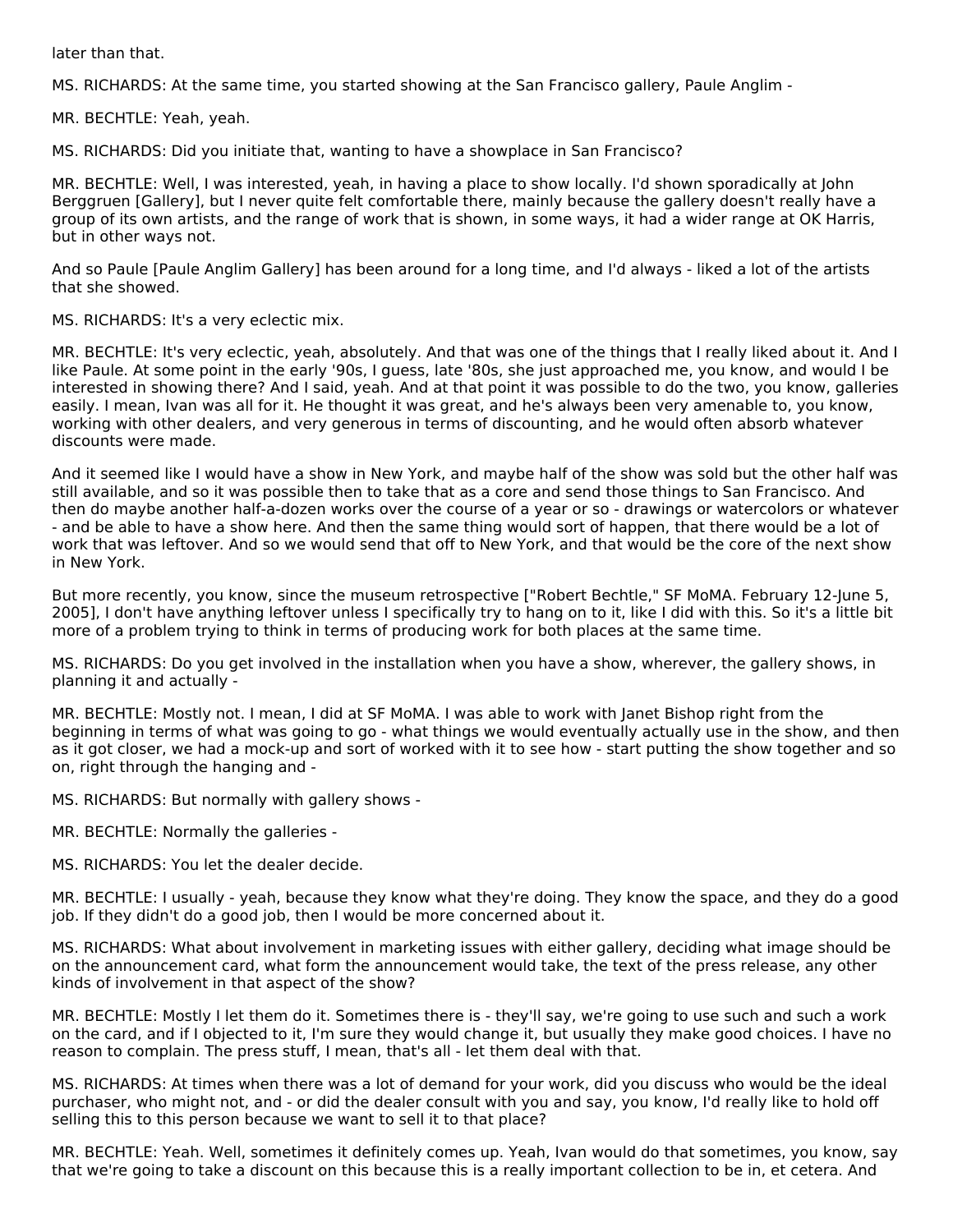later than that.

MS. RICHARDS: At the same time, you started showing at the San Francisco gallery, Paule Anglim -

MR. BECHTLE: Yeah, yeah.

MS. RICHARDS: Did you initiate that, wanting to have a showplace in San Francisco?

MR. BECHTLE: Well, I was interested, yeah, in having a place to show locally. I'd shown sporadically at John Berggruen [Gallery], but I never quite felt comfortable there, mainly because the gallery doesn't really have a group of its own artists, and the range of work that is shown, in some ways, it had a wider range at OK Harris, but in other ways not.

And so Paule [Paule Anglim Gallery] has been around for a long time, and I'd always - liked a lot of the artists that she showed.

MS. RICHARDS: It's a very eclectic mix.

MR. BECHTLE: It's very eclectic, yeah, absolutely. And that was one of the things that I really liked about it. And I like Paule. At some point in the early '90s, I guess, late '80s, she just approached me, you know, and would I be interested in showing there? And I said, yeah. And at that point it was possible to do the two, you know, galleries easily. I mean, Ivan was all for it. He thought it was great, and he's always been very amenable to, you know, working with other dealers, and very generous in terms of discounting, and he would often absorb whatever discounts were made.

And it seemed like I would have a show in New York, and maybe half of the show was sold but the other half was still available, and so it was possible then to take that as a core and send those things to San Francisco. And then do maybe another half-a-dozen works over the course of a year or so - drawings or watercolors or whatever - and be able to have a show here. And then the same thing would sort of happen, that there would be a lot of work that was leftover. And so we would send that off to New York, and that would be the core of the next show in New York.

But more recently, you know, since the museum retrospective ["Robert Bechtle," SF MoMA. February 12-June 5, 2005], I don't have anything leftover unless I specifically try to hang on to it, like I did with this. So it's a little bit more of a problem trying to think in terms of producing work for both places at the same time.

MS. RICHARDS: Do you get involved in the installation when you have a show, wherever, the gallery shows, in planning it and actually -

MR. BECHTLE: Mostly not. I mean, I did at SF MoMA. I was able to work with Janet Bishop right from the beginning in terms of what was going to go - what things we would eventually actually use in the show, and then as it got closer, we had a mock-up and sort of worked with it to see how - start putting the show together and so on, right through the hanging and -

MS. RICHARDS: But normally with gallery shows -

MR. BECHTLE: Normally the galleries -

MS. RICHARDS: You let the dealer decide.

MR. BECHTLE: I usually - yeah, because they know what they're doing. They know the space, and they do a good job. If they didn't do a good job, then I would be more concerned about it.

MS. RICHARDS: What about involvement in marketing issues with either gallery, deciding what image should be on the announcement card, what form the announcement would take, the text of the press release, any other kinds of involvement in that aspect of the show?

MR. BECHTLE: Mostly I let them do it. Sometimes there is - they'll say, we're going to use such and such a work on the card, and if I objected to it, I'm sure they would change it, but usually they make good choices. I have no reason to complain. The press stuff, I mean, that's all - let them deal with that.

MS. RICHARDS: At times when there was a lot of demand for your work, did you discuss who would be the ideal purchaser, who might not, and - or did the dealer consult with you and say, you know, I'd really like to hold off selling this to this person because we want to sell it to that place?

MR. BECHTLE: Yeah. Well, sometimes it definitely comes up. Yeah, Ivan would do that sometimes, you know, say that we're going to take a discount on this because this is a really important collection to be in, et cetera. And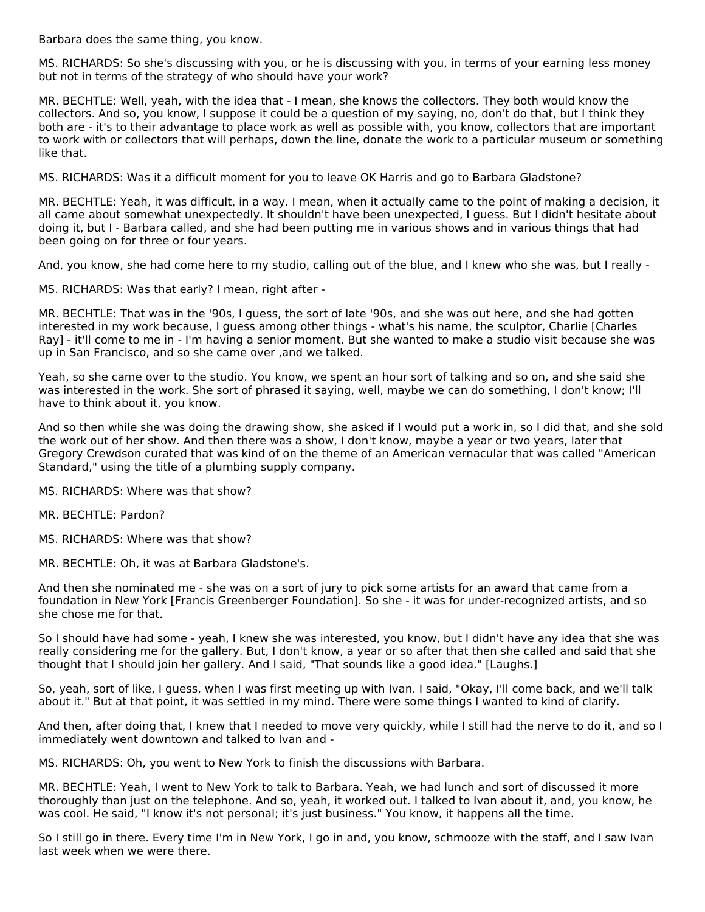Barbara does the same thing, you know.

MS. RICHARDS: So she's discussing with you, or he is discussing with you, in terms of your earning less money but not in terms of the strategy of who should have your work?

MR. BECHTLE: Well, yeah, with the idea that - I mean, she knows the collectors. They both would know the collectors. And so, you know, I suppose it could be a question of my saying, no, don't do that, but I think they both are - it's to their advantage to place work as well as possible with, you know, collectors that are important to work with or collectors that will perhaps, down the line, donate the work to a particular museum or something like that.

MS. RICHARDS: Was it a difficult moment for you to leave OK Harris and go to Barbara Gladstone?

MR. BECHTLE: Yeah, it was difficult, in a way. I mean, when it actually came to the point of making a decision, it all came about somewhat unexpectedly. It shouldn't have been unexpected, I guess. But I didn't hesitate about doing it, but I - Barbara called, and she had been putting me in various shows and in various things that had been going on for three or four years.

And, you know, she had come here to my studio, calling out of the blue, and I knew who she was, but I really -

MS. RICHARDS: Was that early? I mean, right after -

MR. BECHTLE: That was in the '90s, I guess, the sort of late '90s, and she was out here, and she had gotten interested in my work because, I guess among other things - what's his name, the sculptor, Charlie [Charles Ray] - it'll come to me in - I'm having a senior moment. But she wanted to make a studio visit because she was up in San Francisco, and so she came over ,and we talked.

Yeah, so she came over to the studio. You know, we spent an hour sort of talking and so on, and she said she was interested in the work. She sort of phrased it saying, well, maybe we can do something, I don't know; I'll have to think about it, you know.

And so then while she was doing the drawing show, she asked if I would put a work in, so I did that, and she sold the work out of her show. And then there was a show, I don't know, maybe a year or two years, later that Gregory Crewdson curated that was kind of on the theme of an American vernacular that was called "American Standard," using the title of a plumbing supply company.

MS. RICHARDS: Where was that show?

MR. BECHTLE: Pardon?

MS. RICHARDS: Where was that show?

MR. BECHTLE: Oh, it was at Barbara Gladstone's.

And then she nominated me - she was on a sort of jury to pick some artists for an award that came from a foundation in New York [Francis Greenberger Foundation]. So she - it was for under-recognized artists, and so she chose me for that.

So I should have had some - yeah, I knew she was interested, you know, but I didn't have any idea that she was really considering me for the gallery. But, I don't know, a year or so after that then she called and said that she thought that I should join her gallery. And I said, "That sounds like a good idea." [Laughs.]

So, yeah, sort of like, I guess, when I was first meeting up with Ivan. I said, "Okay, I'll come back, and we'll talk about it." But at that point, it was settled in my mind. There were some things I wanted to kind of clarify.

And then, after doing that, I knew that I needed to move very quickly, while I still had the nerve to do it, and so I immediately went downtown and talked to Ivan and -

MS. RICHARDS: Oh, you went to New York to finish the discussions with Barbara.

MR. BECHTLE: Yeah, I went to New York to talk to Barbara. Yeah, we had lunch and sort of discussed it more thoroughly than just on the telephone. And so, yeah, it worked out. I talked to Ivan about it, and, you know, he was cool. He said, "I know it's not personal; it's just business." You know, it happens all the time.

So I still go in there. Every time I'm in New York, I go in and, you know, schmooze with the staff, and I saw Ivan last week when we were there.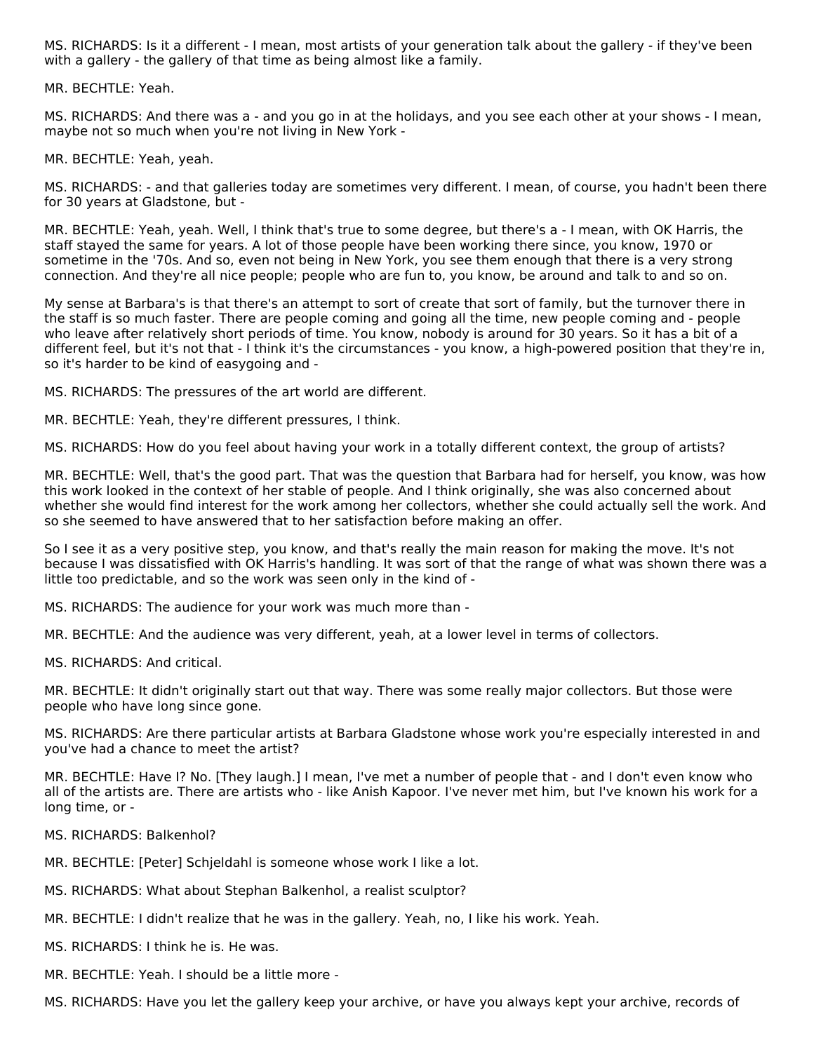MS. RICHARDS: Is it a different - I mean, most artists of your generation talk about the gallery - if they've been with a gallery - the gallery of that time as being almost like a family.

MR. BECHTLE: Yeah.

MS. RICHARDS: And there was a - and you go in at the holidays, and you see each other at your shows - I mean, maybe not so much when you're not living in New York -

MR. BECHTLE: Yeah, yeah.

MS. RICHARDS: - and that galleries today are sometimes very different. I mean, of course, you hadn't been there for 30 years at Gladstone, but -

MR. BECHTLE: Yeah, yeah. Well, I think that's true to some degree, but there's a - I mean, with OK Harris, the staff stayed the same for years. A lot of those people have been working there since, you know, 1970 or sometime in the '70s. And so, even not being in New York, you see them enough that there is a very strong connection. And they're all nice people; people who are fun to, you know, be around and talk to and so on.

My sense at Barbara's is that there's an attempt to sort of create that sort of family, but the turnover there in the staff is so much faster. There are people coming and going all the time, new people coming and - people who leave after relatively short periods of time. You know, nobody is around for 30 years. So it has a bit of a different feel, but it's not that - I think it's the circumstances - you know, a high-powered position that they're in, so it's harder to be kind of easygoing and -

MS. RICHARDS: The pressures of the art world are different.

MR. BECHTLE: Yeah, they're different pressures, I think.

MS. RICHARDS: How do you feel about having your work in a totally different context, the group of artists?

MR. BECHTLE: Well, that's the good part. That was the question that Barbara had for herself, you know, was how this work looked in the context of her stable of people. And I think originally, she was also concerned about whether she would find interest for the work among her collectors, whether she could actually sell the work. And so she seemed to have answered that to her satisfaction before making an offer.

So I see it as a very positive step, you know, and that's really the main reason for making the move. It's not because I was dissatisfied with OK Harris's handling. It was sort of that the range of what was shown there was a little too predictable, and so the work was seen only in the kind of -

MS. RICHARDS: The audience for your work was much more than -

MR. BECHTLE: And the audience was very different, yeah, at a lower level in terms of collectors.

MS. RICHARDS: And critical.

MR. BECHTLE: It didn't originally start out that way. There was some really major collectors. But those were people who have long since gone.

MS. RICHARDS: Are there particular artists at Barbara Gladstone whose work you're especially interested in and you've had a chance to meet the artist?

MR. BECHTLE: Have I? No. [They laugh.] I mean, I've met a number of people that - and I don't even know who all of the artists are. There are artists who - like Anish Kapoor. I've never met him, but I've known his work for a long time, or -

MS. RICHARDS: Balkenhol?

MR. BECHTLE: [Peter] Schjeldahl is someone whose work I like a lot.

MS. RICHARDS: What about Stephan Balkenhol, a realist sculptor?

MR. BECHTLE: I didn't realize that he was in the gallery. Yeah, no, I like his work. Yeah.

MS. RICHARDS: I think he is. He was.

MR. BECHTLE: Yeah. I should be a little more -

MS. RICHARDS: Have you let the gallery keep your archive, or have you always kept your archive, records of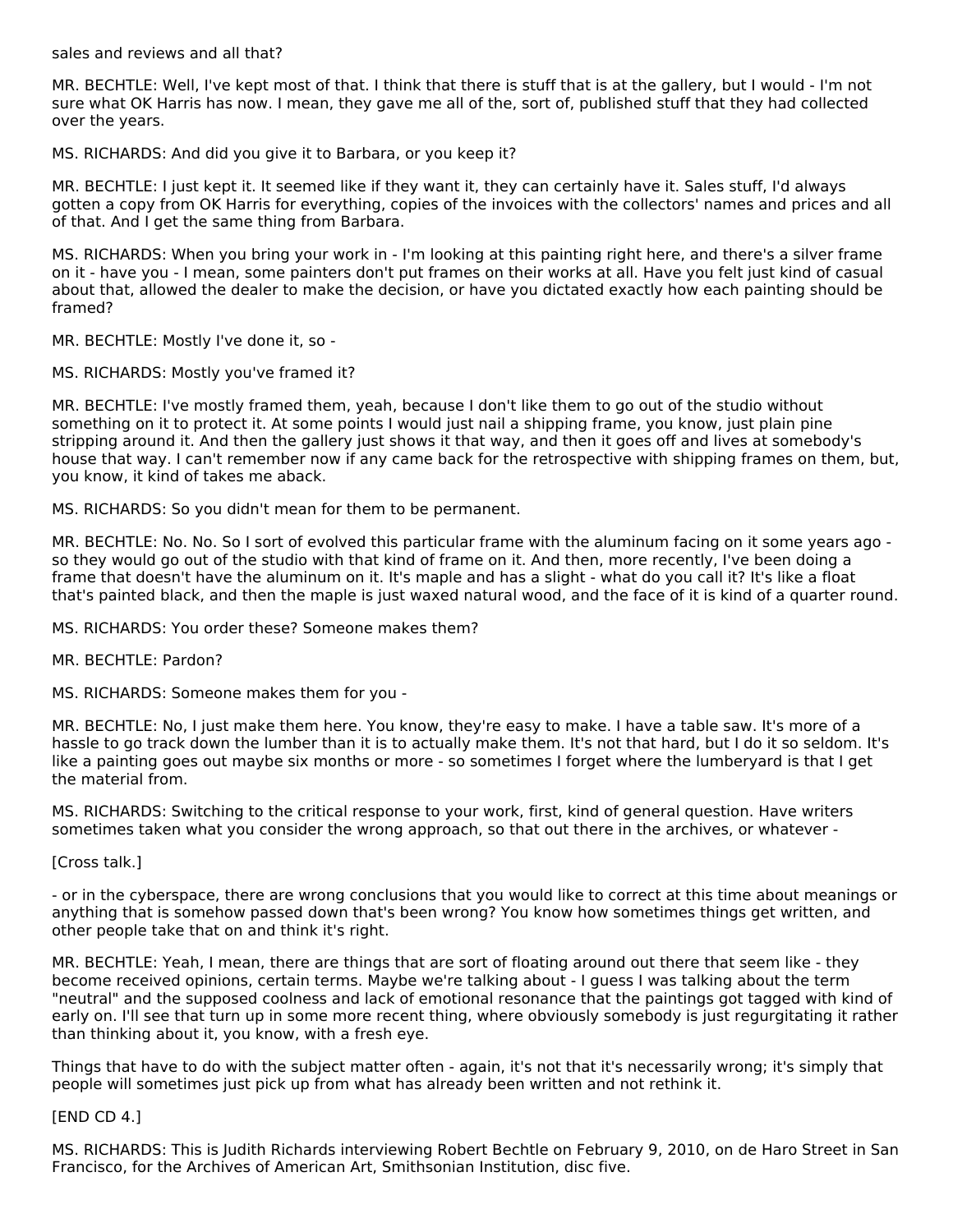sales and reviews and all that?

MR. BECHTLE: Well, I've kept most of that. I think that there is stuff that is at the gallery, but I would - I'm not sure what OK Harris has now. I mean, they gave me all of the, sort of, published stuff that they had collected over the years.

MS. RICHARDS: And did you give it to Barbara, or you keep it?

MR. BECHTLE: I just kept it. It seemed like if they want it, they can certainly have it. Sales stuff, I'd always gotten a copy from OK Harris for everything, copies of the invoices with the collectors' names and prices and all of that. And I get the same thing from Barbara.

MS. RICHARDS: When you bring your work in - I'm looking at this painting right here, and there's a silver frame on it - have you - I mean, some painters don't put frames on their works at all. Have you felt just kind of casual about that, allowed the dealer to make the decision, or have you dictated exactly how each painting should be framed?

MR. BECHTLE: Mostly I've done it, so -

MS. RICHARDS: Mostly you've framed it?

MR. BECHTLE: I've mostly framed them, yeah, because I don't like them to go out of the studio without something on it to protect it. At some points I would just nail a shipping frame, you know, just plain pine stripping around it. And then the gallery just shows it that way, and then it goes off and lives at somebody's house that way. I can't remember now if any came back for the retrospective with shipping frames on them, but, you know, it kind of takes me aback.

MS. RICHARDS: So you didn't mean for them to be permanent.

MR. BECHTLE: No. No. So I sort of evolved this particular frame with the aluminum facing on it some years ago - so they would go out of the studio with that kind of frame on it. And then, more recently, I've been doing a frame that doesn't have the aluminum on it. It's maple and has a slight - what do you call it? It's like a float that's painted black, and then the maple is just waxed natural wood, and the face of it is kind of a quarter round.

MS. RICHARDS: You order these? Someone makes them?

MR. BECHTLE: Pardon?

MS. RICHARDS: Someone makes them for you -

MR. BECHTLE: No, I just make them here. You know, they're easy to make. I have a table saw. It's more of a hassle to go track down the lumber than it is to actually make them. It's not that hard, but I do it so seldom. It's like a painting goes out maybe six months or more - so sometimes I forget where the lumberyard is that I get the material from.

MS. RICHARDS: Switching to the critical response to your work, first, kind of general question. Have writers sometimes taken what you consider the wrong approach, so that out there in the archives, or whatever -

[Cross talk.]

- or in the cyberspace, there are wrong conclusions that you would like to correct at this time about meanings or anything that is somehow passed down that's been wrong? You know how sometimes things get written, and other people take that on and think it's right.

MR. BECHTLE: Yeah, I mean, there are things that are sort of floating around out there that seem like - they become received opinions, certain terms. Maybe we're talking about - I guess I was talking about the term "neutral" and the supposed coolness and lack of emotional resonance that the paintings got tagged with kind of early on. I'll see that turn up in some more recent thing, where obviously somebody is just regurgitating it rather than thinking about it, you know, with a fresh eye.

Things that have to do with the subject matter often - again, it's not that it's necessarily wrong; it's simply that people will sometimes just pick up from what has already been written and not rethink it.

[END CD 4.]

MS. RICHARDS: This is Judith Richards interviewing Robert Bechtle on February 9, 2010, on de Haro Street in San Francisco, for the Archives of American Art, Smithsonian Institution, disc five.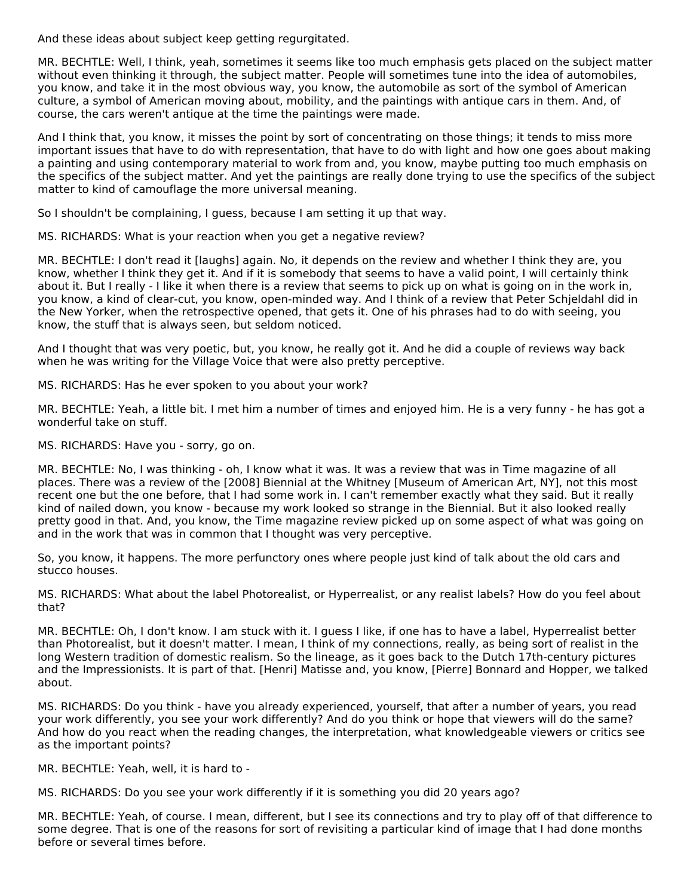And these ideas about subject keep getting regurgitated.

MR. BECHTLE: Well, I think, yeah, sometimes it seems like too much emphasis gets placed on the subject matter without even thinking it through, the subject matter. People will sometimes tune into the idea of automobiles, you know, and take it in the most obvious way, you know, the automobile as sort of the symbol of American culture, a symbol of American moving about, mobility, and the paintings with antique cars in them. And, of course, the cars weren't antique at the time the paintings were made.

And I think that, you know, it misses the point by sort of concentrating on those things; it tends to miss more important issues that have to do with representation, that have to do with light and how one goes about making a painting and using contemporary material to work from and, you know, maybe putting too much emphasis on the specifics of the subject matter. And yet the paintings are really done trying to use the specifics of the subject matter to kind of camouflage the more universal meaning.

So I shouldn't be complaining, I guess, because I am setting it up that way.

MS. RICHARDS: What is your reaction when you get a negative review?

MR. BECHTLE: I don't read it [laughs] again. No, it depends on the review and whether I think they are, you know, whether I think they get it. And if it is somebody that seems to have a valid point, I will certainly think about it. But I really - I like it when there is a review that seems to pick up on what is going on in the work in, you know, a kind of clear-cut, you know, open-minded way. And I think of a review that Peter Schjeldahl did in the New Yorker, when the retrospective opened, that gets it. One of his phrases had to do with seeing, you know, the stuff that is always seen, but seldom noticed.

And I thought that was very poetic, but, you know, he really got it. And he did a couple of reviews way back when he was writing for the Village Voice that were also pretty perceptive.

MS. RICHARDS: Has he ever spoken to you about your work?

MR. BECHTLE: Yeah, a little bit. I met him a number of times and enjoyed him. He is a very funny - he has got a wonderful take on stuff.

MS. RICHARDS: Have you - sorry, go on.

MR. BECHTLE: No, I was thinking - oh, I know what it was. It was a review that was in Time magazine of all places. There was a review of the [2008] Biennial at the Whitney [Museum of American Art, NY], not this most recent one but the one before, that I had some work in. I can't remember exactly what they said. But it really kind of nailed down, you know - because my work looked so strange in the Biennial. But it also looked really pretty good in that. And, you know, the Time magazine review picked up on some aspect of what was going on and in the work that was in common that I thought was very perceptive.

So, you know, it happens. The more perfunctory ones where people just kind of talk about the old cars and stucco houses.

MS. RICHARDS: What about the label Photorealist, or Hyperrealist, or any realist labels? How do you feel about that?

MR. BECHTLE: Oh, I don't know. I am stuck with it. I guess I like, if one has to have a label, Hyperrealist better than Photorealist, but it doesn't matter. I mean, I think of my connections, really, as being sort of realist in the long Western tradition of domestic realism. So the lineage, as it goes back to the Dutch 17th-century pictures and the Impressionists. It is part of that. [Henri] Matisse and, you know, [Pierre] Bonnard and Hopper, we talked about.

MS. RICHARDS: Do you think - have you already experienced, yourself, that after a number of years, you read your work differently, you see your work differently? And do you think or hope that viewers will do the same? And how do you react when the reading changes, the interpretation, what knowledgeable viewers or critics see as the important points?

MR. BECHTLE: Yeah, well, it is hard to -

MS. RICHARDS: Do you see your work differently if it is something you did 20 years ago?

MR. BECHTLE: Yeah, of course. I mean, different, but I see its connections and try to play off of that difference to some degree. That is one of the reasons for sort of revisiting a particular kind of image that I had done months before or several times before.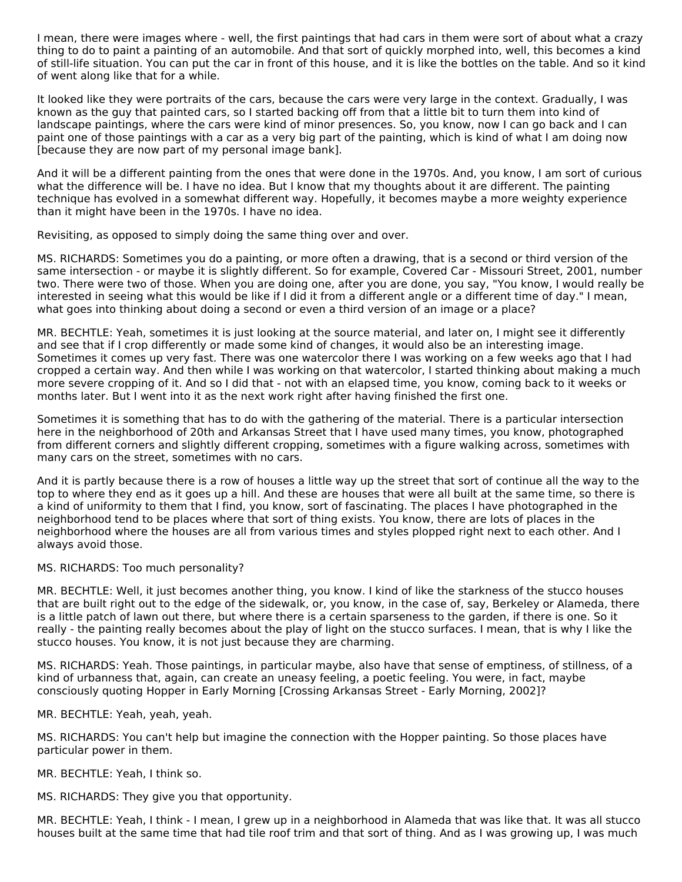I mean, there were images where - well, the first paintings that had cars in them were sort of about what a crazy thing to do to paint a painting of an automobile. And that sort of quickly morphed into, well, this becomes a kind of still-life situation. You can put the car in front of this house, and it is like the bottles on the table. And so it kind of went along like that for a while.

It looked like they were portraits of the cars, because the cars were very large in the context. Gradually, I was known as the guy that painted cars, so I started backing off from that a little bit to turn them into kind of landscape paintings, where the cars were kind of minor presences. So, you know, now I can go back and I can paint one of those paintings with a car as a very big part of the painting, which is kind of what I am doing now [because they are now part of my personal image bank].

And it will be a different painting from the ones that were done in the 1970s. And, you know, I am sort of curious what the difference will be. I have no idea. But I know that my thoughts about it are different. The painting technique has evolved in a somewhat different way. Hopefully, it becomes maybe a more weighty experience than it might have been in the 1970s. I have no idea.

Revisiting, as opposed to simply doing the same thing over and over.

MS. RICHARDS: Sometimes you do a painting, or more often a drawing, that is a second or third version of the same intersection - or maybe it is slightly different. So for example, Covered Car - Missouri Street, 2001, number two. There were two of those. When you are doing one, after you are done, you say, "You know, I would really be interested in seeing what this would be like if I did it from a different angle or a different time of day." I mean, what goes into thinking about doing a second or even a third version of an image or a place?

MR. BECHTLE: Yeah, sometimes it is just looking at the source material, and later on, I might see it differently and see that if I crop differently or made some kind of changes, it would also be an interesting image. Sometimes it comes up very fast. There was one watercolor there I was working on a few weeks ago that I had cropped a certain way. And then while I was working on that watercolor, I started thinking about making a much more severe cropping of it. And so I did that - not with an elapsed time, you know, coming back to it weeks or months later. But I went into it as the next work right after having finished the first one.

Sometimes it is something that has to do with the gathering of the material. There is a particular intersection here in the neighborhood of 20th and Arkansas Street that I have used many times, you know, photographed from different corners and slightly different cropping, sometimes with a figure walking across, sometimes with many cars on the street, sometimes with no cars.

And it is partly because there is a row of houses a little way up the street that sort of continue all the way to the top to where they end as it goes up a hill. And these are houses that were all built at the same time, so there is a kind of uniformity to them that I find, you know, sort of fascinating. The places I have photographed in the neighborhood tend to be places where that sort of thing exists. You know, there are lots of places in the neighborhood where the houses are all from various times and styles plopped right next to each other. And I always avoid those.

MS. RICHARDS: Too much personality?

MR. BECHTLE: Well, it just becomes another thing, you know. I kind of like the starkness of the stucco houses that are built right out to the edge of the sidewalk, or, you know, in the case of, say, Berkeley or Alameda, there is a little patch of lawn out there, but where there is a certain sparseness to the garden, if there is one. So it really - the painting really becomes about the play of light on the stucco surfaces. I mean, that is why I like the stucco houses. You know, it is not just because they are charming.

MS. RICHARDS: Yeah. Those paintings, in particular maybe, also have that sense of emptiness, of stillness, of a kind of urbanness that, again, can create an uneasy feeling, a poetic feeling. You were, in fact, maybe consciously quoting Hopper in Early Morning [Crossing Arkansas Street - Early Morning, 2002]?

MR. BECHTLE: Yeah, yeah, yeah.

MS. RICHARDS: You can't help but imagine the connection with the Hopper painting. So those places have particular power in them.

MR. BECHTLE: Yeah, I think so.

MS. RICHARDS: They give you that opportunity.

MR. BECHTLE: Yeah, I think - I mean, I grew up in a neighborhood in Alameda that was like that. It was all stucco houses built at the same time that had tile roof trim and that sort of thing. And as I was growing up, I was much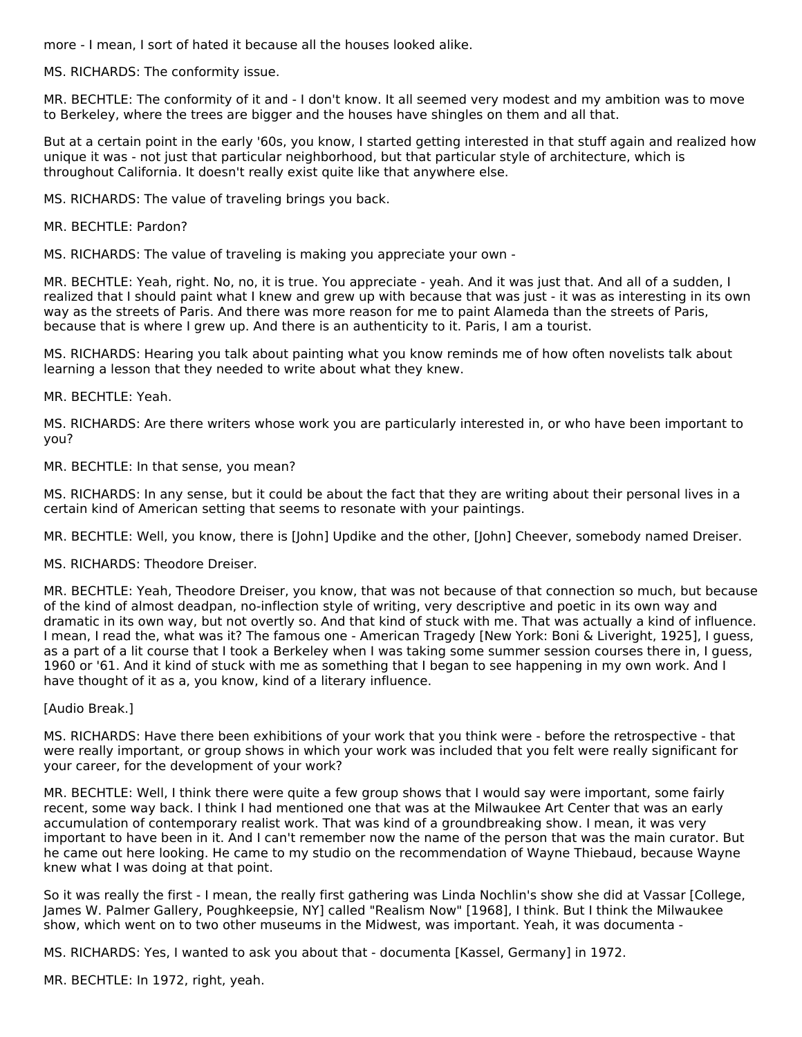more - I mean, I sort of hated it because all the houses looked alike.

MS. RICHARDS: The conformity issue.

MR. BECHTLE: The conformity of it and - I don't know. It all seemed very modest and my ambition was to move to Berkeley, where the trees are bigger and the houses have shingles on them and all that.

But at a certain point in the early '60s, you know, I started getting interested in that stuff again and realized how unique it was - not just that particular neighborhood, but that particular style of architecture, which is throughout California. It doesn't really exist quite like that anywhere else.

MS. RICHARDS: The value of traveling brings you back.

MR. BECHTLE: Pardon?

MS. RICHARDS: The value of traveling is making you appreciate your own -

MR. BECHTLE: Yeah, right. No, no, it is true. You appreciate - yeah. And it was just that. And all of a sudden, I realized that I should paint what I knew and grew up with because that was just - it was as interesting in its own way as the streets of Paris. And there was more reason for me to paint Alameda than the streets of Paris, because that is where I grew up. And there is an authenticity to it. Paris, I am a tourist.

MS. RICHARDS: Hearing you talk about painting what you know reminds me of how often novelists talk about learning a lesson that they needed to write about what they knew.

MR. BECHTLE: Yeah.

MS. RICHARDS: Are there writers whose work you are particularly interested in, or who have been important to you?

MR. BECHTLE: In that sense, you mean?

MS. RICHARDS: In any sense, but it could be about the fact that they are writing about their personal lives in a certain kind of American setting that seems to resonate with your paintings.

MR. BECHTLE: Well, you know, there is [John] Updike and the other, [John] Cheever, somebody named Dreiser.

MS. RICHARDS: Theodore Dreiser.

MR. BECHTLE: Yeah, Theodore Dreiser, you know, that was not because of that connection so much, but because of the kind of almost deadpan, no-inflection style of writing, very descriptive and poetic in its own way and dramatic in its own way, but not overtly so. And that kind of stuck with me. That was actually a kind of influence. I mean, I read the, what was it? The famous one - American Tragedy [New York: Boni & Liveright, 1925], I guess, as a part of a lit course that I took a Berkeley when I was taking some summer session courses there in, I guess, 1960 or '61. And it kind of stuck with me as something that I began to see happening in my own work. And I have thought of it as a, you know, kind of a literary influence.

[Audio Break.]

MS. RICHARDS: Have there been exhibitions of your work that you think were - before the retrospective - that were really important, or group shows in which your work was included that you felt were really significant for your career, for the development of your work?

MR. BECHTLE: Well, I think there were quite a few group shows that I would say were important, some fairly recent, some way back. I think I had mentioned one that was at the Milwaukee Art Center that was an early accumulation of contemporary realist work. That was kind of a groundbreaking show. I mean, it was very important to have been in it. And I can't remember now the name of the person that was the main curator. But he came out here looking. He came to my studio on the recommendation of Wayne Thiebaud, because Wayne knew what I was doing at that point.

So it was really the first - I mean, the really first gathering was Linda Nochlin's show she did at Vassar [College, James W. Palmer Gallery, Poughkeepsie, NY] called "Realism Now" [1968], I think. But I think the Milwaukee show, which went on to two other museums in the Midwest, was important. Yeah, it was documenta -

MS. RICHARDS: Yes, I wanted to ask you about that - documenta [Kassel, Germany] in 1972.

MR. BECHTLE: In 1972, right, yeah.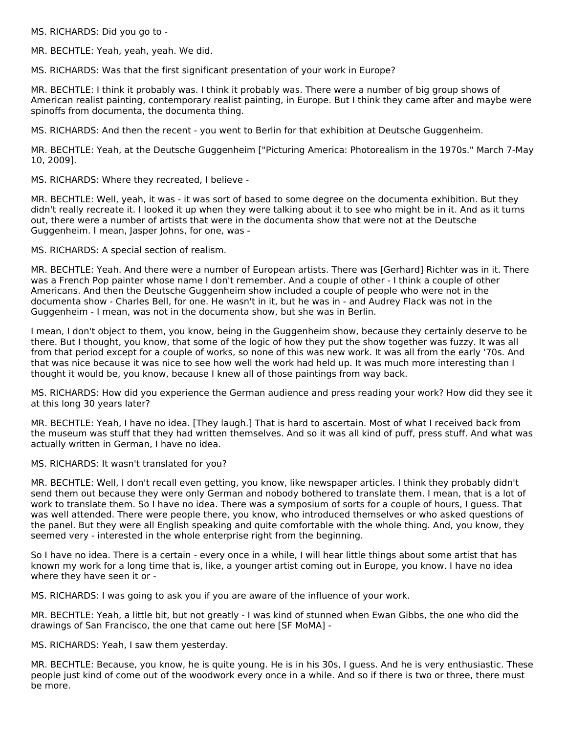MS. RICHARDS: Did you go to -

MR. BECHTLE: Yeah, yeah, yeah. We did.

MS. RICHARDS: Was that the first significant presentation of your work in Europe?

MR. BECHTLE: I think it probably was. I think it probably was. There were a number of big group shows of American realist painting, contemporary realist painting, in Europe. But I think they came after and maybe were spinoffs from documenta, the documenta thing.

MS. RICHARDS: And then the recent - you went to Berlin for that exhibition at Deutsche Guggenheim.

MR. BECHTLE: Yeah, at the Deutsche Guggenheim ["Picturing America: Photorealism in the 1970s." March 7-May 10, 2009].

MS. RICHARDS: Where they recreated, I believe -

MR. BECHTLE: Well, yeah, it was - it was sort of based to some degree on the documenta exhibition. But they didn't really recreate it. I looked it up when they were talking about it to see who might be in it. And as it turns out, there were a number of artists that were in the documenta show that were not at the Deutsche Guggenheim. I mean, Jasper Johns, for one, was -

MS. RICHARDS: A special section of realism.

MR. BECHTLE: Yeah. And there were a number of European artists. There was [Gerhard] Richter was in it. There was a French Pop painter whose name I don't remember. And a couple of other - I think a couple of other Americans. And then the Deutsche Guggenheim show included a couple of people who were not in the documenta show - Charles Bell, for one. He wasn't in it, but he was in - and Audrey Flack was not in the Guggenheim - I mean, was not in the documenta show, but she was in Berlin.

I mean, I don't object to them, you know, being in the Guggenheim show, because they certainly deserve to be there. But I thought, you know, that some of the logic of how they put the show together was fuzzy. It was all from that period except for a couple of works, so none of this was new work. It was all from the early '70s. And that was nice because it was nice to see how well the work had held up. It was much more interesting than I thought it would be, you know, because I knew all of those paintings from way back.

MS. RICHARDS: How did you experience the German audience and press reading your work? How did they see it at this long 30 years later?

MR. BECHTLE: Yeah, I have no idea. [They laugh.] That is hard to ascertain. Most of what I received back from the museum was stuff that they had written themselves. And so it was all kind of puff, press stuff. And what was actually written in German, I have no idea.

MS. RICHARDS: It wasn't translated for you?

MR. BECHTLE: Well, I don't recall even getting, you know, like newspaper articles. I think they probably didn't send them out because they were only German and nobody bothered to translate them. I mean, that is a lot of work to translate them. So I have no idea. There was a symposium of sorts for a couple of hours, I guess. That was well attended. There were people there, you know, who introduced themselves or who asked questions of the panel. But they were all English speaking and quite comfortable with the whole thing. And, you know, they seemed very - interested in the whole enterprise right from the beginning.

So I have no idea. There is a certain - every once in a while, I will hear little things about some artist that has known my work for a long time that is, like, a younger artist coming out in Europe, you know. I have no idea where they have seen it or -

MS. RICHARDS: I was going to ask you if you are aware of the influence of your work.

MR. BECHTLE: Yeah, a little bit, but not greatly - I was kind of stunned when Ewan Gibbs, the one who did the drawings of San Francisco, the one that came out here [SF MoMA] -

MS. RICHARDS: Yeah, I saw them yesterday.

MR. BECHTLE: Because, you know, he is quite young. He is in his 30s, I guess. And he is very enthusiastic. These people just kind of come out of the woodwork every once in a while. And so if there is two or three, there must be more.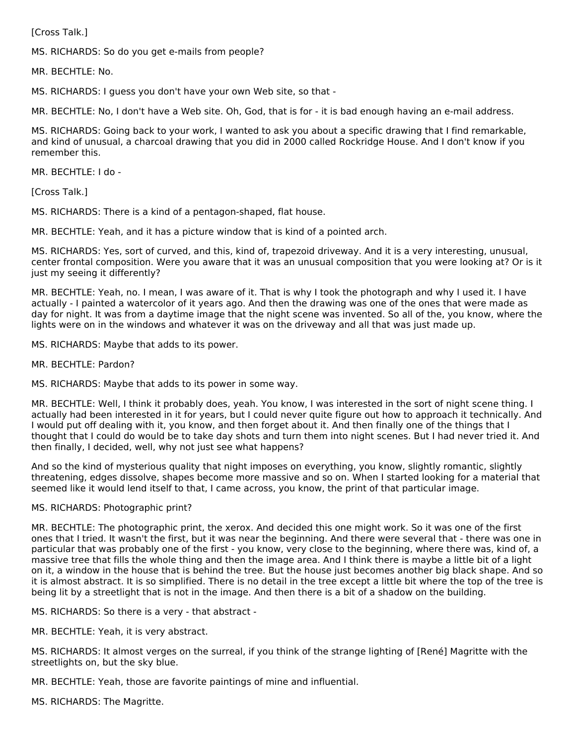[Cross Talk.]

MS. RICHARDS: So do you get e-mails from people?

MR. BECHTLE: No.

MS. RICHARDS: I guess you don't have your own Web site, so that -

MR. BECHTLE: No, I don't have a Web site. Oh, God, that is for - it is bad enough having an e-mail address.

MS. RICHARDS: Going back to your work, I wanted to ask you about a specific drawing that I find remarkable, and kind of unusual, a charcoal drawing that you did in 2000 called Rockridge House. And I don't know if you remember this.

MR. BECHTLE: I do -

[Cross Talk.]

MS. RICHARDS: There is a kind of a pentagon-shaped, flat house.

MR. BECHTLE: Yeah, and it has a picture window that is kind of a pointed arch.

MS. RICHARDS: Yes, sort of curved, and this, kind of, trapezoid driveway. And it is a very interesting, unusual, center frontal composition. Were you aware that it was an unusual composition that you were looking at? Or is it just my seeing it differently?

MR. BECHTLE: Yeah, no. I mean, I was aware of it. That is why I took the photograph and why I used it. I have actually - I painted a watercolor of it years ago. And then the drawing was one of the ones that were made as day for night. It was from a daytime image that the night scene was invented. So all of the, you know, where the lights were on in the windows and whatever it was on the driveway and all that was just made up.

MS. RICHARDS: Maybe that adds to its power.

MR. BECHTLE: Pardon?

MS. RICHARDS: Maybe that adds to its power in some way.

MR. BECHTLE: Well, I think it probably does, yeah. You know, I was interested in the sort of night scene thing. I actually had been interested in it for years, but I could never quite figure out how to approach it technically. And I would put off dealing with it, you know, and then forget about it. And then finally one of the things that I thought that I could do would be to take day shots and turn them into night scenes. But I had never tried it. And then finally, I decided, well, why not just see what happens?

And so the kind of mysterious quality that night imposes on everything, you know, slightly romantic, slightly threatening, edges dissolve, shapes become more massive and so on. When I started looking for a material that seemed like it would lend itself to that, I came across, you know, the print of that particular image.

MS. RICHARDS: Photographic print?

MR. BECHTLE: The photographic print, the xerox. And decided this one might work. So it was one of the first ones that I tried. It wasn't the first, but it was near the beginning. And there were several that - there was one in particular that was probably one of the first - you know, very close to the beginning, where there was, kind of, a massive tree that fills the whole thing and then the image area. And I think there is maybe a little bit of a light on it, a window in the house that is behind the tree. But the house just becomes another big black shape. And so it is almost abstract. It is so simplified. There is no detail in the tree except a little bit where the top of the tree is being lit by a streetlight that is not in the image. And then there is a bit of a shadow on the building.

MS. RICHARDS: So there is a very - that abstract -

MR. BECHTLE: Yeah, it is very abstract.

MS. RICHARDS: It almost verges on the surreal, if you think of the strange lighting of [René] Magritte with the streetlights on, but the sky blue.

MR. BECHTLE: Yeah, those are favorite paintings of mine and influential.

MS. RICHARDS: The Magritte.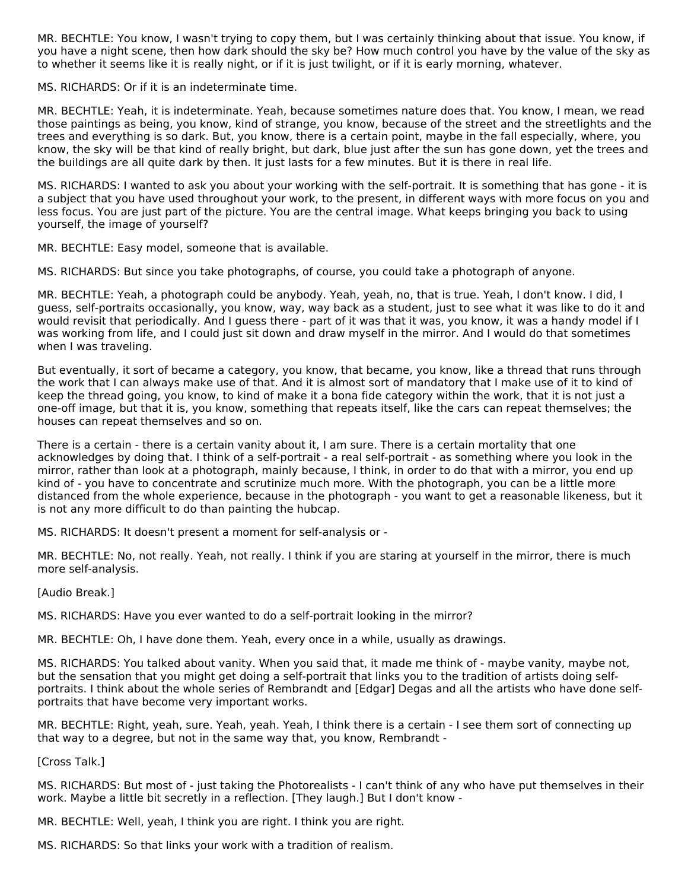MR. BECHTLE: You know, I wasn't trying to copy them, but I was certainly thinking about that issue. You know, if you have a night scene, then how dark should the sky be? How much control you have by the value of the sky as to whether it seems like it is really night, or if it is just twilight, or if it is early morning, whatever.

MS. RICHARDS: Or if it is an indeterminate time.

MR. BECHTLE: Yeah, it is indeterminate. Yeah, because sometimes nature does that. You know, I mean, we read those paintings as being, you know, kind of strange, you know, because of the street and the streetlights and the trees and everything is so dark. But, you know, there is a certain point, maybe in the fall especially, where, you know, the sky will be that kind of really bright, but dark, blue just after the sun has gone down, yet the trees and the buildings are all quite dark by then. It just lasts for a few minutes. But it is there in real life.

MS. RICHARDS: I wanted to ask you about your working with the self-portrait. It is something that has gone - it is a subject that you have used throughout your work, to the present, in different ways with more focus on you and less focus. You are just part of the picture. You are the central image. What keeps bringing you back to using yourself, the image of yourself?

MR. BECHTLE: Easy model, someone that is available.

MS. RICHARDS: But since you take photographs, of course, you could take a photograph of anyone.

MR. BECHTLE: Yeah, a photograph could be anybody. Yeah, yeah, no, that is true. Yeah, I don't know. I did, I guess, self-portraits occasionally, you know, way, way back as a student, just to see what it was like to do it and would revisit that periodically. And I guess there - part of it was that it was, you know, it was a handy model if I was working from life, and I could just sit down and draw myself in the mirror. And I would do that sometimes when I was traveling.

But eventually, it sort of became a category, you know, that became, you know, like a thread that runs through the work that I can always make use of that. And it is almost sort of mandatory that I make use of it to kind of keep the thread going, you know, to kind of make it a bona fide category within the work, that it is not just a one-off image, but that it is, you know, something that repeats itself, like the cars can repeat themselves; the houses can repeat themselves and so on.

There is a certain - there is a certain vanity about it, I am sure. There is a certain mortality that one acknowledges by doing that. I think of a self-portrait - a real self-portrait - as something where you look in the mirror, rather than look at a photograph, mainly because, I think, in order to do that with a mirror, you end up kind of - you have to concentrate and scrutinize much more. With the photograph, you can be a little more distanced from the whole experience, because in the photograph - you want to get a reasonable likeness, but it is not any more difficult to do than painting the hubcap.

MS. RICHARDS: It doesn't present a moment for self-analysis or -

MR. BECHTLE: No, not really. Yeah, not really. I think if you are staring at yourself in the mirror, there is much more self-analysis.

[Audio Break.]

MS. RICHARDS: Have you ever wanted to do a self-portrait looking in the mirror?

MR. BECHTLE: Oh, I have done them. Yeah, every once in a while, usually as drawings.

MS. RICHARDS: You talked about vanity. When you said that, it made me think of - maybe vanity, maybe not, but the sensation that you might get doing a self-portrait that links you to the tradition of artists doing self-portraits. I think about the whole series of Rembrandt and [Edgar] Degas and all the artists who have done self-portraits that have become very important works.

MR. BECHTLE: Right, yeah, sure. Yeah, yeah. Yeah, I think there is a certain - I see them sort of connecting up that way to a degree, but not in the same way that, you know, Rembrandt -

[Cross Talk.]

MS. RICHARDS: But most of - just taking the Photorealists - I can't think of any who have put themselves in their work. Maybe a little bit secretly in a reflection. [They laugh.] But I don't know -

MR. BECHTLE: Well, yeah, I think you are right. I think you are right.

MS. RICHARDS: So that links your work with a tradition of realism.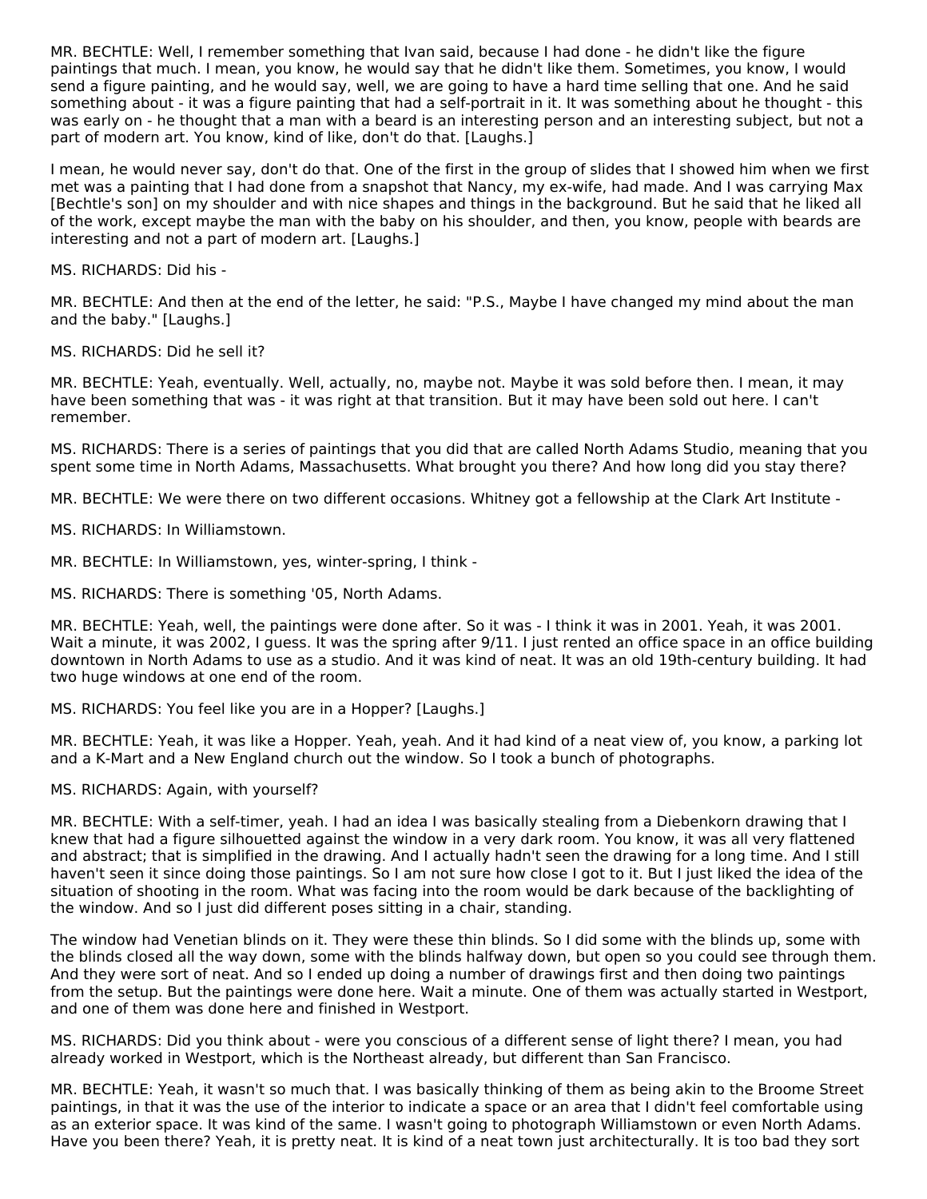MR. BECHTLE: Well, I remember something that Ivan said, because I had done - he didn't like the figure paintings that much. I mean, you know, he would say that he didn't like them. Sometimes, you know, I would send a figure painting, and he would say, well, we are going to have a hard time selling that one. And he said something about - it was a figure painting that had a self-portrait in it. It was something about he thought - this was early on - he thought that a man with a beard is an interesting person and an interesting subject, but not a part of modern art. You know, kind of like, don't do that. [Laughs.]

I mean, he would never say, don't do that. One of the first in the group of slides that I showed him when we first met was a painting that I had done from a snapshot that Nancy, my ex-wife, had made. And I was carrying Max [Bechtle's son] on my shoulder and with nice shapes and things in the background. But he said that he liked all of the work, except maybe the man with the baby on his shoulder, and then, you know, people with beards are interesting and not a part of modern art. [Laughs.]

MS. RICHARDS: Did his -

MR. BECHTLE: And then at the end of the letter, he said: "P.S., Maybe I have changed my mind about the man and the baby." [Laughs.]

MS. RICHARDS: Did he sell it?

MR. BECHTLE: Yeah, eventually. Well, actually, no, maybe not. Maybe it was sold before then. I mean, it may have been something that was - it was right at that transition. But it may have been sold out here. I can't remember.

MS. RICHARDS: There is a series of paintings that you did that are called North Adams Studio, meaning that you spent some time in North Adams, Massachusetts. What brought you there? And how long did you stay there?

MR. BECHTLE: We were there on two different occasions. Whitney got a fellowship at the Clark Art Institute -

MS. RICHARDS: In Williamstown.

MR. BECHTLE: In Williamstown, yes, winter-spring, I think -

MS. RICHARDS: There is something '05, North Adams.

MR. BECHTLE: Yeah, well, the paintings were done after. So it was - I think it was in 2001. Yeah, it was 2001. Wait a minute, it was 2002, I guess. It was the spring after 9/11. I just rented an office space in an office building downtown in North Adams to use as a studio. And it was kind of neat. It was an old 19th-century building. It had two huge windows at one end of the room.

MS. RICHARDS: You feel like you are in a Hopper? [Laughs.]

MR. BECHTLE: Yeah, it was like a Hopper. Yeah, yeah. And it had kind of a neat view of, you know, a parking lot and a K-Mart and a New England church out the window. So I took a bunch of photographs.

MS. RICHARDS: Again, with yourself?

MR. BECHTLE: With a self-timer, yeah. I had an idea I was basically stealing from a Diebenkorn drawing that I knew that had a figure silhouetted against the window in a very dark room. You know, it was all very flattened and abstract; that is simplified in the drawing. And I actually hadn't seen the drawing for a long time. And I still haven't seen it since doing those paintings. So I am not sure how close I got to it. But I just liked the idea of the situation of shooting in the room. What was facing into the room would be dark because of the backlighting of the window. And so I just did different poses sitting in a chair, standing.

The window had Venetian blinds on it. They were these thin blinds. So I did some with the blinds up, some with the blinds closed all the way down, some with the blinds halfway down, but open so you could see through them. And they were sort of neat. And so I ended up doing a number of drawings first and then doing two paintings from the setup. But the paintings were done here. Wait a minute. One of them was actually started in Westport, and one of them was done here and finished in Westport.

MS. RICHARDS: Did you think about - were you conscious of a different sense of light there? I mean, you had already worked in Westport, which is the Northeast already, but different than San Francisco.

MR. BECHTLE: Yeah, it wasn't so much that. I was basically thinking of them as being akin to the Broome Street paintings, in that it was the use of the interior to indicate a space or an area that I didn't feel comfortable using as an exterior space. It was kind of the same. I wasn't going to photograph Williamstown or even North Adams. Have you been there? Yeah, it is pretty neat. It is kind of a neat town just architecturally. It is too bad they sort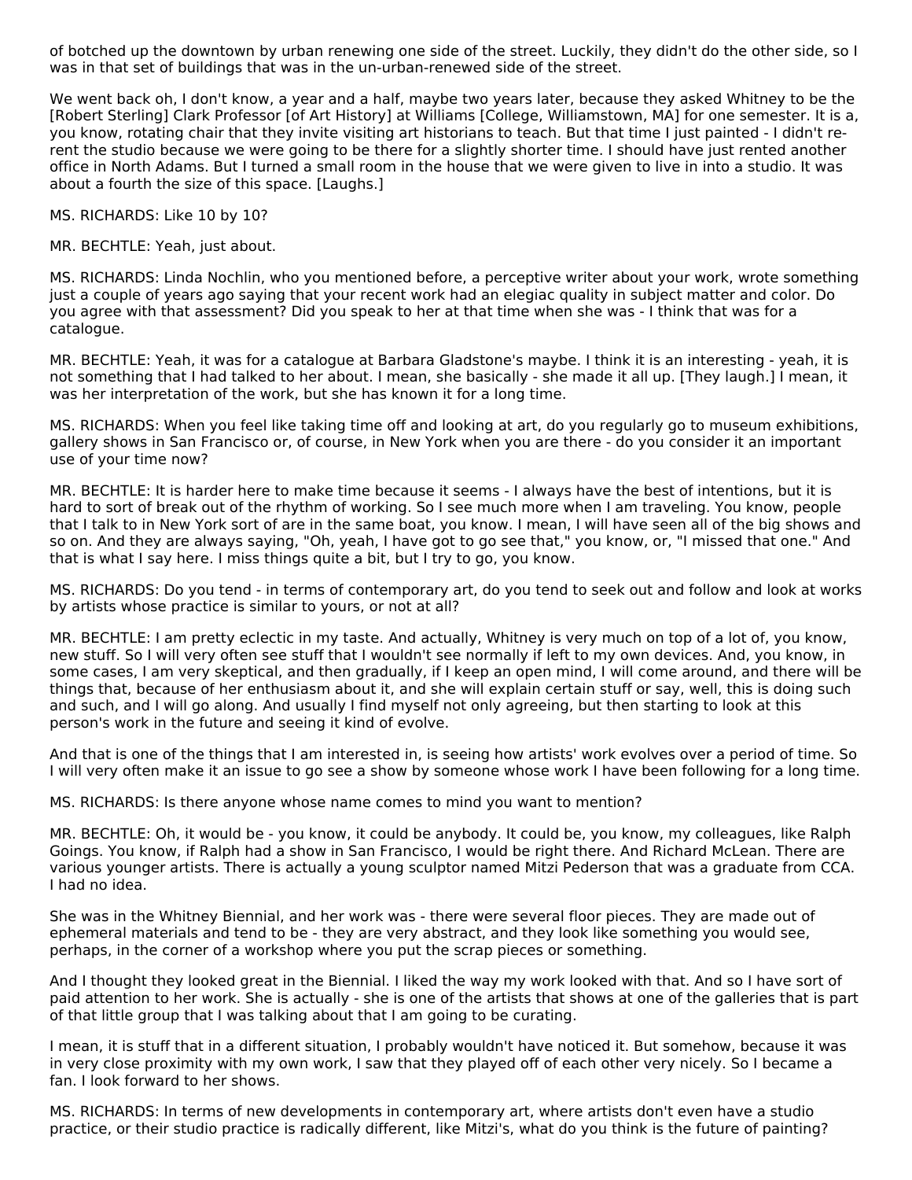of botched up the downtown by urban renewing one side of the street. Luckily, they didn't do the other side, so I was in that set of buildings that was in the un-urban-renewed side of the street.

We went back oh, I don't know, a year and a half, maybe two years later, because they asked Whitney to be the [Robert Sterling] Clark Professor [of Art History] at Williams [College, Williamstown, MA] for one semester. It is a, you know, rotating chair that they invite visiting art historians to teach. But that time I just painted - I didn't re-rent the studio because we were going to be there for a slightly shorter time. I should have just rented another office in North Adams. But I turned a small room in the house that we were given to live in into a studio. It was about a fourth the size of this space. [Laughs.]

MS. RICHARDS: Like 10 by 10?

MR. BECHTLE: Yeah, just about.

MS. RICHARDS: Linda Nochlin, who you mentioned before, a perceptive writer about your work, wrote something just a couple of years ago saying that your recent work had an elegiac quality in subject matter and color. Do you agree with that assessment? Did you speak to her at that time when she was - I think that was for a catalogue.

MR. BECHTLE: Yeah, it was for a catalogue at Barbara Gladstone's maybe. I think it is an interesting - yeah, it is not something that I had talked to her about. I mean, she basically - she made it all up. [They laugh.] I mean, it was her interpretation of the work, but she has known it for a long time.

MS. RICHARDS: When you feel like taking time off and looking at art, do you regularly go to museum exhibitions, gallery shows in San Francisco or, of course, in New York when you are there - do you consider it an important use of your time now?

MR. BECHTLE: It is harder here to make time because it seems - I always have the best of intentions, but it is hard to sort of break out of the rhythm of working. So I see much more when I am traveling. You know, people that I talk to in New York sort of are in the same boat, you know. I mean, I will have seen all of the big shows and so on. And they are always saying, "Oh, yeah, I have got to go see that," you know, or, "I missed that one." And that is what I say here. I miss things quite a bit, but I try to go, you know.

MS. RICHARDS: Do you tend - in terms of contemporary art, do you tend to seek out and follow and look at works by artists whose practice is similar to yours, or not at all?

MR. BECHTLE: I am pretty eclectic in my taste. And actually, Whitney is very much on top of a lot of, you know, new stuff. So I will very often see stuff that I wouldn't see normally if left to my own devices. And, you know, in some cases, I am very skeptical, and then gradually, if I keep an open mind, I will come around, and there will be things that, because of her enthusiasm about it, and she will explain certain stuff or say, well, this is doing such and such, and I will go along. And usually I find myself not only agreeing, but then starting to look at this person's work in the future and seeing it kind of evolve.

And that is one of the things that I am interested in, is seeing how artists' work evolves over a period of time. So I will very often make it an issue to go see a show by someone whose work I have been following for a long time.

MS. RICHARDS: Is there anyone whose name comes to mind you want to mention?

MR. BECHTLE: Oh, it would be - you know, it could be anybody. It could be, you know, my colleagues, like Ralph Goings. You know, if Ralph had a show in San Francisco, I would be right there. And Richard McLean. There are various younger artists. There is actually a young sculptor named Mitzi Pederson that was a graduate from CCA. I had no idea.

She was in the Whitney Biennial, and her work was - there were several floor pieces. They are made out of ephemeral materials and tend to be - they are very abstract, and they look like something you would see, perhaps, in the corner of a workshop where you put the scrap pieces or something.

And I thought they looked great in the Biennial. I liked the way my work looked with that. And so I have sort of paid attention to her work. She is actually - she is one of the artists that shows at one of the galleries that is part of that little group that I was talking about that I am going to be curating.

I mean, it is stuff that in a different situation, I probably wouldn't have noticed it. But somehow, because it was in very close proximity with my own work, I saw that they played off of each other very nicely. So I became a fan. I look forward to her shows.

MS. RICHARDS: In terms of new developments in contemporary art, where artists don't even have a studio practice, or their studio practice is radically different, like Mitzi's, what do you think is the future of painting?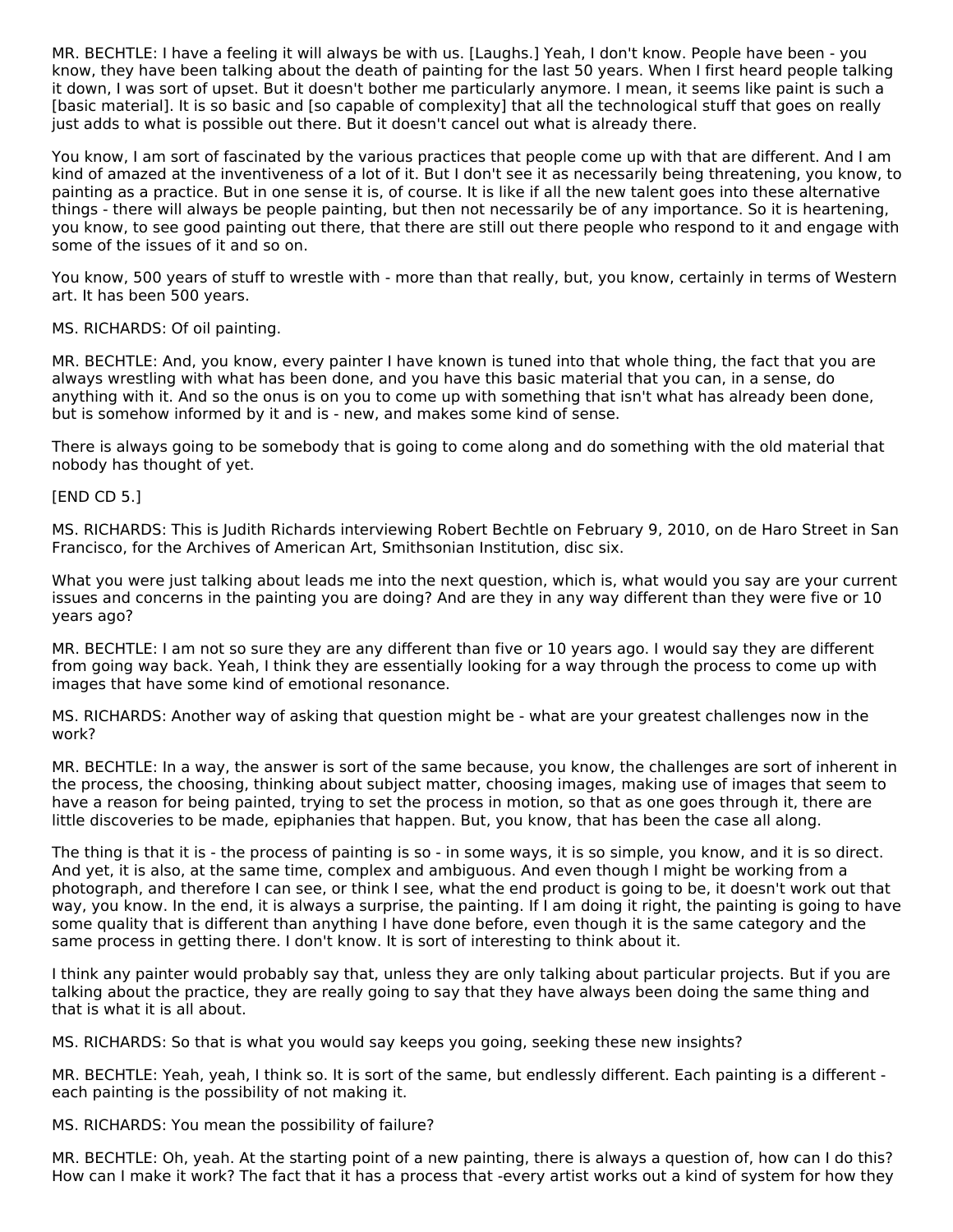MR. BECHTLE: I have a feeling it will always be with us. [Laughs.] Yeah, I don't know. People have been - you know, they have been talking about the death of painting for the last 50 years. When I first heard people talking it down, I was sort of upset. But it doesn't bother me particularly anymore. I mean, it seems like paint is such a [basic material]. It is so basic and [so capable of complexity] that all the technological stuff that goes on really just adds to what is possible out there. But it doesn't cancel out what is already there.

You know, I am sort of fascinated by the various practices that people come up with that are different. And I am kind of amazed at the inventiveness of a lot of it. But I don't see it as necessarily being threatening, you know, to painting as a practice. But in one sense it is, of course. It is like if all the new talent goes into these alternative things - there will always be people painting, but then not necessarily be of any importance. So it is heartening, you know, to see good painting out there, that there are still out there people who respond to it and engage with some of the issues of it and so on.

You know, 500 years of stuff to wrestle with - more than that really, but, you know, certainly in terms of Western art. It has been 500 years.

MS. RICHARDS: Of oil painting.

MR. BECHTLE: And, you know, every painter I have known is tuned into that whole thing, the fact that you are always wrestling with what has been done, and you have this basic material that you can, in a sense, do anything with it. And so the onus is on you to come up with something that isn't what has already been done, but is somehow informed by it and is - new, and makes some kind of sense.

There is always going to be somebody that is going to come along and do something with the old material that nobody has thought of yet.

[END CD 5.]

MS. RICHARDS: This is Judith Richards interviewing Robert Bechtle on February 9, 2010, on de Haro Street in San Francisco, for the Archives of American Art, Smithsonian Institution, disc six.

What you were just talking about leads me into the next question, which is, what would you say are your current issues and concerns in the painting you are doing? And are they in any way different than they were five or 10 years ago?

MR. BECHTLE: I am not so sure they are any different than five or 10 years ago. I would say they are different from going way back. Yeah, I think they are essentially looking for a way through the process to come up with images that have some kind of emotional resonance.

MS. RICHARDS: Another way of asking that question might be - what are your greatest challenges now in the work?

MR. BECHTLE: In a way, the answer is sort of the same because, you know, the challenges are sort of inherent in the process, the choosing, thinking about subject matter, choosing images, making use of images that seem to have a reason for being painted, trying to set the process in motion, so that as one goes through it, there are little discoveries to be made, epiphanies that happen. But, you know, that has been the case all along.

The thing is that it is - the process of painting is so - in some ways, it is so simple, you know, and it is so direct. And yet, it is also, at the same time, complex and ambiguous. And even though I might be working from a photograph, and therefore I can see, or think I see, what the end product is going to be, it doesn't work out that way, you know. In the end, it is always a surprise, the painting. If I am doing it right, the painting is going to have some quality that is different than anything I have done before, even though it is the same category and the same process in getting there. I don't know. It is sort of interesting to think about it.

I think any painter would probably say that, unless they are only talking about particular projects. But if you are talking about the practice, they are really going to say that they have always been doing the same thing and that is what it is all about.

MS. RICHARDS: So that is what you would say keeps you going, seeking these new insights?

MR. BECHTLE: Yeah, yeah, I think so. It is sort of the same, but endlessly different. Each painting is a different - each painting is the possibility of not making it.

MS. RICHARDS: You mean the possibility of failure?

MR. BECHTLE: Oh, yeah. At the starting point of a new painting, there is always a question of, how can I do this? How can I make it work? The fact that it has a process that -every artist works out a kind of system for how they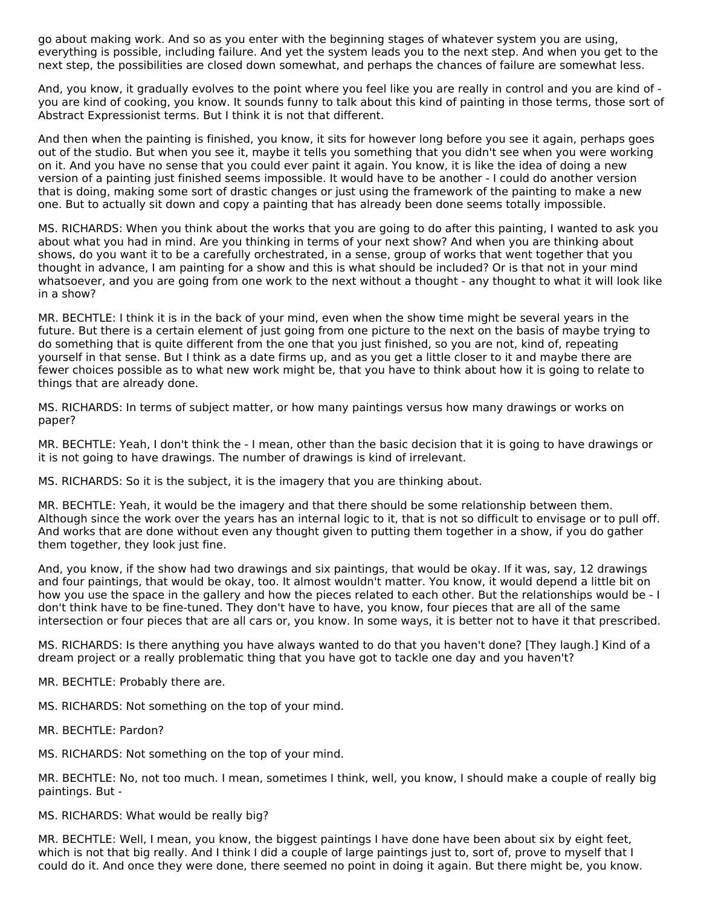go about making work. And so as you enter with the beginning stages of whatever system you are using, everything is possible, including failure. And yet the system leads you to the next step. And when you get to the next step, the possibilities are closed down somewhat, and perhaps the chances of failure are somewhat less.

And, you know, it gradually evolves to the point where you feel like you are really in control and you are kind of - you are kind of cooking, you know. It sounds funny to talk about this kind of painting in those terms, those sort of Abstract Expressionist terms. But I think it is not that different.

And then when the painting is finished, you know, it sits for however long before you see it again, perhaps goes out of the studio. But when you see it, maybe it tells you something that you didn't see when you were working on it. And you have no sense that you could ever paint it again. You know, it is like the idea of doing a new version of a painting just finished seems impossible. It would have to be another - I could do another version that is doing, making some sort of drastic changes or just using the framework of the painting to make a new one. But to actually sit down and copy a painting that has already been done seems totally impossible.

MS. RICHARDS: When you think about the works that you are going to do after this painting, I wanted to ask you about what you had in mind. Are you thinking in terms of your next show? And when you are thinking about shows, do you want it to be a carefully orchestrated, in a sense, group of works that went together that you thought in advance, I am painting for a show and this is what should be included? Or is that not in your mind whatsoever, and you are going from one work to the next without a thought - any thought to what it will look like in a show?

MR. BECHTLE: I think it is in the back of your mind, even when the show time might be several years in the future. But there is a certain element of just going from one picture to the next on the basis of maybe trying to do something that is quite different from the one that you just finished, so you are not, kind of, repeating yourself in that sense. But I think as a date firms up, and as you get a little closer to it and maybe there are fewer choices possible as to what new work might be, that you have to think about how it is going to relate to things that are already done.

MS. RICHARDS: In terms of subject matter, or how many paintings versus how many drawings or works on paper?

MR. BECHTLE: Yeah, I don't think the - I mean, other than the basic decision that it is going to have drawings or it is not going to have drawings. The number of drawings is kind of irrelevant.

MS. RICHARDS: So it is the subject, it is the imagery that you are thinking about.

MR. BECHTLE: Yeah, it would be the imagery and that there should be some relationship between them. Although since the work over the years has an internal logic to it, that is not so difficult to envisage or to pull off. And works that are done without even any thought given to putting them together in a show, if you do gather them together, they look just fine.

And, you know, if the show had two drawings and six paintings, that would be okay. If it was, say, 12 drawings and four paintings, that would be okay, too. It almost wouldn't matter. You know, it would depend a little bit on how you use the space in the gallery and how the pieces related to each other. But the relationships would be - I don't think have to be fine-tuned. They don't have to have, you know, four pieces that are all of the same intersection or four pieces that are all cars or, you know. In some ways, it is better not to have it that prescribed.

MS. RICHARDS: Is there anything you have always wanted to do that you haven't done? [They laugh.] Kind of a dream project or a really problematic thing that you have got to tackle one day and you haven't?

MR. BECHTLE: Probably there are.

MS. RICHARDS: Not something on the top of your mind.

MR. BECHTLE: Pardon?

MS. RICHARDS: Not something on the top of your mind.

MR. BECHTLE: No, not too much. I mean, sometimes I think, well, you know, I should make a couple of really big paintings. But -

MS. RICHARDS: What would be really big?

MR. BECHTLE: Well, I mean, you know, the biggest paintings I have done have been about six by eight feet, which is not that big really. And I think I did a couple of large paintings just to, sort of, prove to myself that I could do it. And once they were done, there seemed no point in doing it again. But there might be, you know.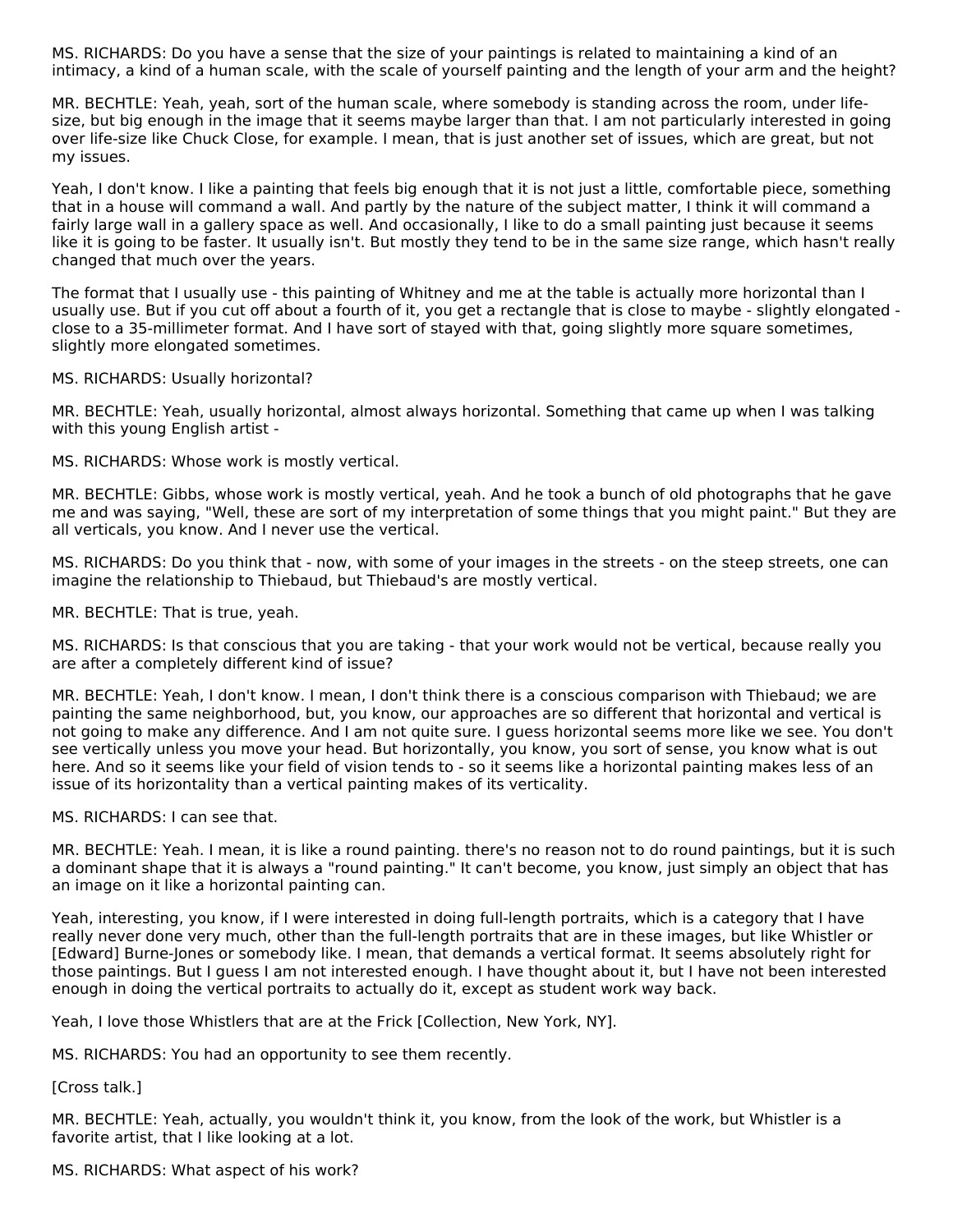MS. RICHARDS: Do you have a sense that the size of your paintings is related to maintaining a kind of an intimacy, a kind of a human scale, with the scale of yourself painting and the length of your arm and the height?

MR. BECHTLE: Yeah, yeah, sort of the human scale, where somebody is standing across the room, under life-size, but big enough in the image that it seems maybe larger than that. I am not particularly interested in going over life-size like Chuck Close, for example. I mean, that is just another set of issues, which are great, but not my issues.

Yeah, I don't know. I like a painting that feels big enough that it is not just a little, comfortable piece, something that in a house will command a wall. And partly by the nature of the subject matter, I think it will command a fairly large wall in a gallery space as well. And occasionally, I like to do a small painting just because it seems like it is going to be faster. It usually isn't. But mostly they tend to be in the same size range, which hasn't really changed that much over the years.

The format that I usually use - this painting of Whitney and me at the table is actually more horizontal than I usually use. But if you cut off about a fourth of it, you get a rectangle that is close to maybe - slightly elongated - close to a 35-millimeter format. And I have sort of stayed with that, going slightly more square sometimes, slightly more elongated sometimes.

MS. RICHARDS: Usually horizontal?

MR. BECHTLE: Yeah, usually horizontal, almost always horizontal. Something that came up when I was talking with this young English artist -

MS. RICHARDS: Whose work is mostly vertical.

MR. BECHTLE: Gibbs, whose work is mostly vertical, yeah. And he took a bunch of old photographs that he gave me and was saying, "Well, these are sort of my interpretation of some things that you might paint." But they are all verticals, you know. And I never use the vertical.

MS. RICHARDS: Do you think that - now, with some of your images in the streets - on the steep streets, one can imagine the relationship to Thiebaud, but Thiebaud's are mostly vertical.

MR. BECHTLE: That is true, yeah.

MS. RICHARDS: Is that conscious that you are taking - that your work would not be vertical, because really you are after a completely different kind of issue?

MR. BECHTLE: Yeah, I don't know. I mean, I don't think there is a conscious comparison with Thiebaud; we are painting the same neighborhood, but, you know, our approaches are so different that horizontal and vertical is not going to make any difference. And I am not quite sure. I guess horizontal seems more like we see. You don't see vertically unless you move your head. But horizontally, you know, you sort of sense, you know what is out here. And so it seems like your field of vision tends to - so it seems like a horizontal painting makes less of an issue of its horizontality than a vertical painting makes of its verticality.

MS. RICHARDS: I can see that.

MR. BECHTLE: Yeah. I mean, it is like a round painting. there's no reason not to do round paintings, but it is such a dominant shape that it is always a "round painting." It can't become, you know, just simply an object that has an image on it like a horizontal painting can.

Yeah, interesting, you know, if I were interested in doing full-length portraits, which is a category that I have really never done very much, other than the full-length portraits that are in these images, but like Whistler or [Edward] Burne-Jones or somebody like. I mean, that demands a vertical format. It seems absolutely right for those paintings. But I guess I am not interested enough. I have thought about it, but I have not been interested enough in doing the vertical portraits to actually do it, except as student work way back.

Yeah, I love those Whistlers that are at the Frick [Collection, New York, NY].

MS. RICHARDS: You had an opportunity to see them recently.

[Cross talk.]

MR. BECHTLE: Yeah, actually, you wouldn't think it, you know, from the look of the work, but Whistler is a favorite artist, that I like looking at a lot.

MS. RICHARDS: What aspect of his work?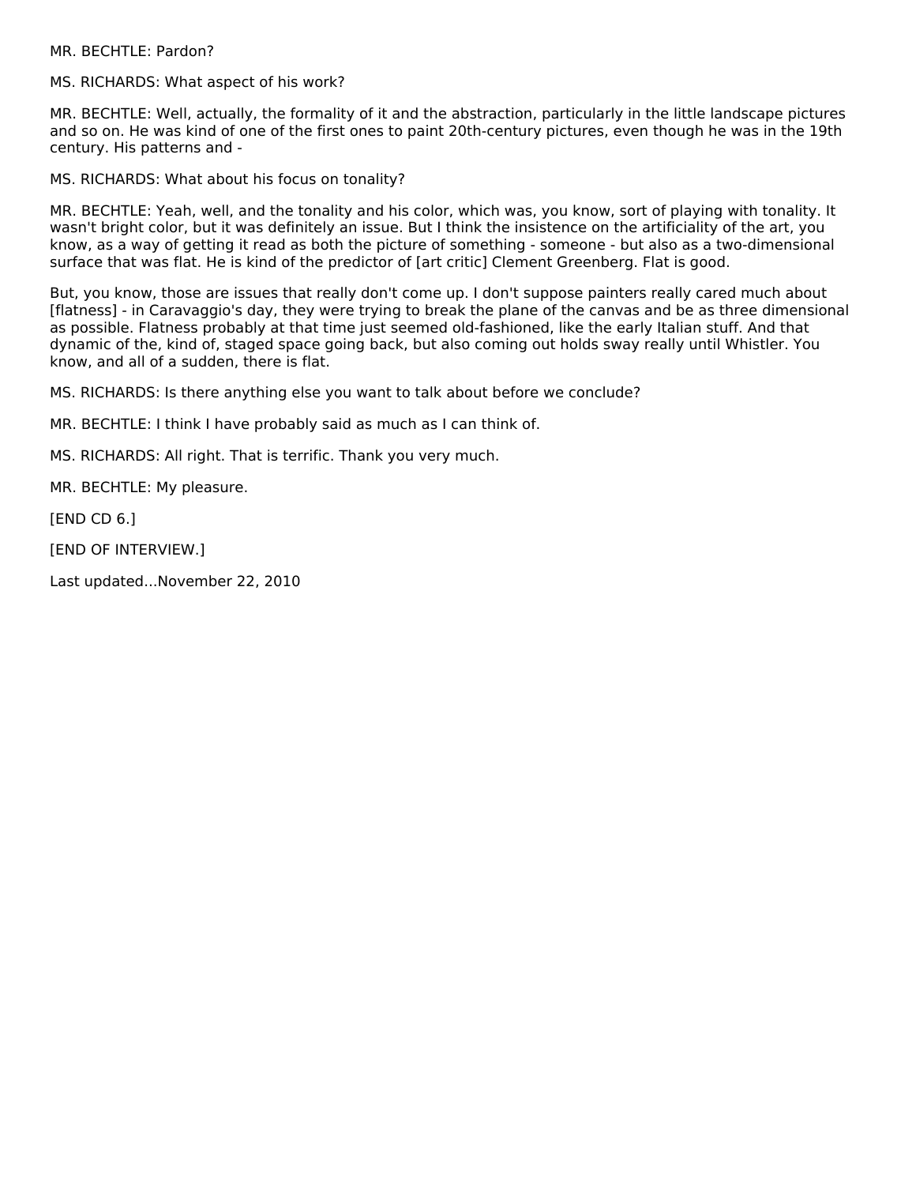MR. BECHTLE: Pardon?

MS. RICHARDS: What aspect of his work?

MR. BECHTLE: Well, actually, the formality of it and the abstraction, particularly in the little landscape pictures and so on. He was kind of one of the first ones to paint 20th-century pictures, even though he was in the 19th century. His patterns and -

MS. RICHARDS: What about his focus on tonality?

MR. BECHTLE: Yeah, well, and the tonality and his color, which was, you know, sort of playing with tonality. It wasn't bright color, but it was definitely an issue. But I think the insistence on the artificiality of the art, you know, as a way of getting it read as both the picture of something - someone - but also as a two-dimensional surface that was flat. He is kind of the predictor of [art critic] Clement Greenberg. Flat is good.

But, you know, those are issues that really don't come up. I don't suppose painters really cared much about [flatness] - in Caravaggio's day, they were trying to break the plane of the canvas and be as three dimensional as possible. Flatness probably at that time just seemed old-fashioned, like the early Italian stuff. And that dynamic of the, kind of, staged space going back, but also coming out holds sway really until Whistler. You know, and all of a sudden, there is flat.

MS. RICHARDS: Is there anything else you want to talk about before we conclude?

MR. BECHTLE: I think I have probably said as much as I can think of.

MS. RICHARDS: All right. That is terrific. Thank you very much.

MR. BECHTLE: My pleasure.

[END CD 6.]

[END OF INTERVIEW.]

Last updated...November 22, 2010